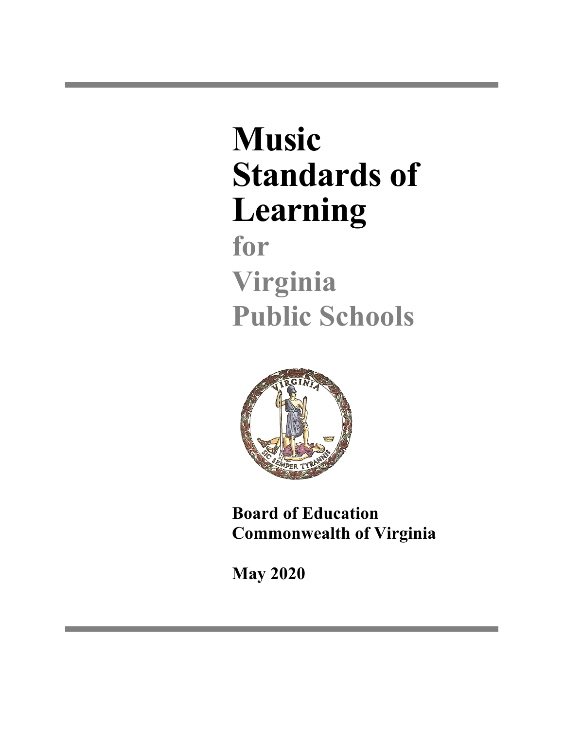# Music Standards of Learning

## for Virginia Public Schools

**Board of Education**
**Commonwealth of Virginia**

**May 2020**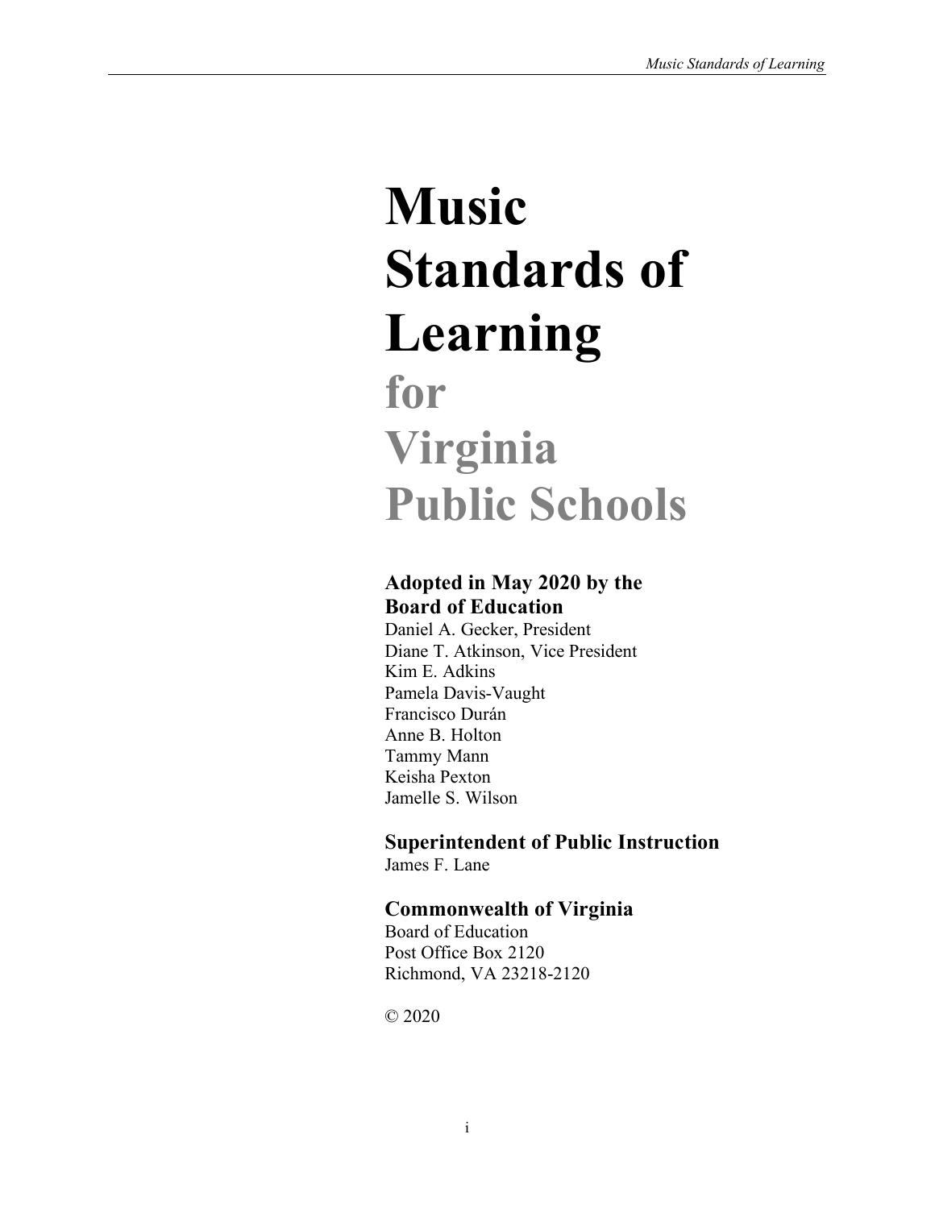# Music Standards of Learning

## for Virginia Public Schools

**Adopted in May 2020 by the Board of Education**
Daniel A. Gecker, President
Diane T. Atkinson, Vice President
Kim E. Adkins
Pamela Davis-Vaught
Francisco Durán
Anne B. Holton
Tammy Mann
Keisha Pexton
Jamelle S. Wilson

**Superintendent of Public Instruction**
James F. Lane

**Commonwealth of Virginia**
Board of Education
Post Office Box 2120
Richmond, VA 23218-2120

© 2020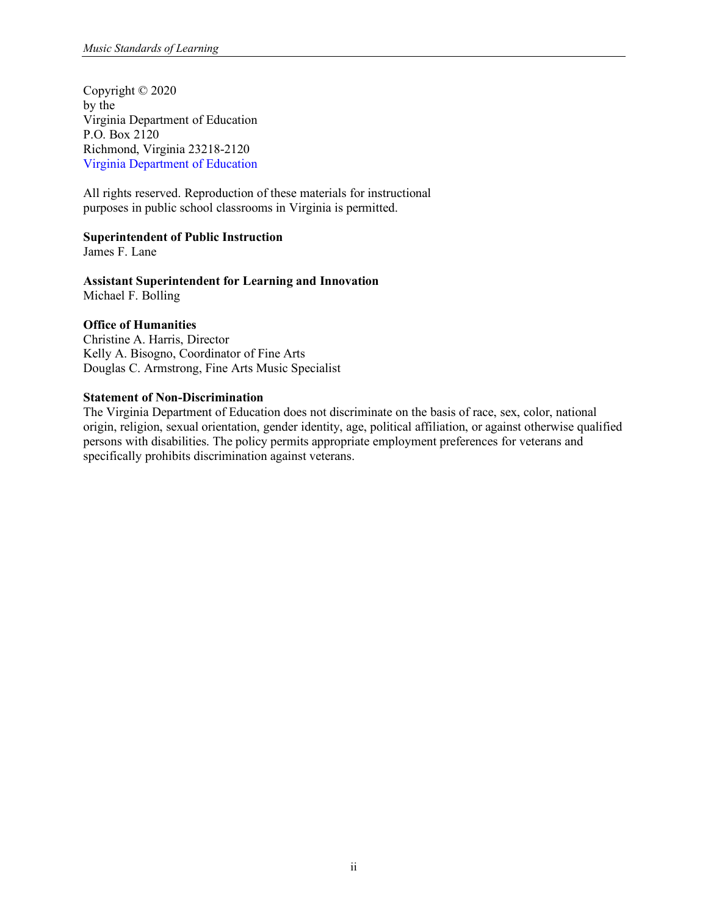Copyright © 2020
by the
Virginia Department of Education
P.O. Box 2120
Richmond, Virginia 23218-2120
Virginia Department of Education

All rights reserved. Reproduction of these materials for instructional purposes in public school classrooms in Virginia is permitted.

**Superintendent of Public Instruction**
James F. Lane

**Assistant Superintendent for Learning and Innovation**
Michael F. Bolling

**Office of Humanities**
Christine A. Harris, Director
Kelly A. Bisogno, Coordinator of Fine Arts
Douglas C. Armstrong, Fine Arts Music Specialist

**Statement of Non-Discrimination**
The Virginia Department of Education does not discriminate on the basis of race, sex, color, national origin, religion, sexual orientation, gender identity, age, political affiliation, or against otherwise qualified persons with disabilities. The policy permits appropriate employment preferences for veterans and specifically prohibits discrimination against veterans.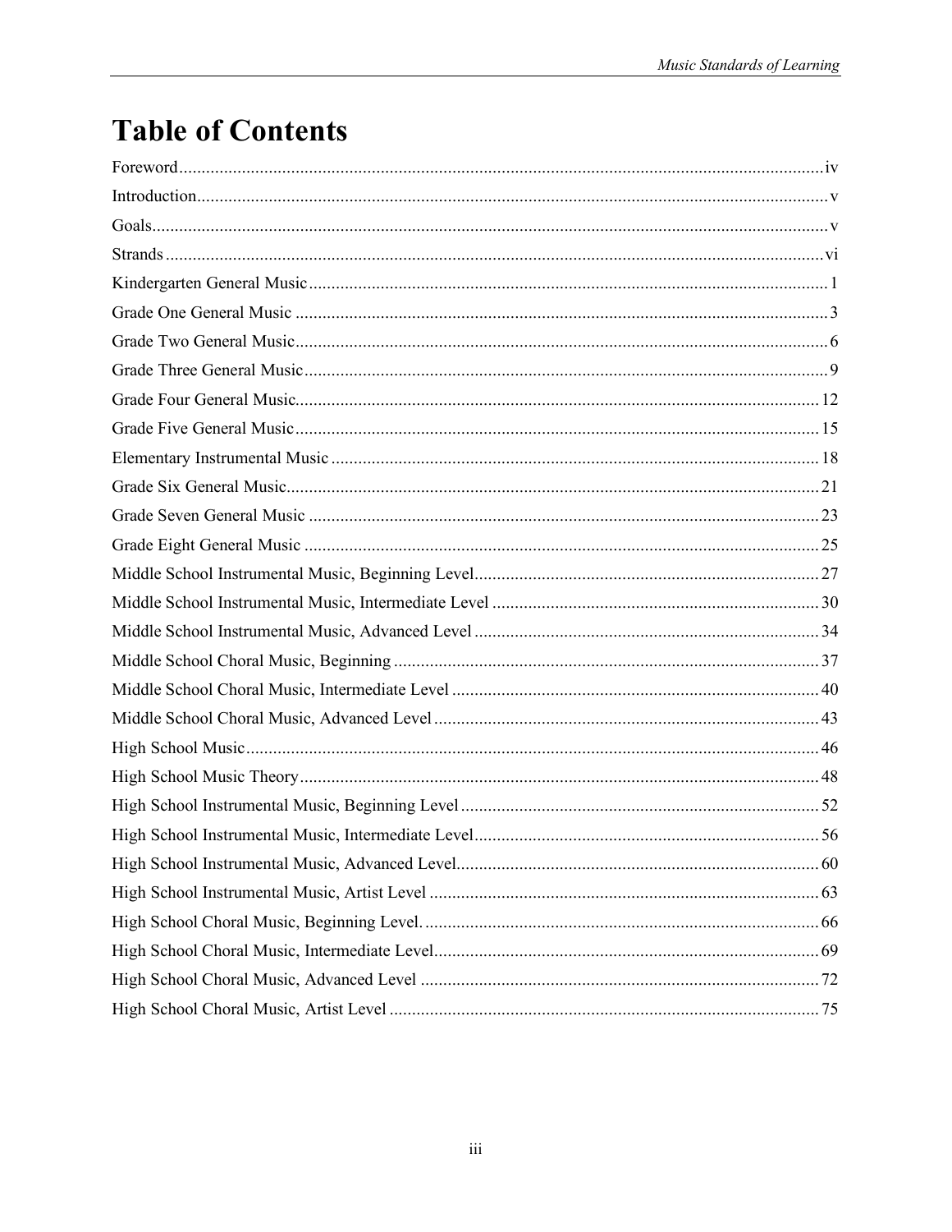# Table of Contents

Foreword....iv

Introduction....v

Goals....v

Strands....vi

Kindergarten General Music....1

Grade One General Music....3

Grade Two General Music....6

Grade Three General Music....9

Grade Four General Music....12

Grade Five General Music....15

Elementary Instrumental Music....18

Grade Six General Music....21

Grade Seven General Music....23

Grade Eight General Music....25

Middle School Instrumental Music, Beginning Level....27

Middle School Instrumental Music, Intermediate Level....30

Middle School Instrumental Music, Advanced Level....34

Middle School Choral Music, Beginning....37

Middle School Choral Music, Intermediate Level....40

Middle School Choral Music, Advanced Level....43

High School Music....46

High School Music Theory....48

High School Instrumental Music, Beginning Level....52

High School Instrumental Music, Intermediate Level....56

High School Instrumental Music, Advanced Level....60

High School Instrumental Music, Artist Level....63

High School Choral Music, Beginning Level....66

High School Choral Music, Intermediate Level....69

High School Choral Music, Advanced Level....72

High School Choral Music, Artist Level....75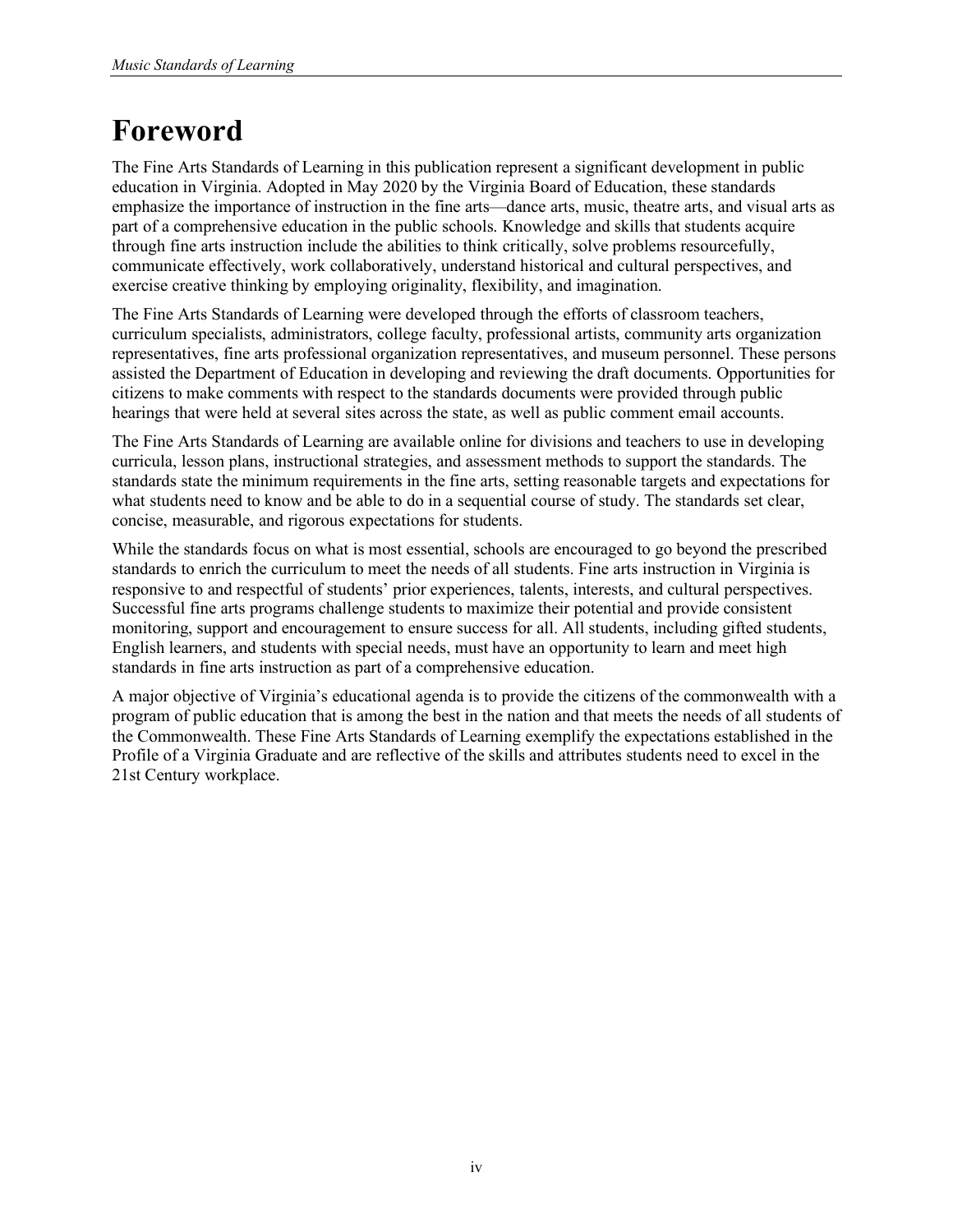# Foreword

The Fine Arts Standards of Learning in this publication represent a significant development in public education in Virginia. Adopted in May 2020 by the Virginia Board of Education, these standards emphasize the importance of instruction in the fine arts—dance arts, music, theatre arts, and visual arts as part of a comprehensive education in the public schools. Knowledge and skills that students acquire through fine arts instruction include the abilities to think critically, solve problems resourcefully, communicate effectively, work collaboratively, understand historical and cultural perspectives, and exercise creative thinking by employing originality, flexibility, and imagination.

The Fine Arts Standards of Learning were developed through the efforts of classroom teachers, curriculum specialists, administrators, college faculty, professional artists, community arts organization representatives, fine arts professional organization representatives, and museum personnel. These persons assisted the Department of Education in developing and reviewing the draft documents. Opportunities for citizens to make comments with respect to the standards documents were provided through public hearings that were held at several sites across the state, as well as public comment email accounts.

The Fine Arts Standards of Learning are available online for divisions and teachers to use in developing curricula, lesson plans, instructional strategies, and assessment methods to support the standards. The standards state the minimum requirements in the fine arts, setting reasonable targets and expectations for what students need to know and be able to do in a sequential course of study. The standards set clear, concise, measurable, and rigorous expectations for students.

While the standards focus on what is most essential, schools are encouraged to go beyond the prescribed standards to enrich the curriculum to meet the needs of all students. Fine arts instruction in Virginia is responsive to and respectful of students' prior experiences, talents, interests, and cultural perspectives. Successful fine arts programs challenge students to maximize their potential and provide consistent monitoring, support and encouragement to ensure success for all. All students, including gifted students, English learners, and students with special needs, must have an opportunity to learn and meet high standards in fine arts instruction as part of a comprehensive education.

A major objective of Virginia's educational agenda is to provide the citizens of the commonwealth with a program of public education that is among the best in the nation and that meets the needs of all students of the Commonwealth. These Fine Arts Standards of Learning exemplify the expectations established in the Profile of a Virginia Graduate and are reflective of the skills and attributes students need to excel in the 21st Century workplace.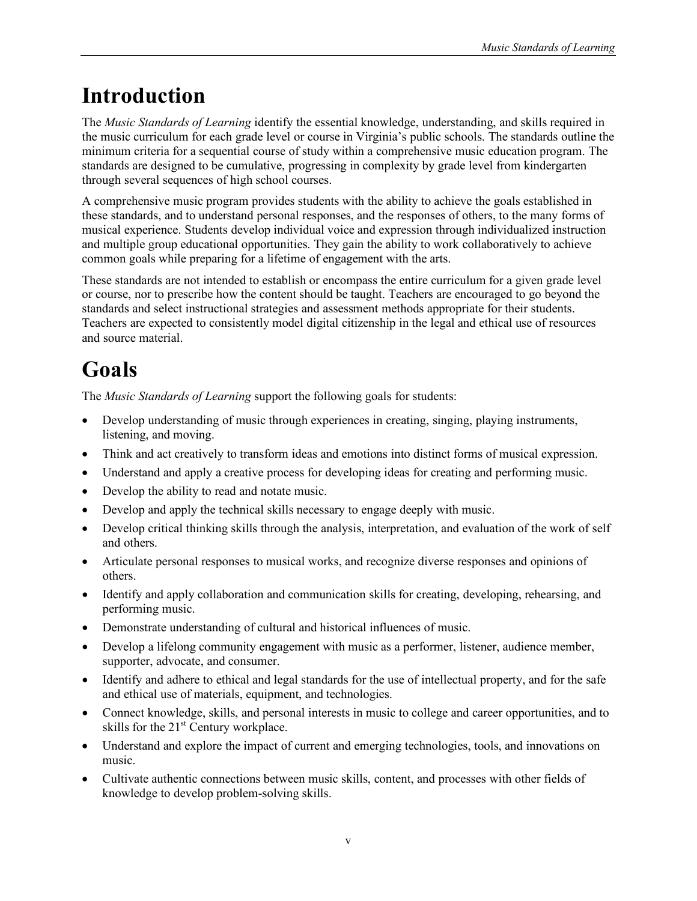# Introduction

The *Music Standards of Learning* identify the essential knowledge, understanding, and skills required in the music curriculum for each grade level or course in Virginia's public schools. The standards outline the minimum criteria for a sequential course of study within a comprehensive music education program. The standards are designed to be cumulative, progressing in complexity by grade level from kindergarten through several sequences of high school courses.

A comprehensive music program provides students with the ability to achieve the goals established in these standards, and to understand personal responses, and the responses of others, to the many forms of musical experience. Students develop individual voice and expression through individualized instruction and multiple group educational opportunities. They gain the ability to work collaboratively to achieve common goals while preparing for a lifetime of engagement with the arts.

These standards are not intended to establish or encompass the entire curriculum for a given grade level or course, nor to prescribe how the content should be taught. Teachers are encouraged to go beyond the standards and select instructional strategies and assessment methods appropriate for their students. Teachers are expected to consistently model digital citizenship in the legal and ethical use of resources and source material.

# Goals

The *Music Standards of Learning* support the following goals for students:

- Develop understanding of music through experiences in creating, singing, playing instruments, listening, and moving.
- Think and act creatively to transform ideas and emotions into distinct forms of musical expression.
- Understand and apply a creative process for developing ideas for creating and performing music.
- Develop the ability to read and notate music.
- Develop and apply the technical skills necessary to engage deeply with music.
- Develop critical thinking skills through the analysis, interpretation, and evaluation of the work of self and others.
- Articulate personal responses to musical works, and recognize diverse responses and opinions of others.
- Identify and apply collaboration and communication skills for creating, developing, rehearsing, and performing music.
- Demonstrate understanding of cultural and historical influences of music.
- Develop a lifelong community engagement with music as a performer, listener, audience member, supporter, advocate, and consumer.
- Identify and adhere to ethical and legal standards for the use of intellectual property, and for the safe and ethical use of materials, equipment, and technologies.
- Connect knowledge, skills, and personal interests in music to college and career opportunities, and to skills for the 21st Century workplace.
- Understand and explore the impact of current and emerging technologies, tools, and innovations on music.
- Cultivate authentic connections between music skills, content, and processes with other fields of knowledge to develop problem-solving skills.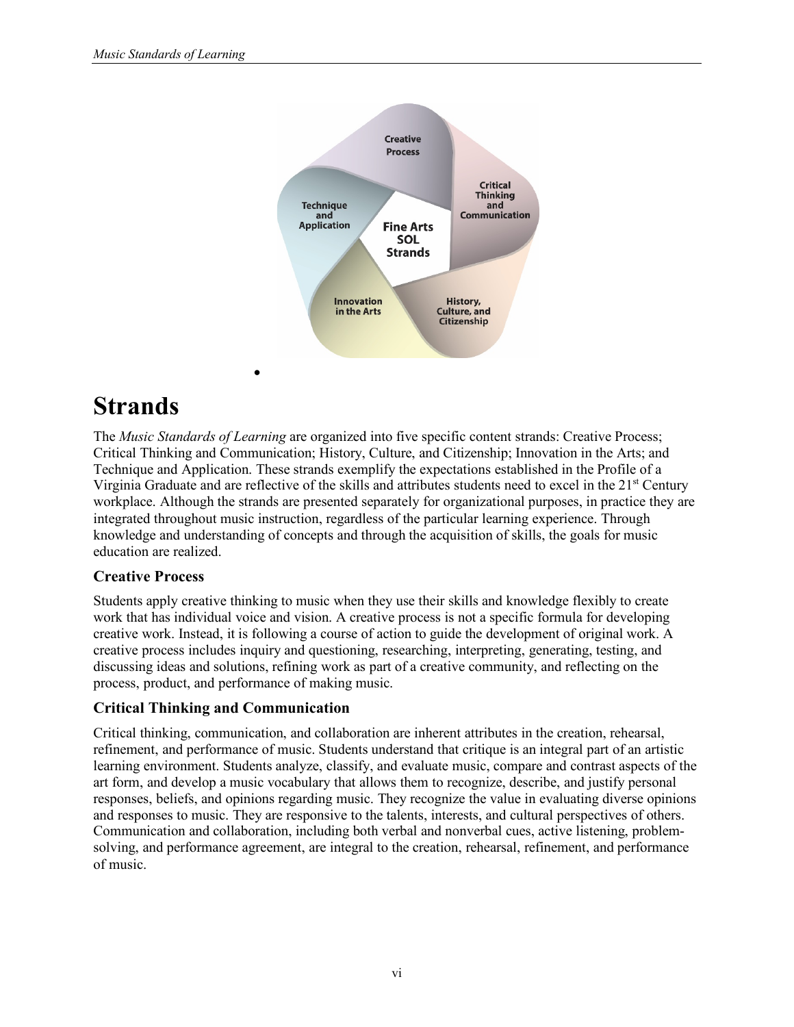# Strands

The *Music Standards of Learning* are organized into five specific content strands: Creative Process; Critical Thinking and Communication; History, Culture, and Citizenship; Innovation in the Arts; and Technique and Application. These strands exemplify the expectations established in the Profile of a Virginia Graduate and are reflective of the skills and attributes students need to excel in the 21st Century workplace. Although the strands are presented separately for organizational purposes, in practice they are integrated throughout music instruction, regardless of the particular learning experience. Through knowledge and understanding of concepts and through the acquisition of skills, the goals for music education are realized.

## Creative Process

Students apply creative thinking to music when they use their skills and knowledge flexibly to create work that has individual voice and vision. A creative process is not a specific formula for developing creative work. Instead, it is following a course of action to guide the development of original work. A creative process includes inquiry and questioning, researching, interpreting, generating, testing, and discussing ideas and solutions, refining work as part of a creative community, and reflecting on the process, product, and performance of making music.

## Critical Thinking and Communication

Critical thinking, communication, and collaboration are inherent attributes in the creation, rehearsal, refinement, and performance of music. Students understand that critique is an integral part of an artistic learning environment. Students analyze, classify, and evaluate music, compare and contrast aspects of the art form, and develop a music vocabulary that allows them to recognize, describe, and justify personal responses, beliefs, and opinions regarding music. They recognize the value in evaluating diverse opinions and responses to music. They are responsive to the talents, interests, and cultural perspectives of others. Communication and collaboration, including both verbal and nonverbal cues, active listening, problem-solving, and performance agreement, are integral to the creation, rehearsal, refinement, and performance of music.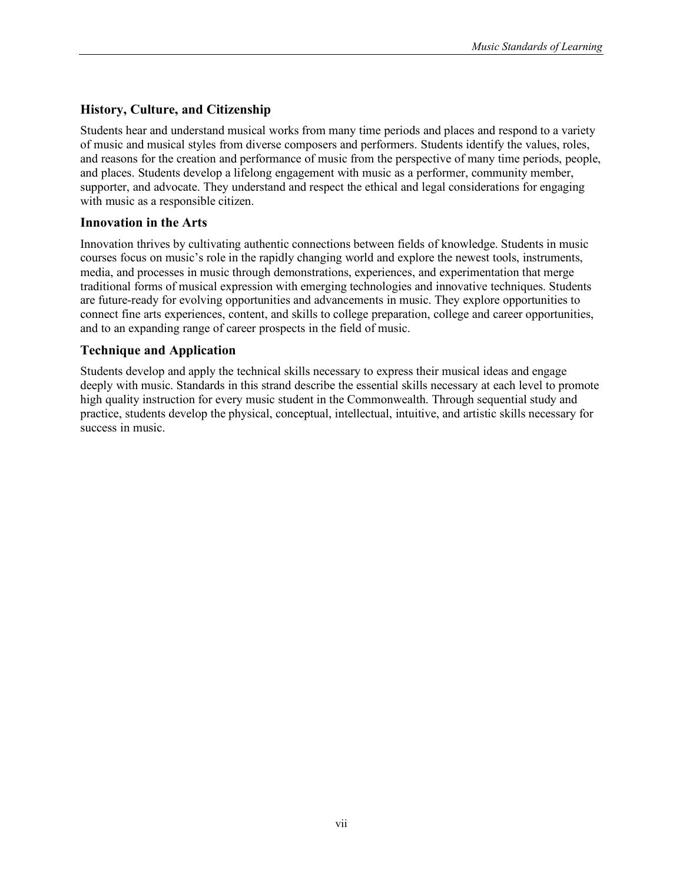### History, Culture, and Citizenship

Students hear and understand musical works from many time periods and places and respond to a variety of music and musical styles from diverse composers and performers. Students identify the values, roles, and reasons for the creation and performance of music from the perspective of many time periods, people, and places. Students develop a lifelong engagement with music as a performer, community member, supporter, and advocate. They understand and respect the ethical and legal considerations for engaging with music as a responsible citizen.

### Innovation in the Arts

Innovation thrives by cultivating authentic connections between fields of knowledge. Students in music courses focus on music's role in the rapidly changing world and explore the newest tools, instruments, media, and processes in music through demonstrations, experiences, and experimentation that merge traditional forms of musical expression with emerging technologies and innovative techniques. Students are future-ready for evolving opportunities and advancements in music. They explore opportunities to connect fine arts experiences, content, and skills to college preparation, college and career opportunities, and to an expanding range of career prospects in the field of music.

### Technique and Application

Students develop and apply the technical skills necessary to express their musical ideas and engage deeply with music. Standards in this strand describe the essential skills necessary at each level to promote high quality instruction for every music student in the Commonwealth. Through sequential study and practice, students develop the physical, conceptual, intellectual, intuitive, and artistic skills necessary for success in music.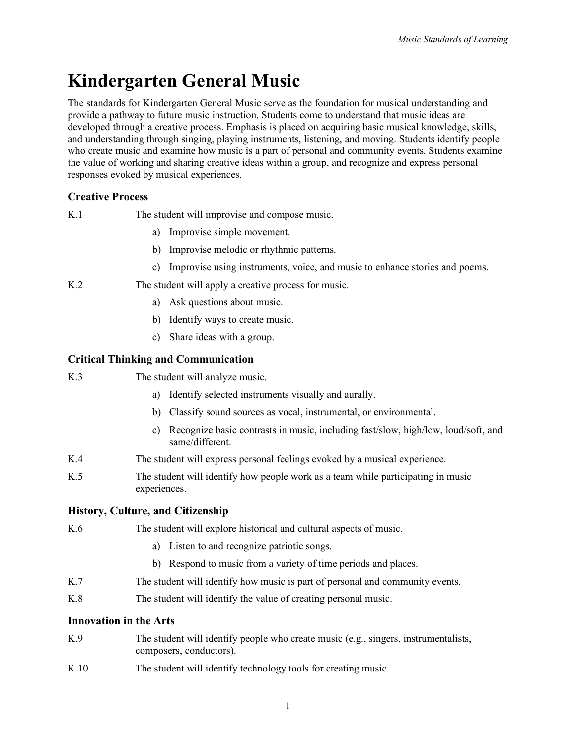# Kindergarten General Music

The standards for Kindergarten General Music serve as the foundation for musical understanding and provide a pathway to future music instruction. Students come to understand that music ideas are developed through a creative process. Emphasis is placed on acquiring basic musical knowledge, skills, and understanding through singing, playing instruments, listening, and moving. Students identify people who create music and examine how music is a part of personal and community events. Students examine the value of working and sharing creative ideas within a group, and recognize and express personal responses evoked by musical experiences.

### Creative Process

K.1 The student will improvise and compose music.

a) Improvise simple movement.

b) Improvise melodic or rhythmic patterns.

c) Improvise using instruments, voice, and music to enhance stories and poems.

K.2 The student will apply a creative process for music.

a) Ask questions about music.

b) Identify ways to create music.

c) Share ideas with a group.

### Critical Thinking and Communication

K.3 The student will analyze music.

a) Identify selected instruments visually and aurally.

b) Classify sound sources as vocal, instrumental, or environmental.

c) Recognize basic contrasts in music, including fast/slow, high/low, loud/soft, and same/different.

K.4 The student will express personal feelings evoked by a musical experience.

K.5 The student will identify how people work as a team while participating in music experiences.

### History, Culture, and Citizenship

K.6 The student will explore historical and cultural aspects of music.

a) Listen to and recognize patriotic songs.

b) Respond to music from a variety of time periods and places.

K.7 The student will identify how music is part of personal and community events.

K.8 The student will identify the value of creating personal music.

### Innovation in the Arts

K.9 The student will identify people who create music (e.g., singers, instrumentalists, composers, conductors).

K.10 The student will identify technology tools for creating music.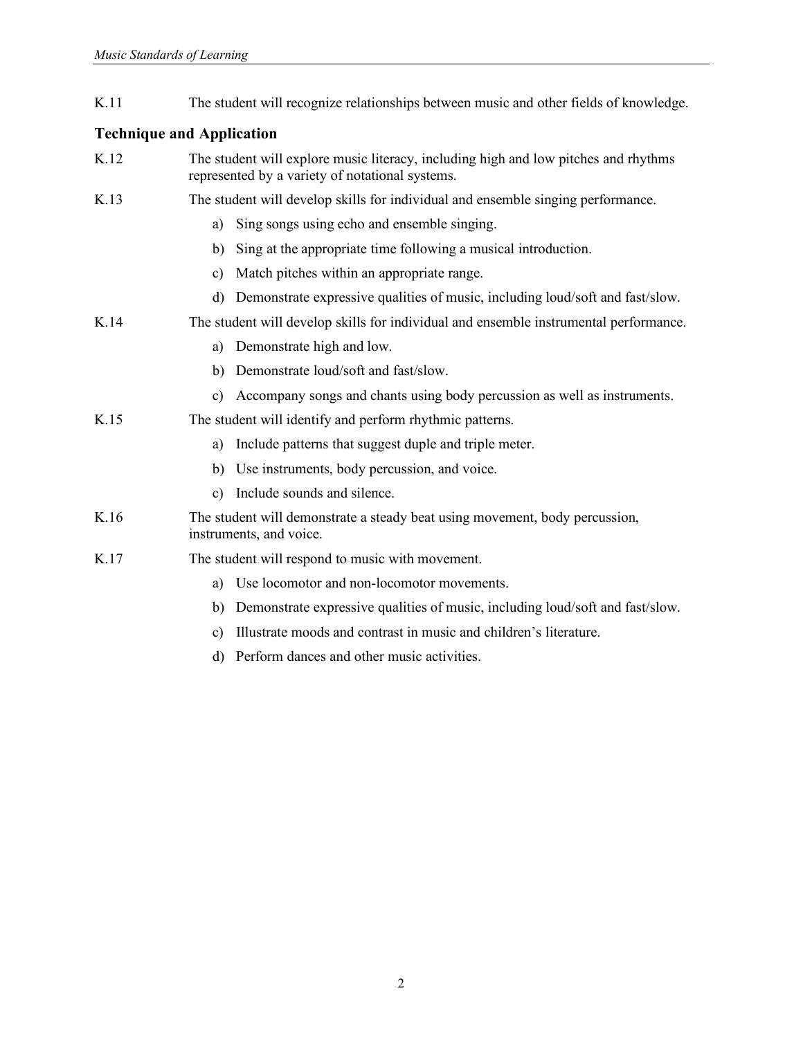K.11 The student will recognize relationships between music and other fields of knowledge.

## Technique and Application

K.12 The student will explore music literacy, including high and low pitches and rhythms represented by a variety of notational systems.

K.13 The student will develop skills for individual and ensemble singing performance.

a) Sing songs using echo and ensemble singing.

b) Sing at the appropriate time following a musical introduction.

c) Match pitches within an appropriate range.

d) Demonstrate expressive qualities of music, including loud/soft and fast/slow.

K.14 The student will develop skills for individual and ensemble instrumental performance.

a) Demonstrate high and low.

b) Demonstrate loud/soft and fast/slow.

c) Accompany songs and chants using body percussion as well as instruments.

K.15 The student will identify and perform rhythmic patterns.

a) Include patterns that suggest duple and triple meter.

b) Use instruments, body percussion, and voice.

c) Include sounds and silence.

K.16 The student will demonstrate a steady beat using movement, body percussion, instruments, and voice.

K.17 The student will respond to music with movement.

a) Use locomotor and non-locomotor movements.

b) Demonstrate expressive qualities of music, including loud/soft and fast/slow.

c) Illustrate moods and contrast in music and children's literature.

d) Perform dances and other music activities.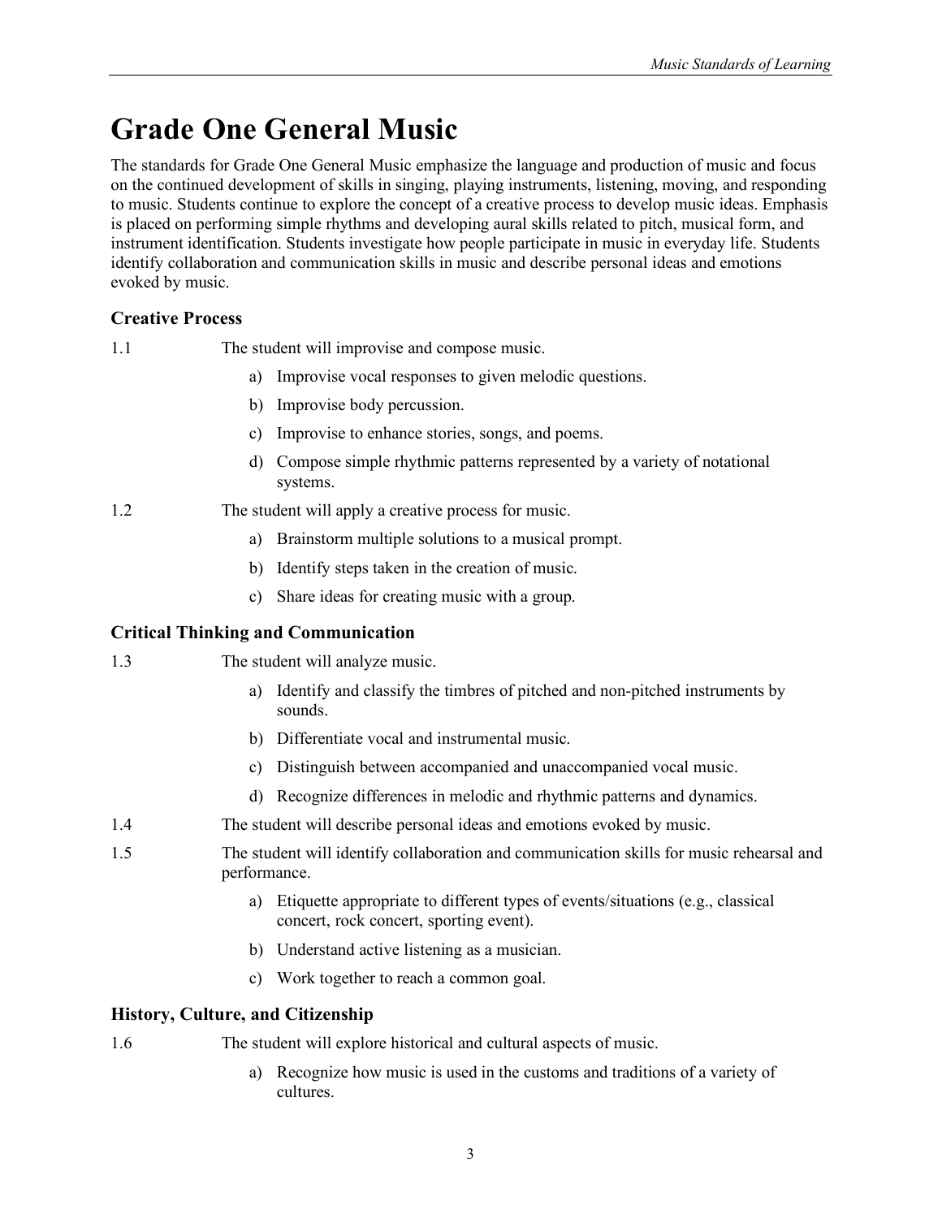# Grade One General Music

The standards for Grade One General Music emphasize the language and production of music and focus on the continued development of skills in singing, playing instruments, listening, moving, and responding to music. Students continue to explore the concept of a creative process to develop music ideas. Emphasis is placed on performing simple rhythms and developing aural skills related to pitch, musical form, and instrument identification. Students investigate how people participate in music in everyday life. Students identify collaboration and communication skills in music and describe personal ideas and emotions evoked by music.

### Creative Process

1.1 The student will improvise and compose music.

- a) Improvise vocal responses to given melodic questions.
- b) Improvise body percussion.
- c) Improvise to enhance stories, songs, and poems.
- d) Compose simple rhythmic patterns represented by a variety of notational systems.

1.2 The student will apply a creative process for music.

- a) Brainstorm multiple solutions to a musical prompt.
- b) Identify steps taken in the creation of music.
- c) Share ideas for creating music with a group.

### Critical Thinking and Communication

1.3 The student will analyze music.

- a) Identify and classify the timbres of pitched and non-pitched instruments by sounds.
- b) Differentiate vocal and instrumental music.
- c) Distinguish between accompanied and unaccompanied vocal music.
- d) Recognize differences in melodic and rhythmic patterns and dynamics.

1.4 The student will describe personal ideas and emotions evoked by music.

1.5 The student will identify collaboration and communication skills for music rehearsal and performance.

- a) Etiquette appropriate to different types of events/situations (e.g., classical concert, rock concert, sporting event).
- b) Understand active listening as a musician.
- c) Work together to reach a common goal.

### History, Culture, and Citizenship

1.6 The student will explore historical and cultural aspects of music.

- a) Recognize how music is used in the customs and traditions of a variety of cultures.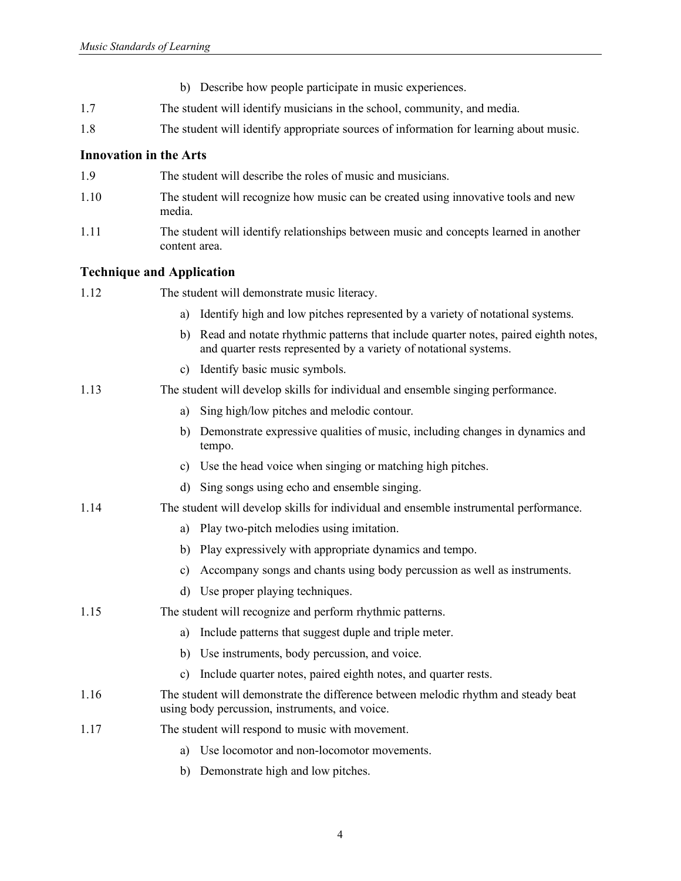b) Describe how people participate in music experiences.

1.7 The student will identify musicians in the school, community, and media.

1.8 The student will identify appropriate sources of information for learning about music.

### Innovation in the Arts

1.9 The student will describe the roles of music and musicians.

1.10 The student will recognize how music can be created using innovative tools and new media.

1.11 The student will identify relationships between music and concepts learned in another content area.

### Technique and Application

1.12 The student will demonstrate music literacy.

- a) Identify high and low pitches represented by a variety of notational systems.
- b) Read and notate rhythmic patterns that include quarter notes, paired eighth notes, and quarter rests represented by a variety of notational systems.
- c) Identify basic music symbols.

1.13 The student will develop skills for individual and ensemble singing performance.

- a) Sing high/low pitches and melodic contour.
- b) Demonstrate expressive qualities of music, including changes in dynamics and tempo.
- c) Use the head voice when singing or matching high pitches.
- d) Sing songs using echo and ensemble singing.

1.14 The student will develop skills for individual and ensemble instrumental performance.

- a) Play two-pitch melodies using imitation.
- b) Play expressively with appropriate dynamics and tempo.
- c) Accompany songs and chants using body percussion as well as instruments.
- d) Use proper playing techniques.

1.15 The student will recognize and perform rhythmic patterns.

- a) Include patterns that suggest duple and triple meter.
- b) Use instruments, body percussion, and voice.
- c) Include quarter notes, paired eighth notes, and quarter rests.

1.16 The student will demonstrate the difference between melodic rhythm and steady beat using body percussion, instruments, and voice.

1.17 The student will respond to music with movement.

- a) Use locomotor and non-locomotor movements.
- b) Demonstrate high and low pitches.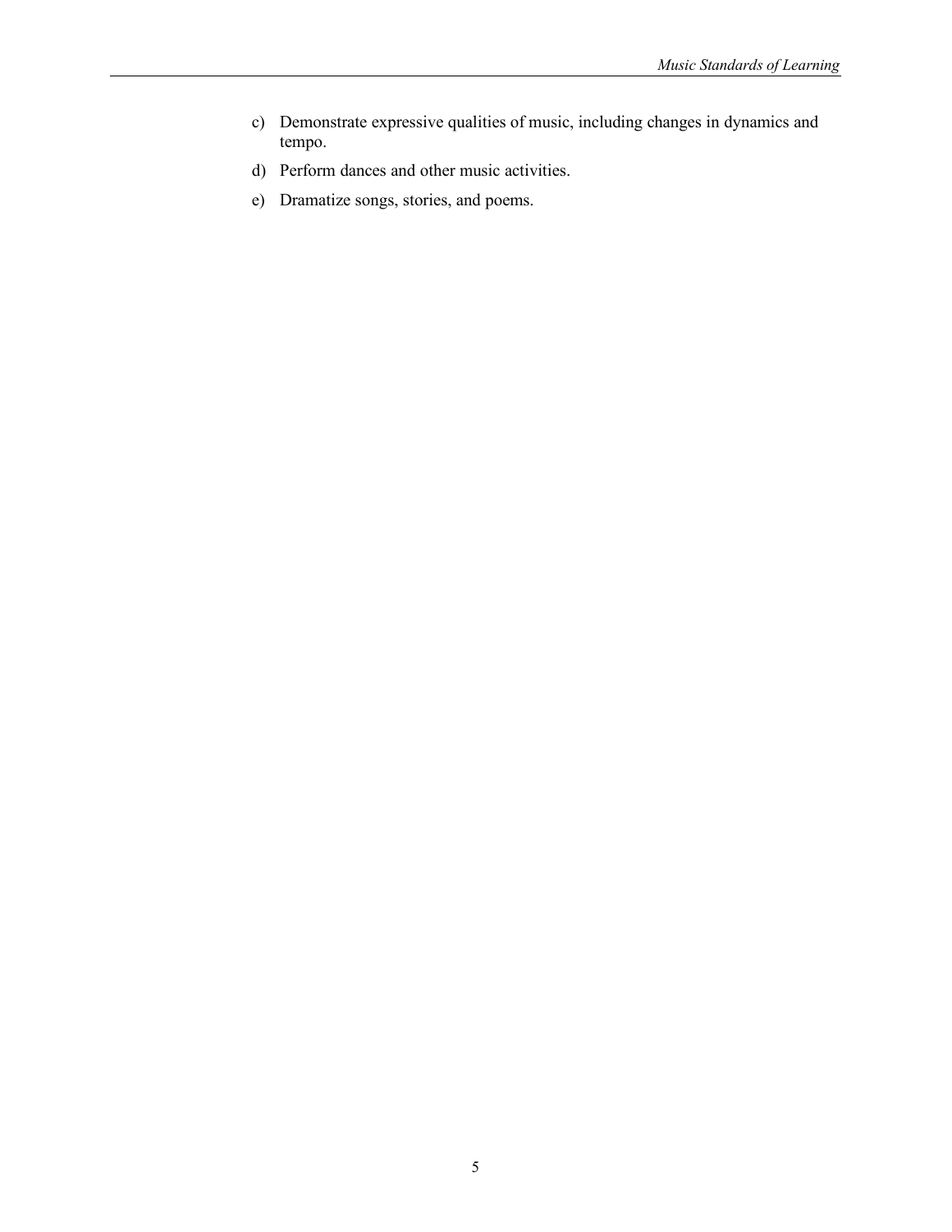c) Demonstrate expressive qualities of music, including changes in dynamics and tempo.

d) Perform dances and other music activities.

e) Dramatize songs, stories, and poems.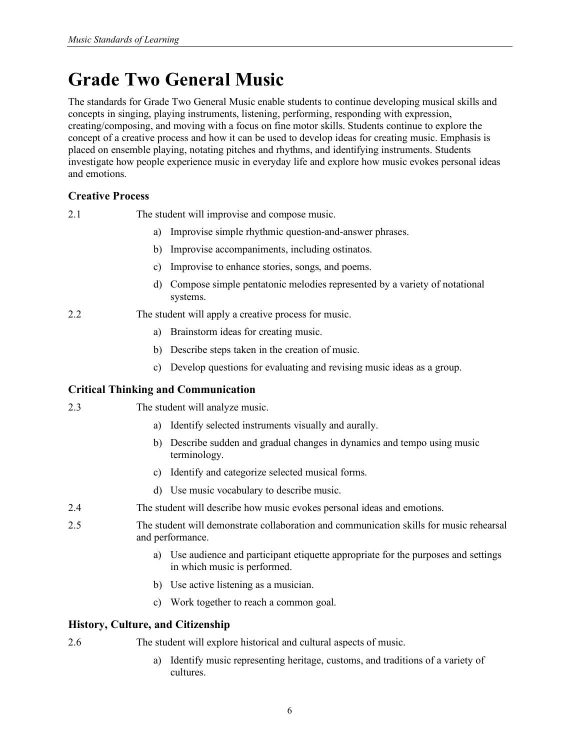# Grade Two General Music

The standards for Grade Two General Music enable students to continue developing musical skills and concepts in singing, playing instruments, listening, performing, responding with expression, creating/composing, and moving with a focus on fine motor skills. Students continue to explore the concept of a creative process and how it can be used to develop ideas for creating music. Emphasis is placed on ensemble playing, notating pitches and rhythms, and identifying instruments. Students investigate how people experience music in everyday life and explore how music evokes personal ideas and emotions.

### Creative Process

2.1 The student will improvise and compose music.

- a) Improvise simple rhythmic question-and-answer phrases.
- b) Improvise accompaniments, including ostinatos.
- c) Improvise to enhance stories, songs, and poems.
- d) Compose simple pentatonic melodies represented by a variety of notational systems.

2.2 The student will apply a creative process for music.

- a) Brainstorm ideas for creating music.
- b) Describe steps taken in the creation of music.
- c) Develop questions for evaluating and revising music ideas as a group.

### Critical Thinking and Communication

2.3 The student will analyze music.

- a) Identify selected instruments visually and aurally.
- b) Describe sudden and gradual changes in dynamics and tempo using music terminology.
- c) Identify and categorize selected musical forms.
- d) Use music vocabulary to describe music.

2.4 The student will describe how music evokes personal ideas and emotions.

2.5 The student will demonstrate collaboration and communication skills for music rehearsal and performance.

- a) Use audience and participant etiquette appropriate for the purposes and settings in which music is performed.
- b) Use active listening as a musician.
- c) Work together to reach a common goal.

### History, Culture, and Citizenship

2.6 The student will explore historical and cultural aspects of music.

- a) Identify music representing heritage, customs, and traditions of a variety of cultures.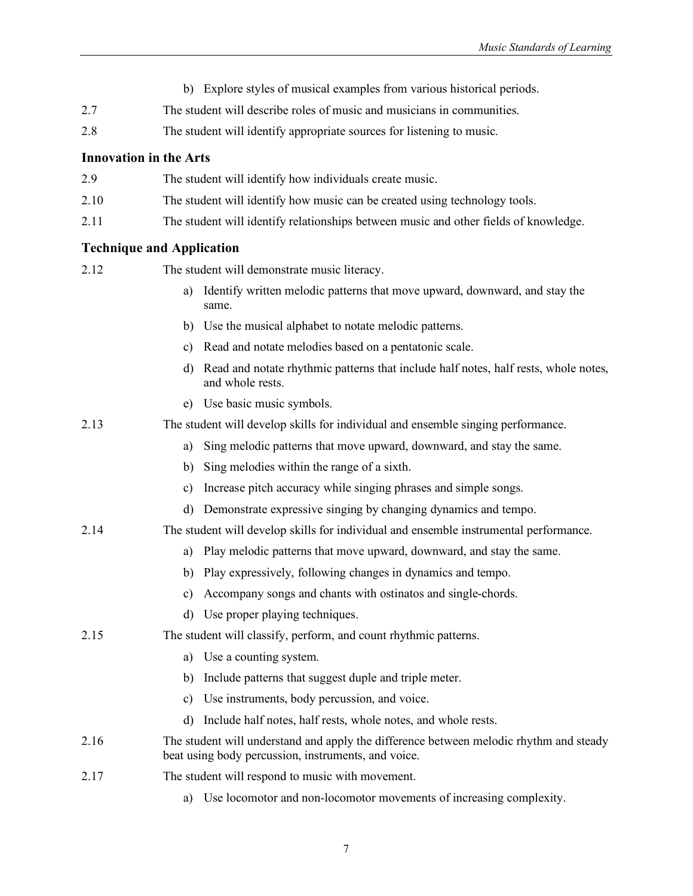b) Explore styles of musical examples from various historical periods.

2.7 The student will describe roles of music and musicians in communities.

2.8 The student will identify appropriate sources for listening to music.

### Innovation in the Arts

2.9 The student will identify how individuals create music.

2.10 The student will identify how music can be created using technology tools.

2.11 The student will identify relationships between music and other fields of knowledge.

### Technique and Application

2.12 The student will demonstrate music literacy.

a) Identify written melodic patterns that move upward, downward, and stay the same.
b) Use the musical alphabet to notate melodic patterns.
c) Read and notate melodies based on a pentatonic scale.
d) Read and notate rhythmic patterns that include half notes, half rests, whole notes, and whole rests.
e) Use basic music symbols.

2.13 The student will develop skills for individual and ensemble singing performance.

a) Sing melodic patterns that move upward, downward, and stay the same.
b) Sing melodies within the range of a sixth.
c) Increase pitch accuracy while singing phrases and simple songs.
d) Demonstrate expressive singing by changing dynamics and tempo.

2.14 The student will develop skills for individual and ensemble instrumental performance.

a) Play melodic patterns that move upward, downward, and stay the same.
b) Play expressively, following changes in dynamics and tempo.
c) Accompany songs and chants with ostinatos and single-chords.
d) Use proper playing techniques.

2.15 The student will classify, perform, and count rhythmic patterns.

a) Use a counting system.
b) Include patterns that suggest duple and triple meter.
c) Use instruments, body percussion, and voice.
d) Include half notes, half rests, whole notes, and whole rests.

2.16 The student will understand and apply the difference between melodic rhythm and steady beat using body percussion, instruments, and voice.

2.17 The student will respond to music with movement.

a) Use locomotor and non-locomotor movements of increasing complexity.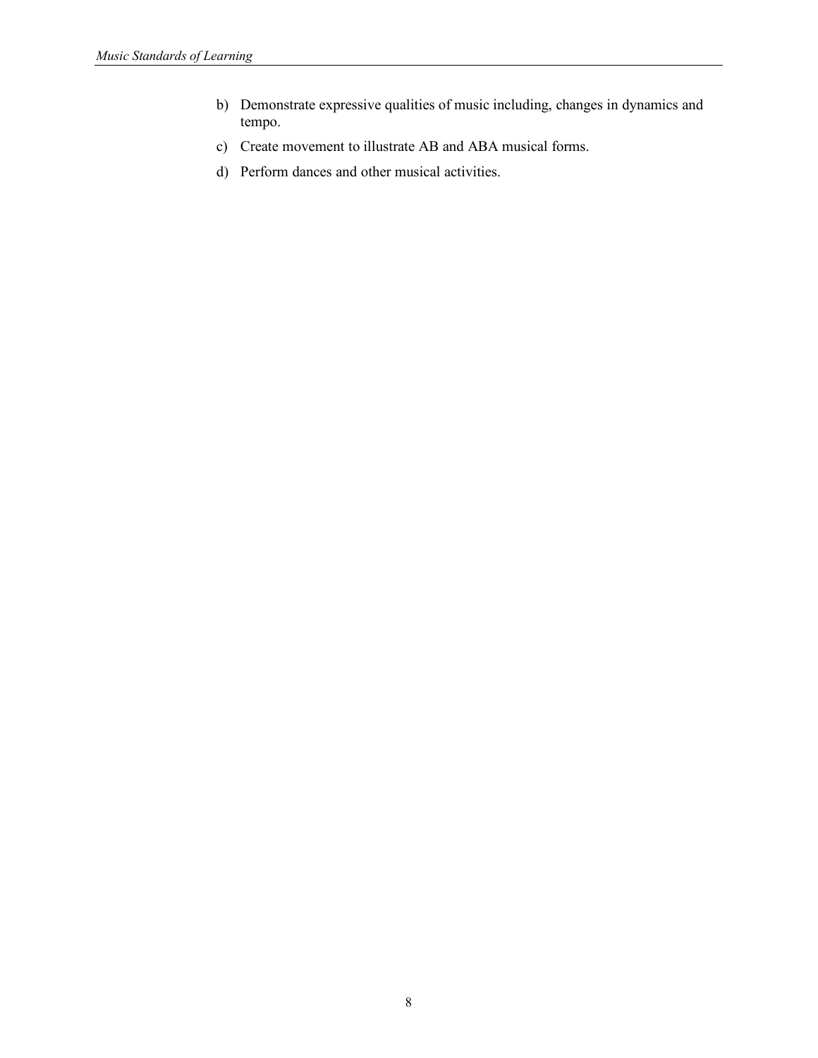b) Demonstrate expressive qualities of music including, changes in dynamics and tempo.

c) Create movement to illustrate AB and ABA musical forms.

d) Perform dances and other musical activities.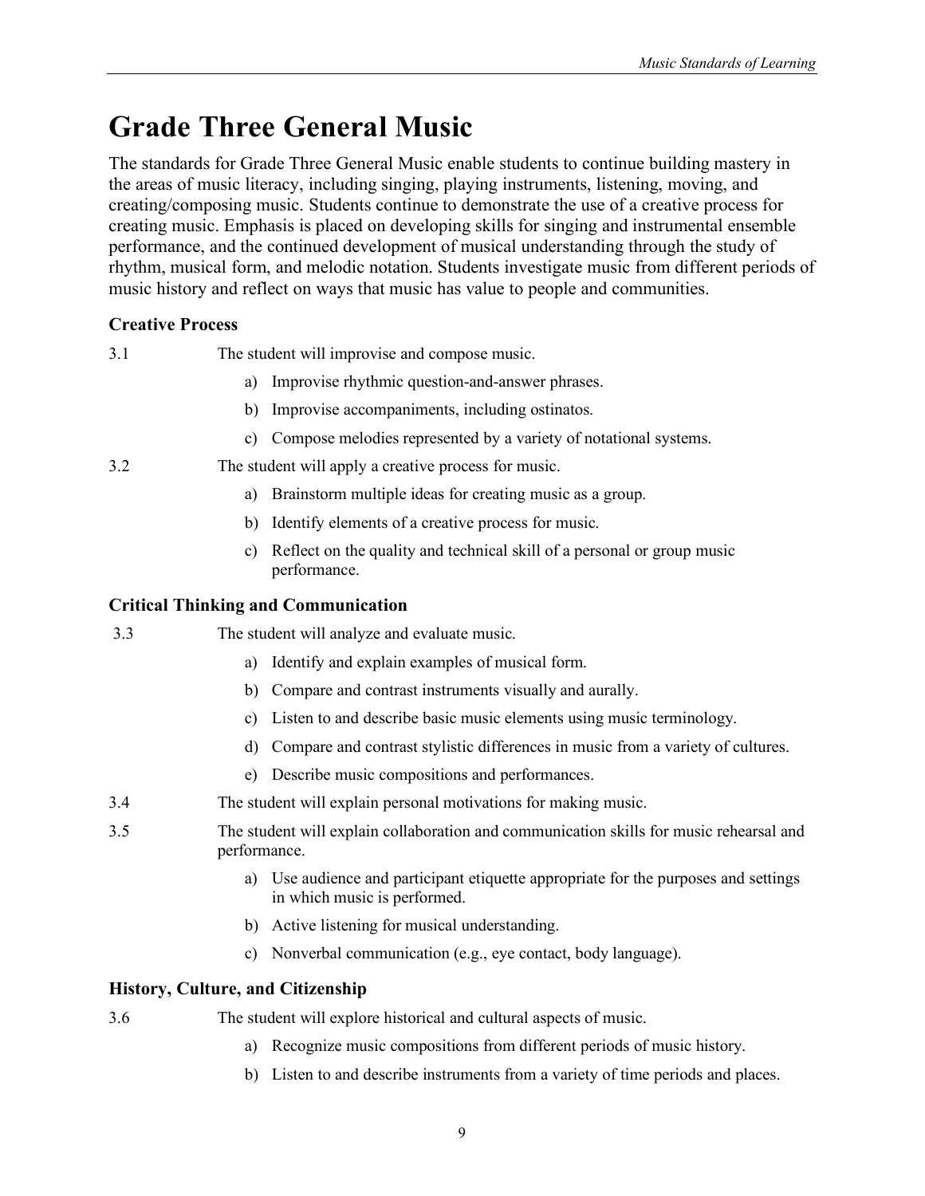# Grade Three General Music

The standards for Grade Three General Music enable students to continue building mastery in the areas of music literacy, including singing, playing instruments, listening, moving, and creating/composing music. Students continue to demonstrate the use of a creative process for creating music. Emphasis is placed on developing skills for singing and instrumental ensemble performance, and the continued development of musical understanding through the study of rhythm, musical form, and melodic notation. Students investigate music from different periods of music history and reflect on ways that music has value to people and communities.

### Creative Process

3.1 The student will improvise and compose music.

- a) Improvise rhythmic question-and-answer phrases.
- b) Improvise accompaniments, including ostinatos.
- c) Compose melodies represented by a variety of notational systems.

3.2 The student will apply a creative process for music.

- a) Brainstorm multiple ideas for creating music as a group.
- b) Identify elements of a creative process for music.
- c) Reflect on the quality and technical skill of a personal or group music performance.

### Critical Thinking and Communication

3.3 The student will analyze and evaluate music.

- a) Identify and explain examples of musical form.
- b) Compare and contrast instruments visually and aurally.
- c) Listen to and describe basic music elements using music terminology.
- d) Compare and contrast stylistic differences in music from a variety of cultures.
- e) Describe music compositions and performances.

3.4 The student will explain personal motivations for making music.

3.5 The student will explain collaboration and communication skills for music rehearsal and performance.

- a) Use audience and participant etiquette appropriate for the purposes and settings in which music is performed.
- b) Active listening for musical understanding.
- c) Nonverbal communication (e.g., eye contact, body language).

### History, Culture, and Citizenship

3.6 The student will explore historical and cultural aspects of music.

- a) Recognize music compositions from different periods of music history.
- b) Listen to and describe instruments from a variety of time periods and places.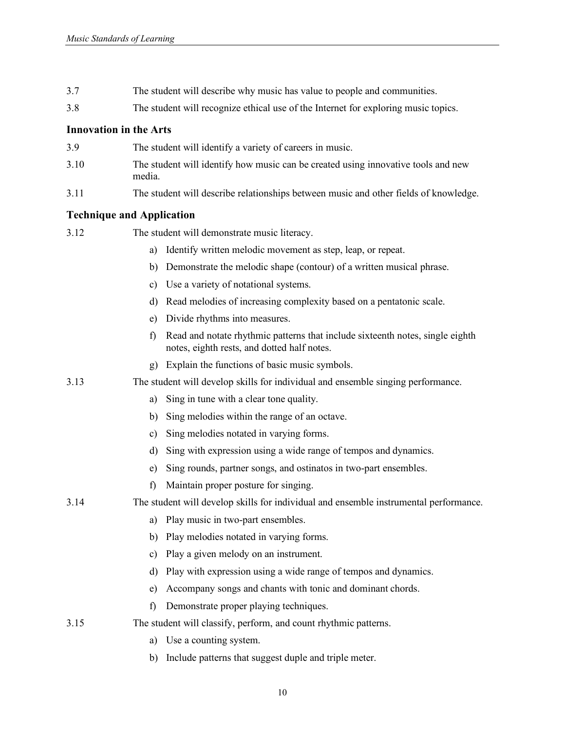3.7 The student will describe why music has value to people and communities.

3.8 The student will recognize ethical use of the Internet for exploring music topics.

### Innovation in the Arts

3.9 The student will identify a variety of careers in music.

3.10 The student will identify how music can be created using innovative tools and new media.

3.11 The student will describe relationships between music and other fields of knowledge.

### Technique and Application

3.12 The student will demonstrate music literacy.

- a) Identify written melodic movement as step, leap, or repeat.
- b) Demonstrate the melodic shape (contour) of a written musical phrase.
- c) Use a variety of notational systems.
- d) Read melodies of increasing complexity based on a pentatonic scale.
- e) Divide rhythms into measures.
- f) Read and notate rhythmic patterns that include sixteenth notes, single eighth notes, eighth rests, and dotted half notes.
- g) Explain the functions of basic music symbols.

3.13 The student will develop skills for individual and ensemble singing performance.

- a) Sing in tune with a clear tone quality.
- b) Sing melodies within the range of an octave.
- c) Sing melodies notated in varying forms.
- d) Sing with expression using a wide range of tempos and dynamics.
- e) Sing rounds, partner songs, and ostinatos in two-part ensembles.
- f) Maintain proper posture for singing.

3.14 The student will develop skills for individual and ensemble instrumental performance.

- a) Play music in two-part ensembles.
- b) Play melodies notated in varying forms.
- c) Play a given melody on an instrument.
- d) Play with expression using a wide range of tempos and dynamics.
- e) Accompany songs and chants with tonic and dominant chords.
- f) Demonstrate proper playing techniques.

3.15 The student will classify, perform, and count rhythmic patterns.

- a) Use a counting system.
- b) Include patterns that suggest duple and triple meter.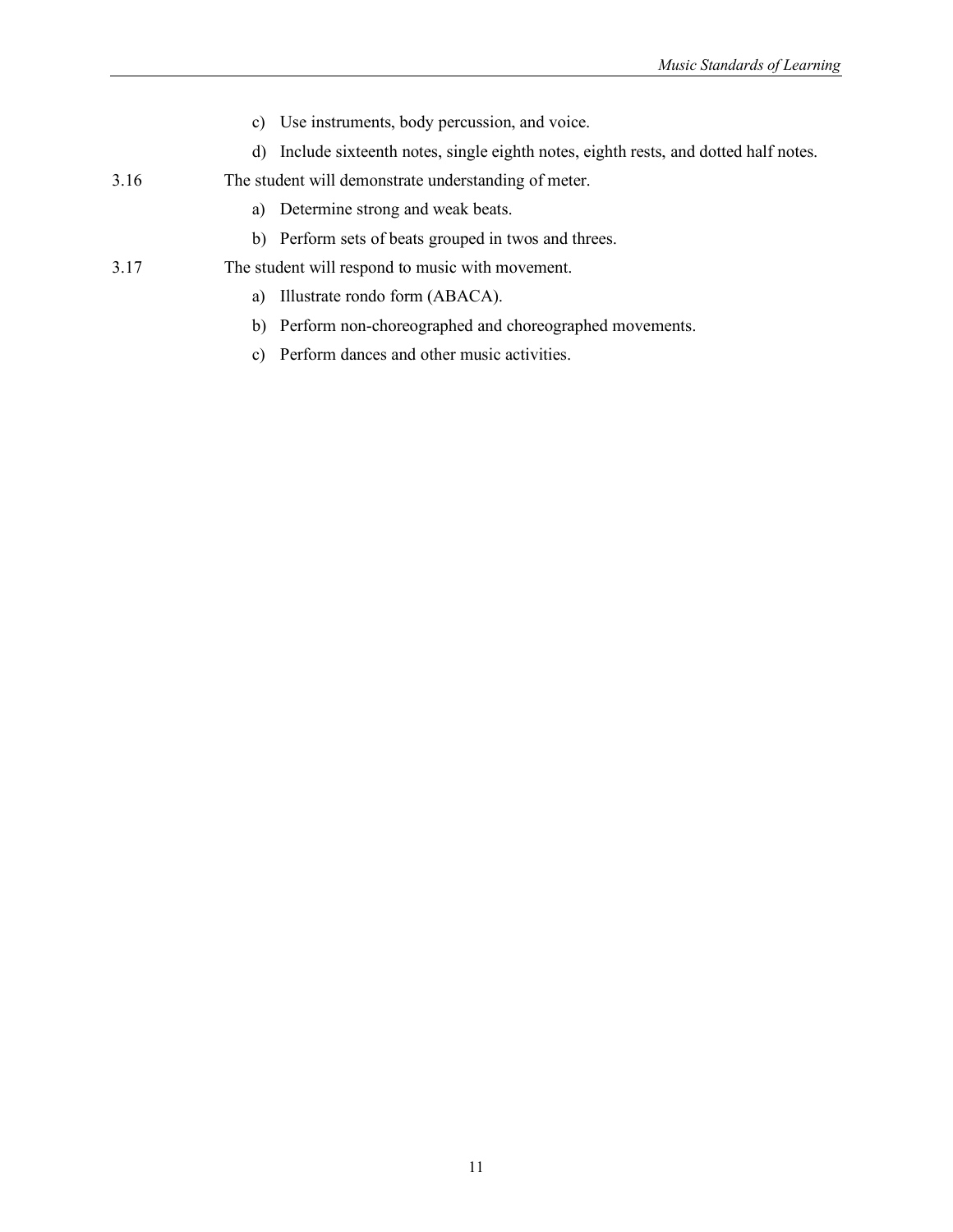- c) Use instruments, body percussion, and voice.
- d) Include sixteenth notes, single eighth notes, eighth rests, and dotted half notes.

3.16 The student will demonstrate understanding of meter.

- a) Determine strong and weak beats.
- b) Perform sets of beats grouped in twos and threes.

3.17 The student will respond to music with movement.

- a) Illustrate rondo form (ABACA).
- b) Perform non-choreographed and choreographed movements.
- c) Perform dances and other music activities.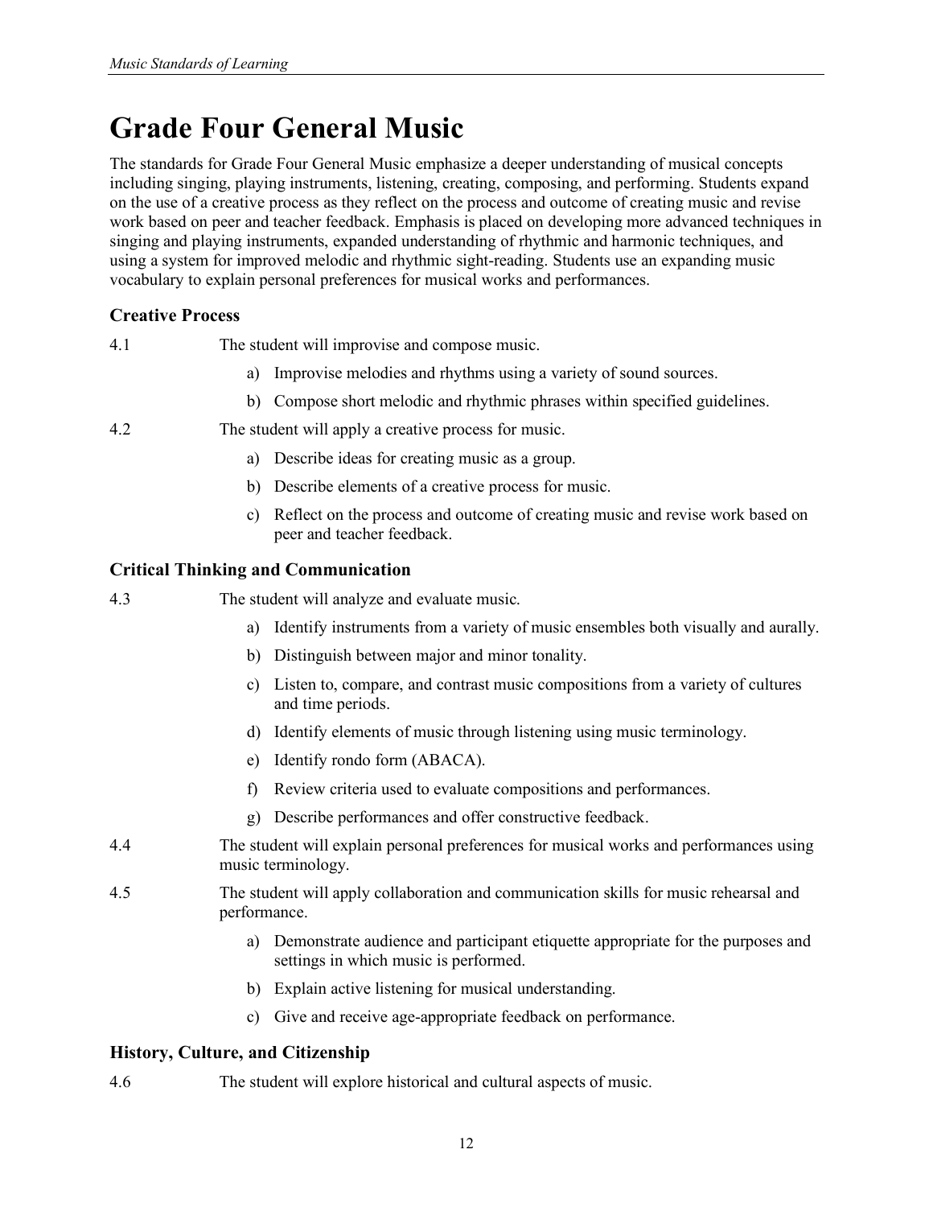# Grade Four General Music

The standards for Grade Four General Music emphasize a deeper understanding of musical concepts including singing, playing instruments, listening, creating, composing, and performing. Students expand on the use of a creative process as they reflect on the process and outcome of creating music and revise work based on peer and teacher feedback. Emphasis is placed on developing more advanced techniques in singing and playing instruments, expanded understanding of rhythmic and harmonic techniques, and using a system for improved melodic and rhythmic sight-reading. Students use an expanding music vocabulary to explain personal preferences for musical works and performances.

### Creative Process

4.1 The student will improvise and compose music.

a) Improvise melodies and rhythms using a variety of sound sources.

b) Compose short melodic and rhythmic phrases within specified guidelines.

4.2 The student will apply a creative process for music.

a) Describe ideas for creating music as a group.

b) Describe elements of a creative process for music.

c) Reflect on the process and outcome of creating music and revise work based on peer and teacher feedback.

### Critical Thinking and Communication

4.3 The student will analyze and evaluate music.

a) Identify instruments from a variety of music ensembles both visually and aurally.

b) Distinguish between major and minor tonality.

c) Listen to, compare, and contrast music compositions from a variety of cultures and time periods.

d) Identify elements of music through listening using music terminology.

e) Identify rondo form (ABACA).

f) Review criteria used to evaluate compositions and performances.

g) Describe performances and offer constructive feedback.

4.4 The student will explain personal preferences for musical works and performances using music terminology.

4.5 The student will apply collaboration and communication skills for music rehearsal and performance.

a) Demonstrate audience and participant etiquette appropriate for the purposes and settings in which music is performed.

b) Explain active listening for musical understanding.

c) Give and receive age-appropriate feedback on performance.

### History, Culture, and Citizenship

4.6 The student will explore historical and cultural aspects of music.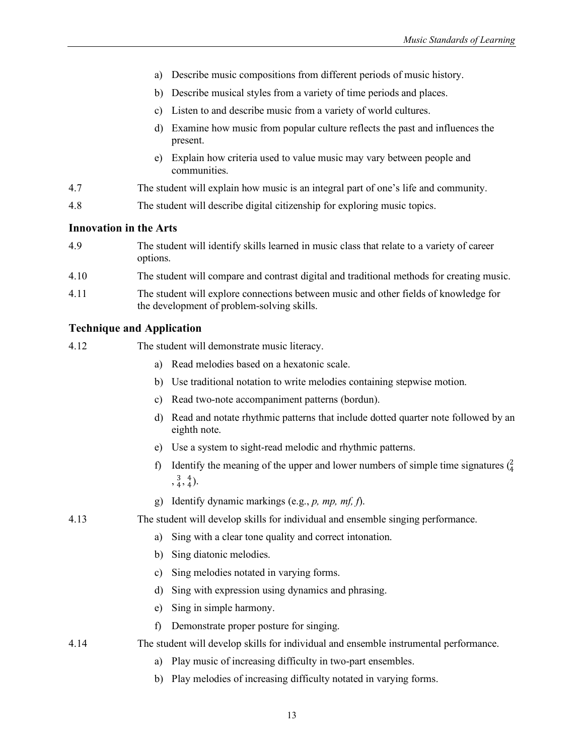a) Describe music compositions from different periods of music history.

b) Describe musical styles from a variety of time periods and places.

c) Listen to and describe music from a variety of world cultures.

d) Examine how music from popular culture reflects the past and influences the present.

e) Explain how criteria used to value music may vary between people and communities.

4.7 The student will explain how music is an integral part of one's life and community.

4.8 The student will describe digital citizenship for exploring music topics.

### Innovation in the Arts

4.9 The student will identify skills learned in music class that relate to a variety of career options.

4.10 The student will compare and contrast digital and traditional methods for creating music.

4.11 The student will explore connections between music and other fields of knowledge for the development of problem-solving skills.

### Technique and Application

4.12 The student will demonstrate music literacy.

a) Read melodies based on a hexatonic scale.

b) Use traditional notation to write melodies containing stepwise motion.

c) Read two-note accompaniment patterns (bordun).

d) Read and notate rhythmic patterns that include dotted quarter note followed by an eighth note.

e) Use a system to sight-read melodic and rhythmic patterns.

f) Identify the meaning of the upper and lower numbers of simple time signatures ($\frac{2}{4}$, $\frac{3}{4}$, $\frac{4}{4}$).

g) Identify dynamic markings (e.g., *p, mp, mf, f*).

4.13 The student will develop skills for individual and ensemble singing performance.

a) Sing with a clear tone quality and correct intonation.

b) Sing diatonic melodies.

c) Sing melodies notated in varying forms.

d) Sing with expression using dynamics and phrasing.

e) Sing in simple harmony.

f) Demonstrate proper posture for singing.

4.14 The student will develop skills for individual and ensemble instrumental performance.

a) Play music of increasing difficulty in two-part ensembles.

b) Play melodies of increasing difficulty notated in varying forms.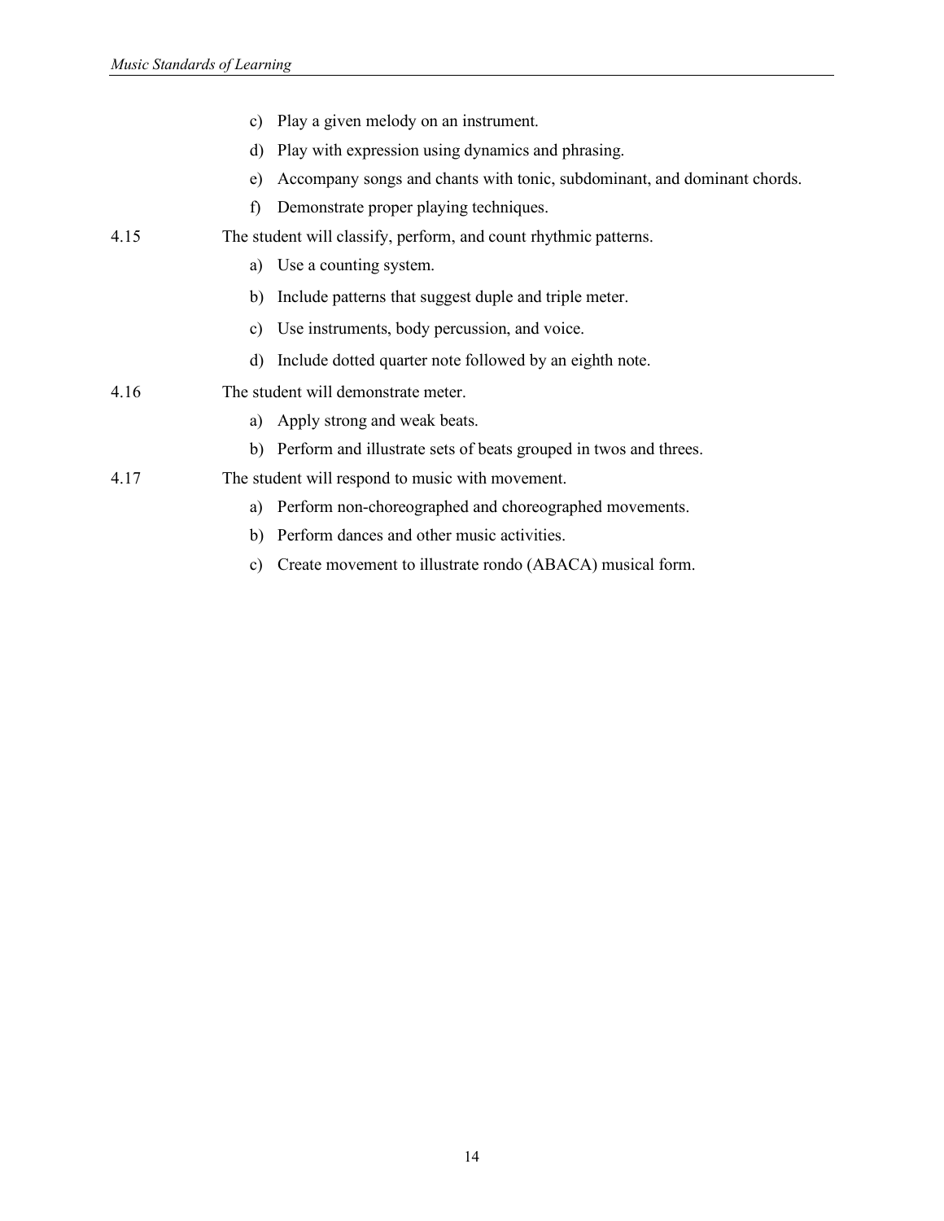c) Play a given melody on an instrument.

d) Play with expression using dynamics and phrasing.

e) Accompany songs and chants with tonic, subdominant, and dominant chords.

f) Demonstrate proper playing techniques.

4.15 The student will classify, perform, and count rhythmic patterns.

a) Use a counting system.

b) Include patterns that suggest duple and triple meter.

c) Use instruments, body percussion, and voice.

d) Include dotted quarter note followed by an eighth note.

4.16 The student will demonstrate meter.

a) Apply strong and weak beats.

b) Perform and illustrate sets of beats grouped in twos and threes.

4.17 The student will respond to music with movement.

a) Perform non-choreographed and choreographed movements.

b) Perform dances and other music activities.

c) Create movement to illustrate rondo (ABACA) musical form.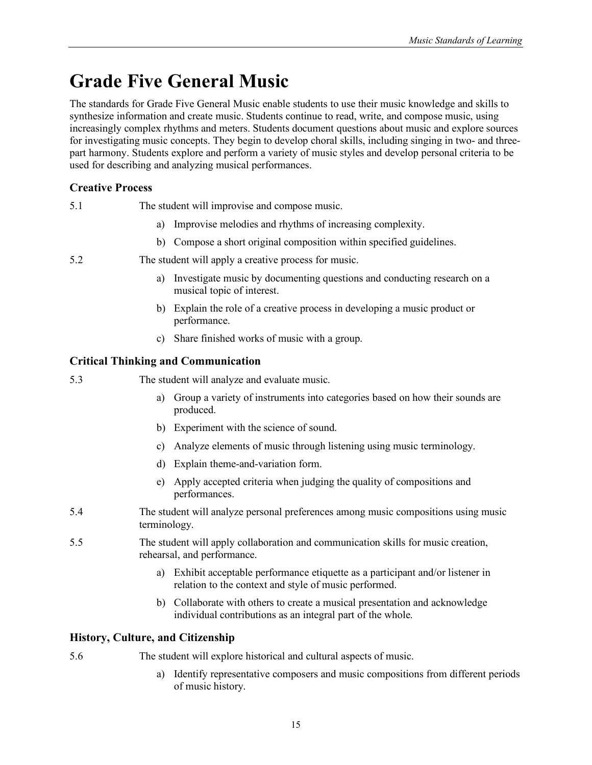# Grade Five General Music

The standards for Grade Five General Music enable students to use their music knowledge and skills to synthesize information and create music. Students continue to read, write, and compose music, using increasingly complex rhythms and meters. Students document questions about music and explore sources for investigating music concepts. They begin to develop choral skills, including singing in two- and three-part harmony. Students explore and perform a variety of music styles and develop personal criteria to be used for describing and analyzing musical performances.

### Creative Process

5.1 The student will improvise and compose music.

a) Improvise melodies and rhythms of increasing complexity.

b) Compose a short original composition within specified guidelines.

5.2 The student will apply a creative process for music.

a) Investigate music by documenting questions and conducting research on a musical topic of interest.

b) Explain the role of a creative process in developing a music product or performance.

c) Share finished works of music with a group.

### Critical Thinking and Communication

5.3 The student will analyze and evaluate music.

a) Group a variety of instruments into categories based on how their sounds are produced.

b) Experiment with the science of sound.

c) Analyze elements of music through listening using music terminology.

d) Explain theme-and-variation form.

e) Apply accepted criteria when judging the quality of compositions and performances.

5.4 The student will analyze personal preferences among music compositions using music terminology.

5.5 The student will apply collaboration and communication skills for music creation, rehearsal, and performance.

a) Exhibit acceptable performance etiquette as a participant and/or listener in relation to the context and style of music performed.

b) Collaborate with others to create a musical presentation and acknowledge individual contributions as an integral part of the whole.

### History, Culture, and Citizenship

5.6 The student will explore historical and cultural aspects of music.

a) Identify representative composers and music compositions from different periods of music history.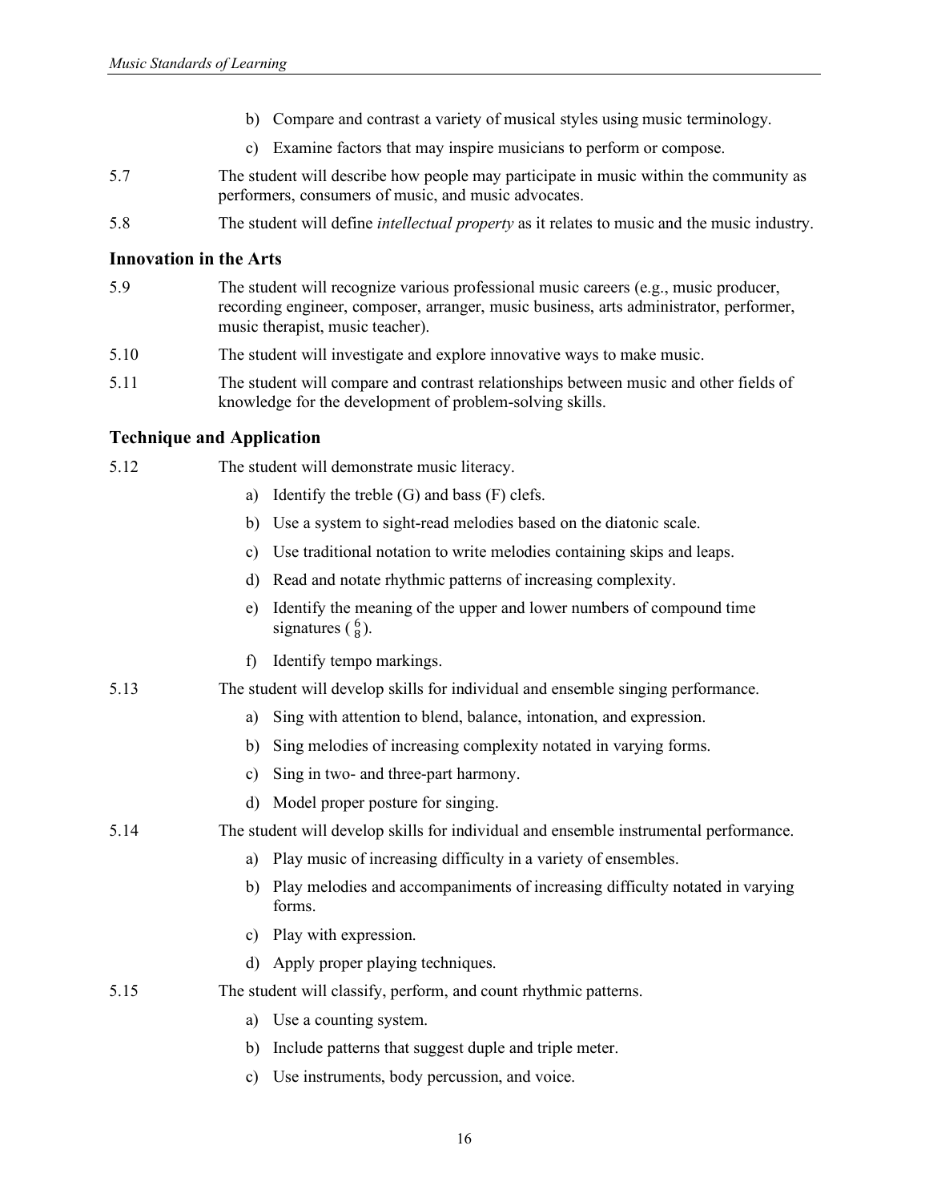b) Compare and contrast a variety of musical styles using music terminology.

c) Examine factors that may inspire musicians to perform or compose.

5.7 The student will describe how people may participate in music within the community as performers, consumers of music, and music advocates.

5.8 The student will define *intellectual property* as it relates to music and the music industry.

### Innovation in the Arts

5.9 The student will recognize various professional music careers (e.g., music producer, recording engineer, composer, arranger, music business, arts administrator, performer, music therapist, music teacher).

5.10 The student will investigate and explore innovative ways to make music.

5.11 The student will compare and contrast relationships between music and other fields of knowledge for the development of problem-solving skills.

### Technique and Application

5.12 The student will demonstrate music literacy.

a) Identify the treble (G) and bass (F) clefs.

b) Use a system to sight-read melodies based on the diatonic scale.

c) Use traditional notation to write melodies containing skips and leaps.

d) Read and notate rhythmic patterns of increasing complexity.

e) Identify the meaning of the upper and lower numbers of compound time signatures ($\frac{6}{8}$).

f) Identify tempo markings.

5.13 The student will develop skills for individual and ensemble singing performance.

a) Sing with attention to blend, balance, intonation, and expression.

b) Sing melodies of increasing complexity notated in varying forms.

c) Sing in two- and three-part harmony.

d) Model proper posture for singing.

5.14 The student will develop skills for individual and ensemble instrumental performance.

a) Play music of increasing difficulty in a variety of ensembles.

b) Play melodies and accompaniments of increasing difficulty notated in varying forms.

c) Play with expression.

d) Apply proper playing techniques.

5.15 The student will classify, perform, and count rhythmic patterns.

a) Use a counting system.

b) Include patterns that suggest duple and triple meter.

c) Use instruments, body percussion, and voice.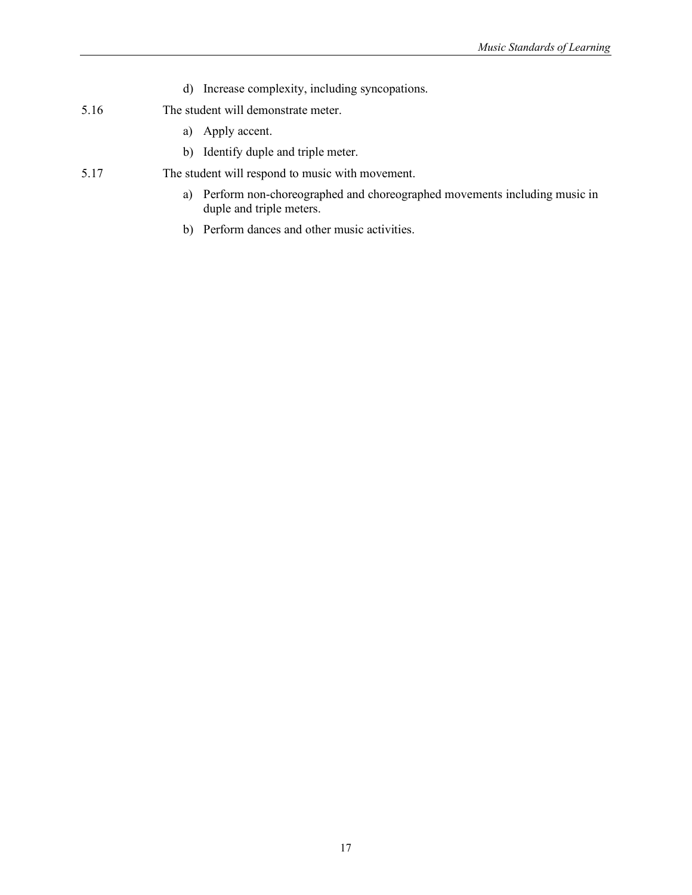d) Increase complexity, including syncopations.

5.16 The student will demonstrate meter.

a) Apply accent.

b) Identify duple and triple meter.

5.17 The student will respond to music with movement.

a) Perform non-choreographed and choreographed movements including music in duple and triple meters.

b) Perform dances and other music activities.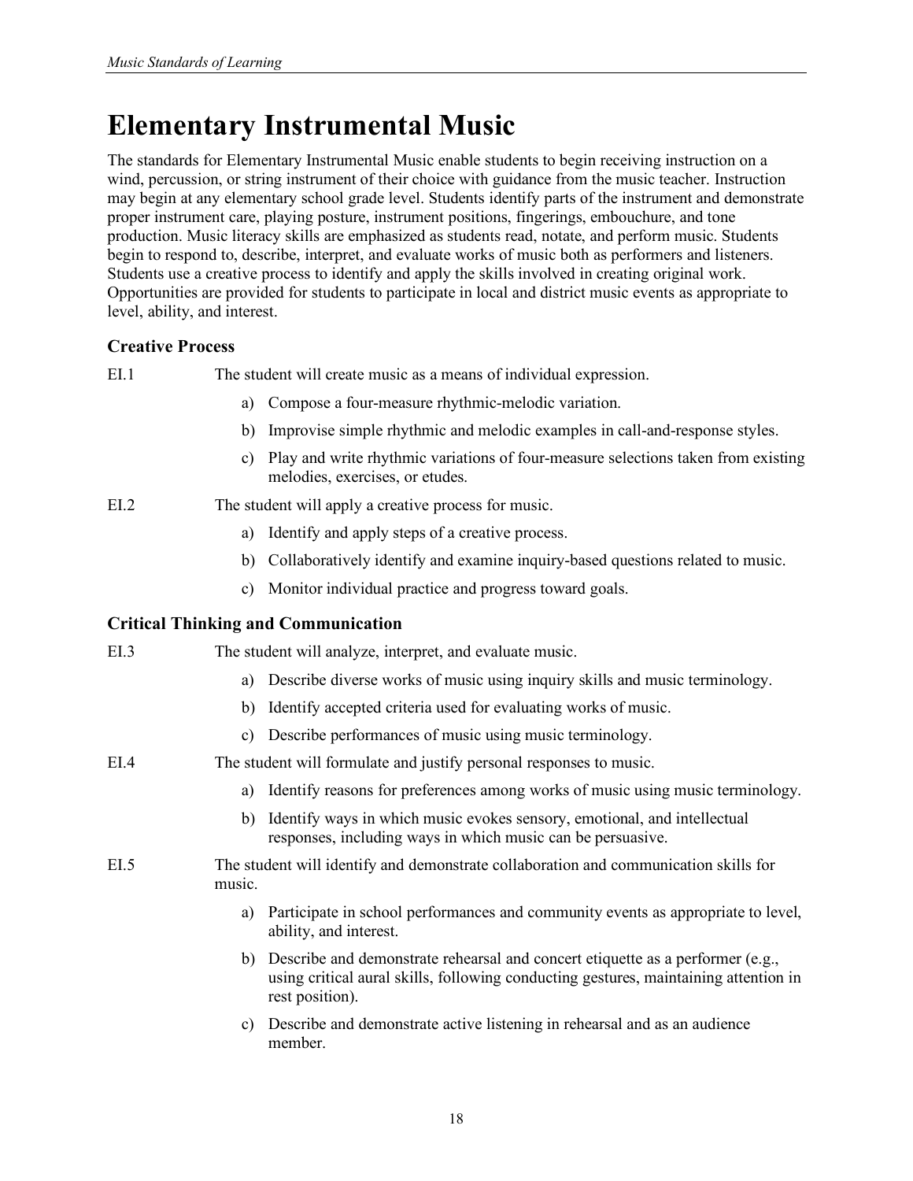# Elementary Instrumental Music

The standards for Elementary Instrumental Music enable students to begin receiving instruction on a wind, percussion, or string instrument of their choice with guidance from the music teacher. Instruction may begin at any elementary school grade level. Students identify parts of the instrument and demonstrate proper instrument care, playing posture, instrument positions, fingerings, embouchure, and tone production. Music literacy skills are emphasized as students read, notate, and perform music. Students begin to respond to, describe, interpret, and evaluate works of music both as performers and listeners. Students use a creative process to identify and apply the skills involved in creating original work. Opportunities are provided for students to participate in local and district music events as appropriate to level, ability, and interest.

### Creative Process

EI.1 The student will create music as a means of individual expression.

a) Compose a four-measure rhythmic-melodic variation.

b) Improvise simple rhythmic and melodic examples in call-and-response styles.

c) Play and write rhythmic variations of four-measure selections taken from existing melodies, exercises, or etudes.

EI.2 The student will apply a creative process for music.

a) Identify and apply steps of a creative process.

b) Collaboratively identify and examine inquiry-based questions related to music.

c) Monitor individual practice and progress toward goals.

### Critical Thinking and Communication

EI.3 The student will analyze, interpret, and evaluate music.

a) Describe diverse works of music using inquiry skills and music terminology.

b) Identify accepted criteria used for evaluating works of music.

c) Describe performances of music using music terminology.

EI.4 The student will formulate and justify personal responses to music.

a) Identify reasons for preferences among works of music using music terminology.

b) Identify ways in which music evokes sensory, emotional, and intellectual responses, including ways in which music can be persuasive.

EI.5 The student will identify and demonstrate collaboration and communication skills for music.

a) Participate in school performances and community events as appropriate to level, ability, and interest.

b) Describe and demonstrate rehearsal and concert etiquette as a performer (e.g., using critical aural skills, following conducting gestures, maintaining attention in rest position).

c) Describe and demonstrate active listening in rehearsal and as an audience member.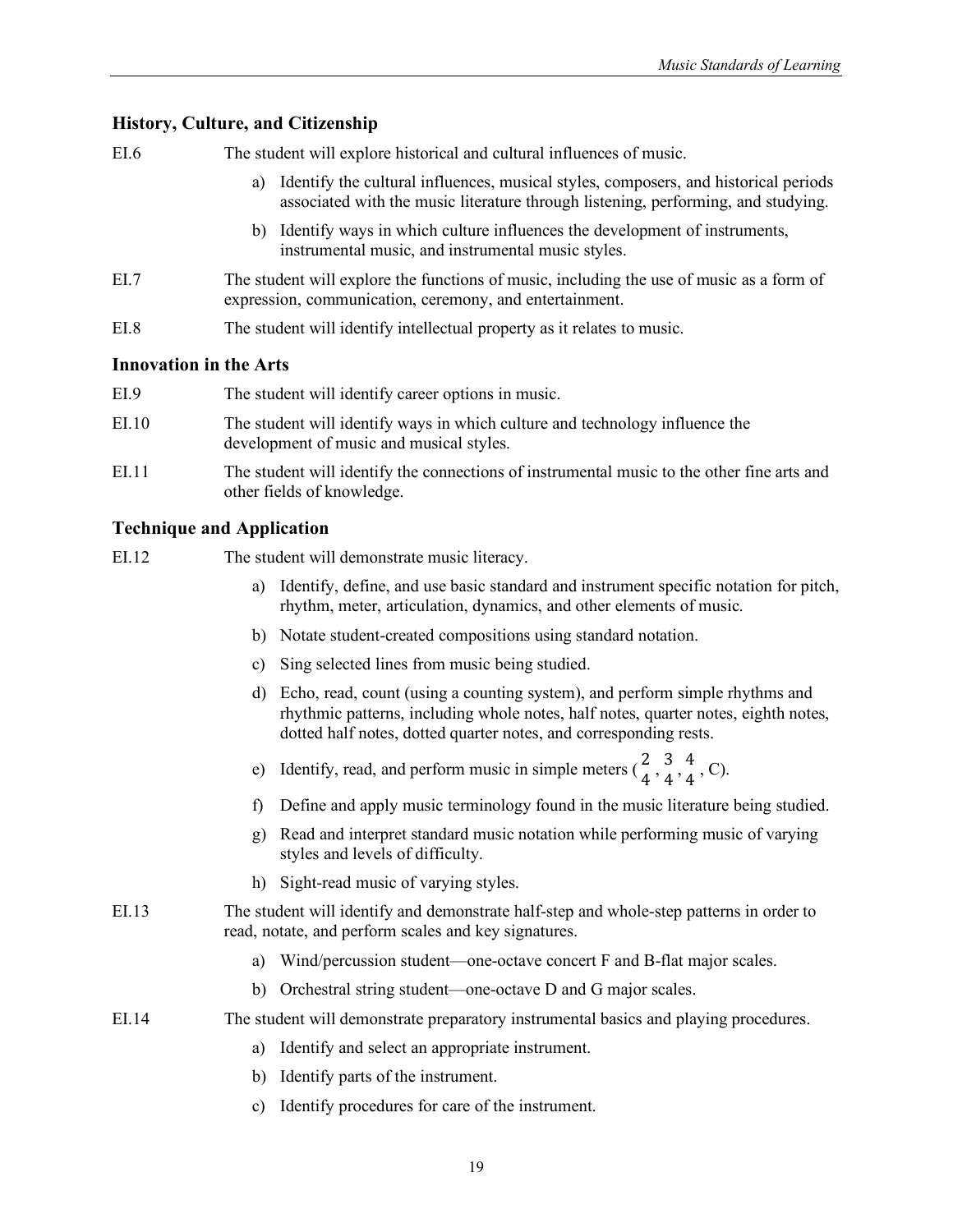## History, Culture, and Citizenship

EI.6 The student will explore historical and cultural influences of music.

a) Identify the cultural influences, musical styles, composers, and historical periods associated with the music literature through listening, performing, and studying.

b) Identify ways in which culture influences the development of instruments, instrumental music, and instrumental music styles.

EI.7 The student will explore the functions of music, including the use of music as a form of expression, communication, ceremony, and entertainment.

EI.8 The student will identify intellectual property as it relates to music.

## Innovation in the Arts

EI.9 The student will identify career options in music.

EI.10 The student will identify ways in which culture and technology influence the development of music and musical styles.

EI.11 The student will identify the connections of instrumental music to the other fine arts and other fields of knowledge.

## Technique and Application

EI.12 The student will demonstrate music literacy.

a) Identify, define, and use basic standard and instrument specific notation for pitch, rhythm, meter, articulation, dynamics, and other elements of music.

b) Notate student-created compositions using standard notation.

c) Sing selected lines from music being studied.

d) Echo, read, count (using a counting system), and perform simple rhythms and rhythmic patterns, including whole notes, half notes, quarter notes, eighth notes, dotted half notes, dotted quarter notes, and corresponding rests.

e) Identify, read, and perform music in simple meters ($\frac{2}{4}$, $\frac{3}{4}$, $\frac{4}{4}$, C).

f) Define and apply music terminology found in the music literature being studied.

g) Read and interpret standard music notation while performing music of varying styles and levels of difficulty.

h) Sight-read music of varying styles.

EI.13 The student will identify and demonstrate half-step and whole-step patterns in order to read, notate, and perform scales and key signatures.

a) Wind/percussion student—one-octave concert F and B-flat major scales.

b) Orchestral string student—one-octave D and G major scales.

EI.14 The student will demonstrate preparatory instrumental basics and playing procedures.

a) Identify and select an appropriate instrument.

b) Identify parts of the instrument.

c) Identify procedures for care of the instrument.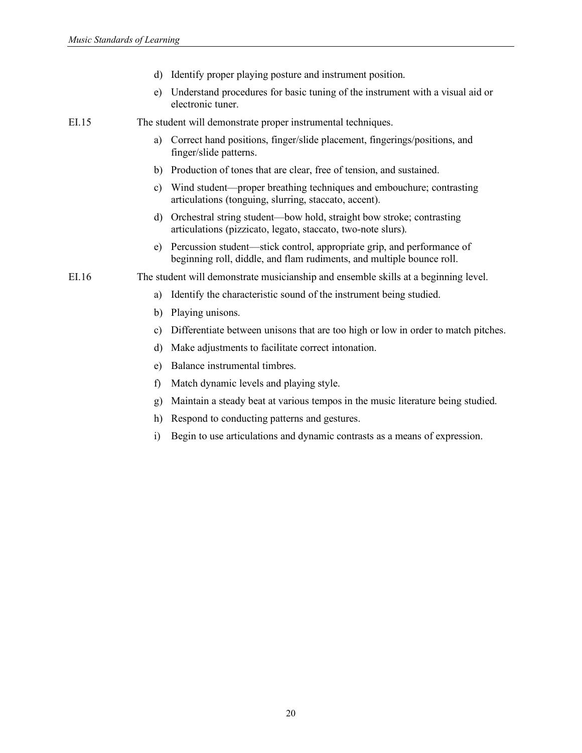d) Identify proper playing posture and instrument position.

e) Understand procedures for basic tuning of the instrument with a visual aid or electronic tuner.

EI.15 The student will demonstrate proper instrumental techniques.

a) Correct hand positions, finger/slide placement, fingerings/positions, and finger/slide patterns.

b) Production of tones that are clear, free of tension, and sustained.

c) Wind student—proper breathing techniques and embouchure; contrasting articulations (tonguing, slurring, staccato, accent).

d) Orchestral string student—bow hold, straight bow stroke; contrasting articulations (pizzicato, legato, staccato, two-note slurs).

e) Percussion student—stick control, appropriate grip, and performance of beginning roll, diddle, and flam rudiments, and multiple bounce roll.

EI.16 The student will demonstrate musicianship and ensemble skills at a beginning level.

a) Identify the characteristic sound of the instrument being studied.

b) Playing unisons.

c) Differentiate between unisons that are too high or low in order to match pitches.

d) Make adjustments to facilitate correct intonation.

e) Balance instrumental timbres.

f) Match dynamic levels and playing style.

g) Maintain a steady beat at various tempos in the music literature being studied.

h) Respond to conducting patterns and gestures.

i) Begin to use articulations and dynamic contrasts as a means of expression.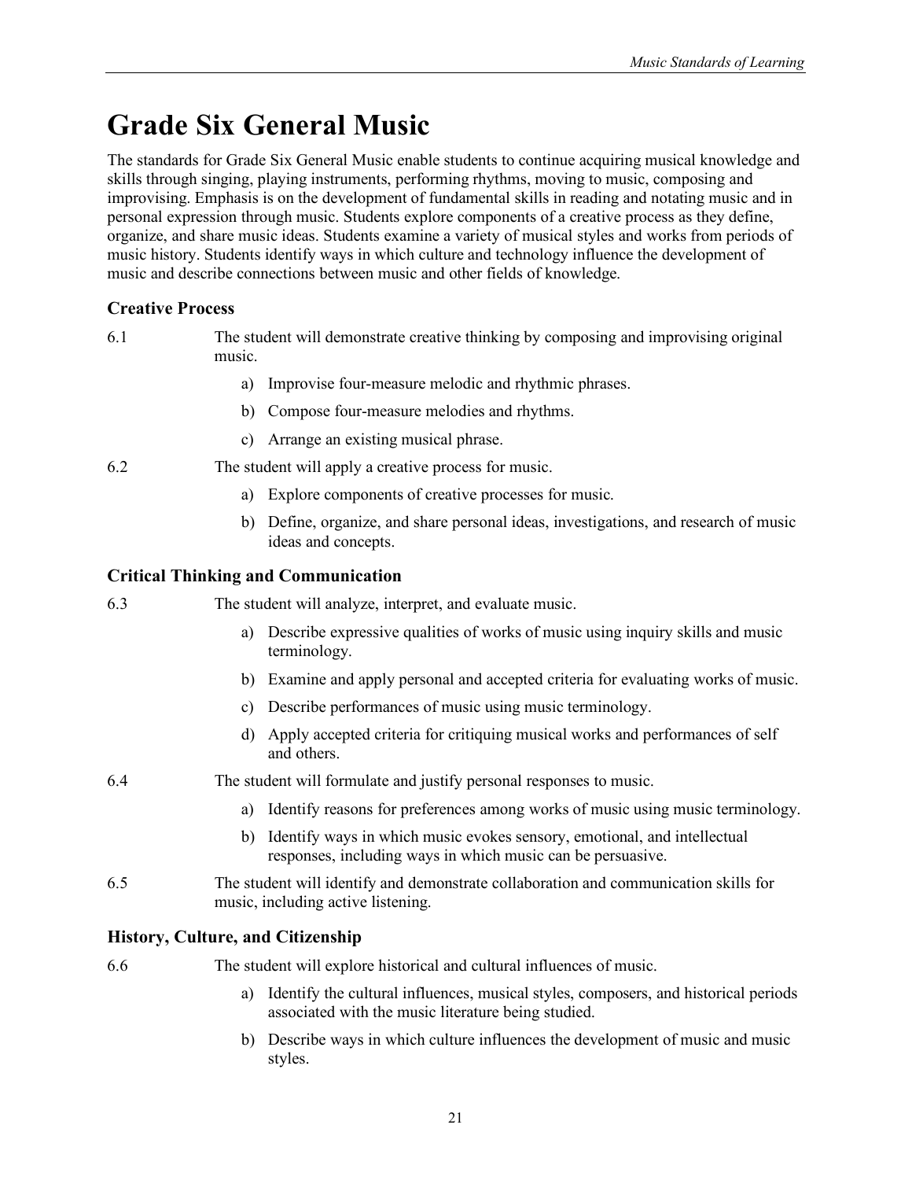# Grade Six General Music

The standards for Grade Six General Music enable students to continue acquiring musical knowledge and skills through singing, playing instruments, performing rhythms, moving to music, composing and improvising. Emphasis is on the development of fundamental skills in reading and notating music and in personal expression through music. Students explore components of a creative process as they define, organize, and share music ideas. Students examine a variety of musical styles and works from periods of music history. Students identify ways in which culture and technology influence the development of music and describe connections between music and other fields of knowledge.

### Creative Process

6.1 The student will demonstrate creative thinking by composing and improvising original music.

a) Improvise four-measure melodic and rhythmic phrases.

b) Compose four-measure melodies and rhythms.

c) Arrange an existing musical phrase.

6.2 The student will apply a creative process for music.

a) Explore components of creative processes for music.

b) Define, organize, and share personal ideas, investigations, and research of music ideas and concepts.

### Critical Thinking and Communication

6.3 The student will analyze, interpret, and evaluate music.

a) Describe expressive qualities of works of music using inquiry skills and music terminology.

b) Examine and apply personal and accepted criteria for evaluating works of music.

c) Describe performances of music using music terminology.

d) Apply accepted criteria for critiquing musical works and performances of self and others.

6.4 The student will formulate and justify personal responses to music.

a) Identify reasons for preferences among works of music using music terminology.

b) Identify ways in which music evokes sensory, emotional, and intellectual responses, including ways in which music can be persuasive.

6.5 The student will identify and demonstrate collaboration and communication skills for music, including active listening.

### History, Culture, and Citizenship

6.6 The student will explore historical and cultural influences of music.

a) Identify the cultural influences, musical styles, composers, and historical periods associated with the music literature being studied.

b) Describe ways in which culture influences the development of music and music styles.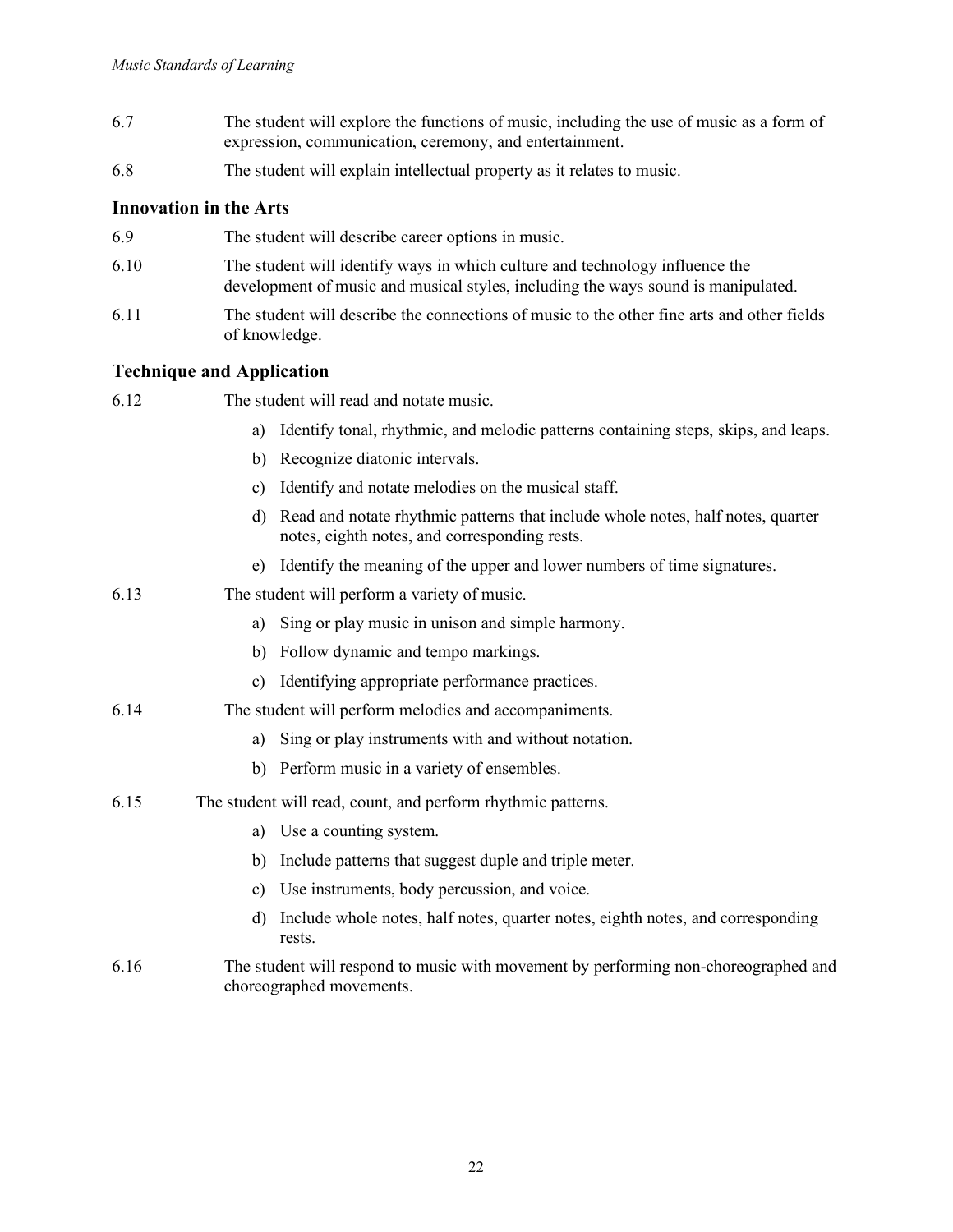6.7 The student will explore the functions of music, including the use of music as a form of expression, communication, ceremony, and entertainment.

6.8 The student will explain intellectual property as it relates to music.

### Innovation in the Arts

6.9 The student will describe career options in music.

6.10 The student will identify ways in which culture and technology influence the development of music and musical styles, including the ways sound is manipulated.

6.11 The student will describe the connections of music to the other fine arts and other fields of knowledge.

### Technique and Application

6.12 The student will read and notate music.

a) Identify tonal, rhythmic, and melodic patterns containing steps, skips, and leaps.
b) Recognize diatonic intervals.
c) Identify and notate melodies on the musical staff.
d) Read and notate rhythmic patterns that include whole notes, half notes, quarter notes, eighth notes, and corresponding rests.
e) Identify the meaning of the upper and lower numbers of time signatures.

6.13 The student will perform a variety of music.

a) Sing or play music in unison and simple harmony.
b) Follow dynamic and tempo markings.
c) Identifying appropriate performance practices.

6.14 The student will perform melodies and accompaniments.

a) Sing or play instruments with and without notation.
b) Perform music in a variety of ensembles.

6.15 The student will read, count, and perform rhythmic patterns.

a) Use a counting system.
b) Include patterns that suggest duple and triple meter.
c) Use instruments, body percussion, and voice.
d) Include whole notes, half notes, quarter notes, eighth notes, and corresponding rests.

6.16 The student will respond to music with movement by performing non-choreographed and choreographed movements.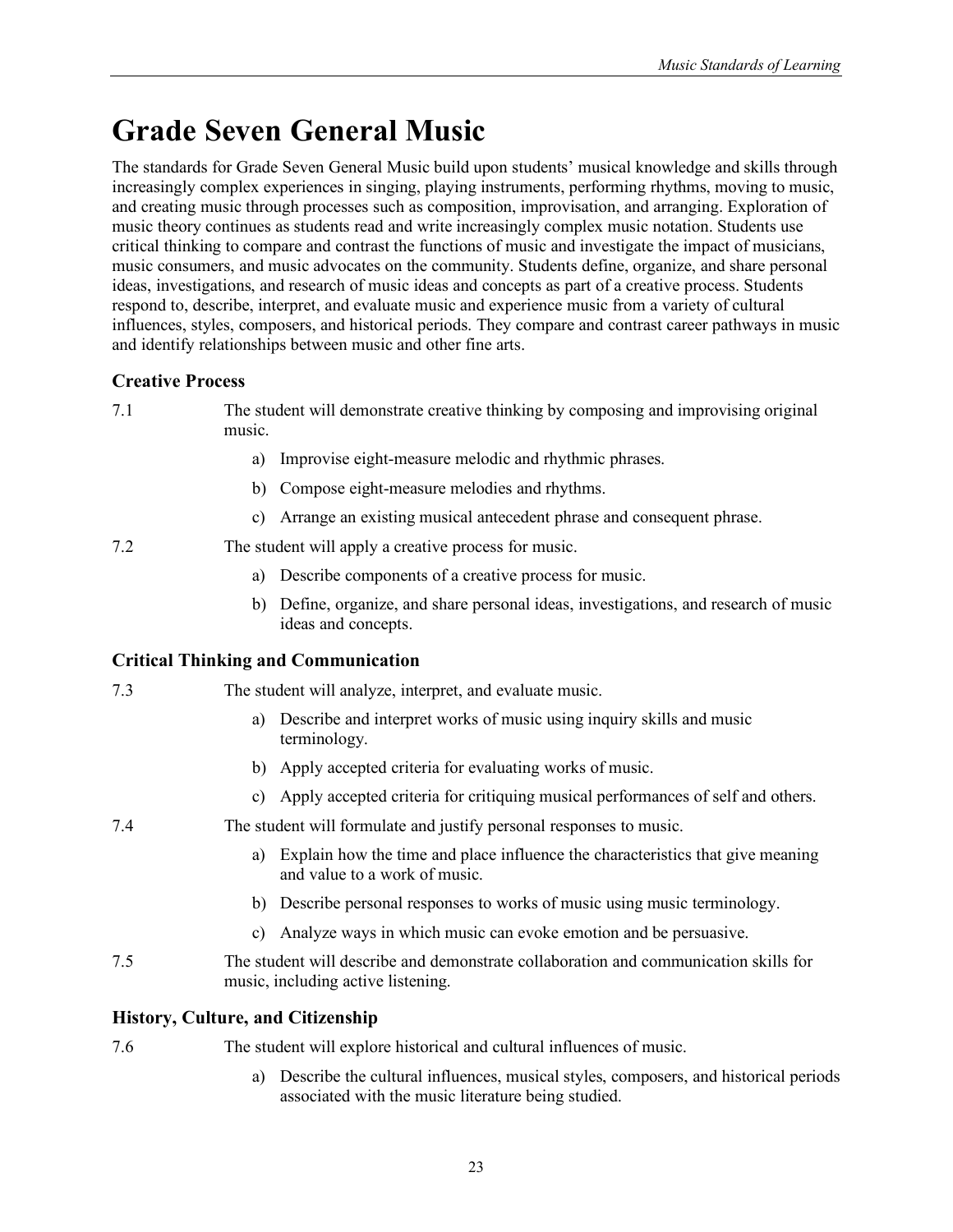# Grade Seven General Music

The standards for Grade Seven General Music build upon students' musical knowledge and skills through increasingly complex experiences in singing, playing instruments, performing rhythms, moving to music, and creating music through processes such as composition, improvisation, and arranging. Exploration of music theory continues as students read and write increasingly complex music notation. Students use critical thinking to compare and contrast the functions of music and investigate the impact of musicians, music consumers, and music advocates on the community. Students define, organize, and share personal ideas, investigations, and research of music ideas and concepts as part of a creative process. Students respond to, describe, interpret, and evaluate music and experience music from a variety of cultural influences, styles, composers, and historical periods. They compare and contrast career pathways in music and identify relationships between music and other fine arts.

### Creative Process

7.1 The student will demonstrate creative thinking by composing and improvising original music.

- a) Improvise eight-measure melodic and rhythmic phrases.
- b) Compose eight-measure melodies and rhythms.
- c) Arrange an existing musical antecedent phrase and consequent phrase.

7.2 The student will apply a creative process for music.

- a) Describe components of a creative process for music.
- b) Define, organize, and share personal ideas, investigations, and research of music ideas and concepts.

### Critical Thinking and Communication

7.3 The student will analyze, interpret, and evaluate music.

- a) Describe and interpret works of music using inquiry skills and music terminology.
- b) Apply accepted criteria for evaluating works of music.
- c) Apply accepted criteria for critiquing musical performances of self and others.

7.4 The student will formulate and justify personal responses to music.

- a) Explain how the time and place influence the characteristics that give meaning and value to a work of music.
- b) Describe personal responses to works of music using music terminology.
- c) Analyze ways in which music can evoke emotion and be persuasive.

7.5 The student will describe and demonstrate collaboration and communication skills for music, including active listening.

### History, Culture, and Citizenship

7.6 The student will explore historical and cultural influences of music.

- a) Describe the cultural influences, musical styles, composers, and historical periods associated with the music literature being studied.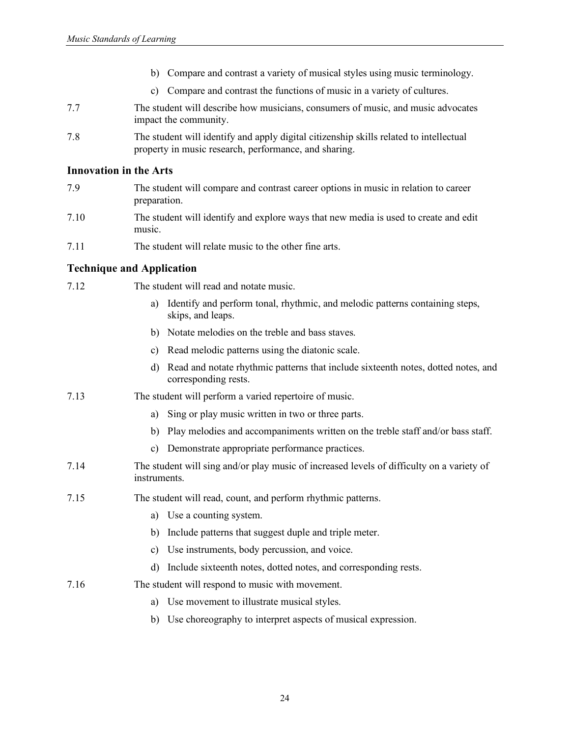b) Compare and contrast a variety of musical styles using music terminology.

c) Compare and contrast the functions of music in a variety of cultures.

7.7 The student will describe how musicians, consumers of music, and music advocates impact the community.

7.8 The student will identify and apply digital citizenship skills related to intellectual property in music research, performance, and sharing.

### Innovation in the Arts

7.9 The student will compare and contrast career options in music in relation to career preparation.

7.10 The student will identify and explore ways that new media is used to create and edit music.

7.11 The student will relate music to the other fine arts.

### Technique and Application

7.12 The student will read and notate music.

a) Identify and perform tonal, rhythmic, and melodic patterns containing steps, skips, and leaps.

b) Notate melodies on the treble and bass staves.

c) Read melodic patterns using the diatonic scale.

d) Read and notate rhythmic patterns that include sixteenth notes, dotted notes, and corresponding rests.

7.13 The student will perform a varied repertoire of music.

a) Sing or play music written in two or three parts.

b) Play melodies and accompaniments written on the treble staff and/or bass staff.

c) Demonstrate appropriate performance practices.

7.14 The student will sing and/or play music of increased levels of difficulty on a variety of instruments.

7.15 The student will read, count, and perform rhythmic patterns.

a) Use a counting system.

b) Include patterns that suggest duple and triple meter.

c) Use instruments, body percussion, and voice.

d) Include sixteenth notes, dotted notes, and corresponding rests.

7.16 The student will respond to music with movement.

a) Use movement to illustrate musical styles.

b) Use choreography to interpret aspects of musical expression.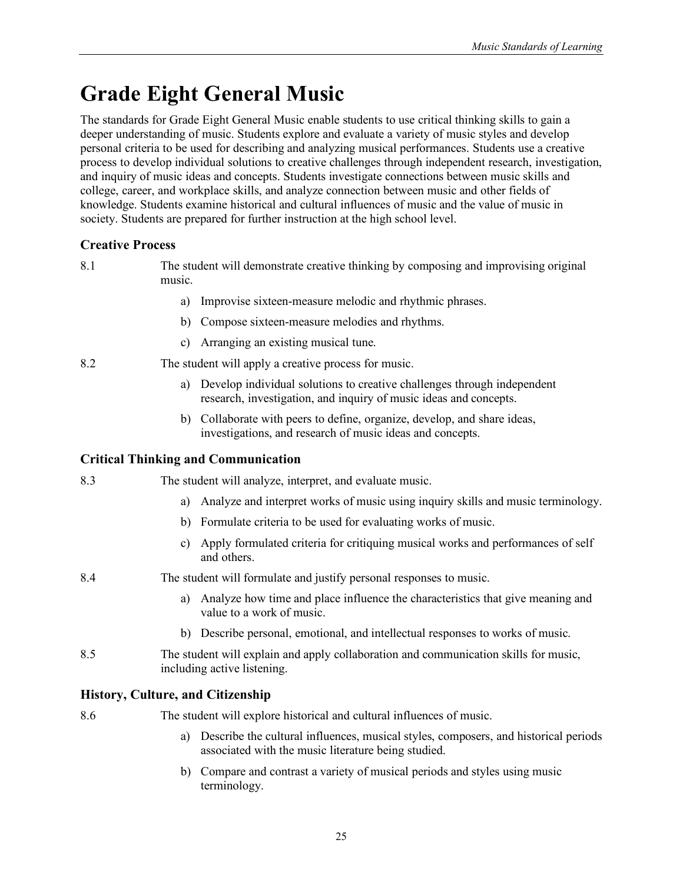# Grade Eight General Music

The standards for Grade Eight General Music enable students to use critical thinking skills to gain a deeper understanding of music. Students explore and evaluate a variety of music styles and develop personal criteria to be used for describing and analyzing musical performances. Students use a creative process to develop individual solutions to creative challenges through independent research, investigation, and inquiry of music ideas and concepts. Students investigate connections between music skills and college, career, and workplace skills, and analyze connection between music and other fields of knowledge. Students examine historical and cultural influences of music and the value of music in society. Students are prepared for further instruction at the high school level.

### Creative Process

8.1 The student will demonstrate creative thinking by composing and improvising original music.

a) Improvise sixteen-measure melodic and rhythmic phrases.

b) Compose sixteen-measure melodies and rhythms.

c) Arranging an existing musical tune.

8.2 The student will apply a creative process for music.

a) Develop individual solutions to creative challenges through independent research, investigation, and inquiry of music ideas and concepts.

b) Collaborate with peers to define, organize, develop, and share ideas, investigations, and research of music ideas and concepts.

### Critical Thinking and Communication

8.3 The student will analyze, interpret, and evaluate music.

a) Analyze and interpret works of music using inquiry skills and music terminology.

b) Formulate criteria to be used for evaluating works of music.

c) Apply formulated criteria for critiquing musical works and performances of self and others.

8.4 The student will formulate and justify personal responses to music.

a) Analyze how time and place influence the characteristics that give meaning and value to a work of music.

b) Describe personal, emotional, and intellectual responses to works of music.

8.5 The student will explain and apply collaboration and communication skills for music, including active listening.

### History, Culture, and Citizenship

8.6 The student will explore historical and cultural influences of music.

a) Describe the cultural influences, musical styles, composers, and historical periods associated with the music literature being studied.

b) Compare and contrast a variety of musical periods and styles using music terminology.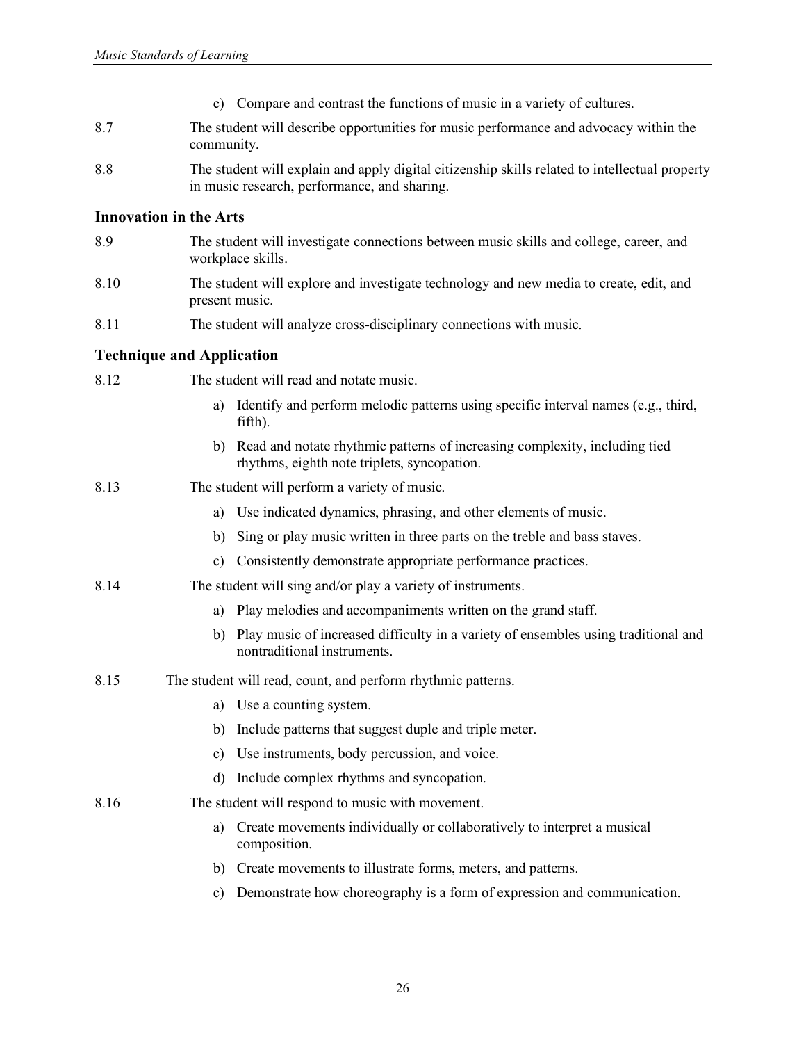c) Compare and contrast the functions of music in a variety of cultures.

8.7 The student will describe opportunities for music performance and advocacy within the community.

8.8 The student will explain and apply digital citizenship skills related to intellectual property in music research, performance, and sharing.

### Innovation in the Arts

8.9 The student will investigate connections between music skills and college, career, and workplace skills.

8.10 The student will explore and investigate technology and new media to create, edit, and present music.

8.11 The student will analyze cross-disciplinary connections with music.

### Technique and Application

8.12 The student will read and notate music.

a) Identify and perform melodic patterns using specific interval names (e.g., third, fifth).

b) Read and notate rhythmic patterns of increasing complexity, including tied rhythms, eighth note triplets, syncopation.

8.13 The student will perform a variety of music.

a) Use indicated dynamics, phrasing, and other elements of music.

b) Sing or play music written in three parts on the treble and bass staves.

c) Consistently demonstrate appropriate performance practices.

8.14 The student will sing and/or play a variety of instruments.

a) Play melodies and accompaniments written on the grand staff.

b) Play music of increased difficulty in a variety of ensembles using traditional and nontraditional instruments.

8.15 The student will read, count, and perform rhythmic patterns.

a) Use a counting system.

b) Include patterns that suggest duple and triple meter.

c) Use instruments, body percussion, and voice.

d) Include complex rhythms and syncopation.

8.16 The student will respond to music with movement.

a) Create movements individually or collaboratively to interpret a musical composition.

b) Create movements to illustrate forms, meters, and patterns.

c) Demonstrate how choreography is a form of expression and communication.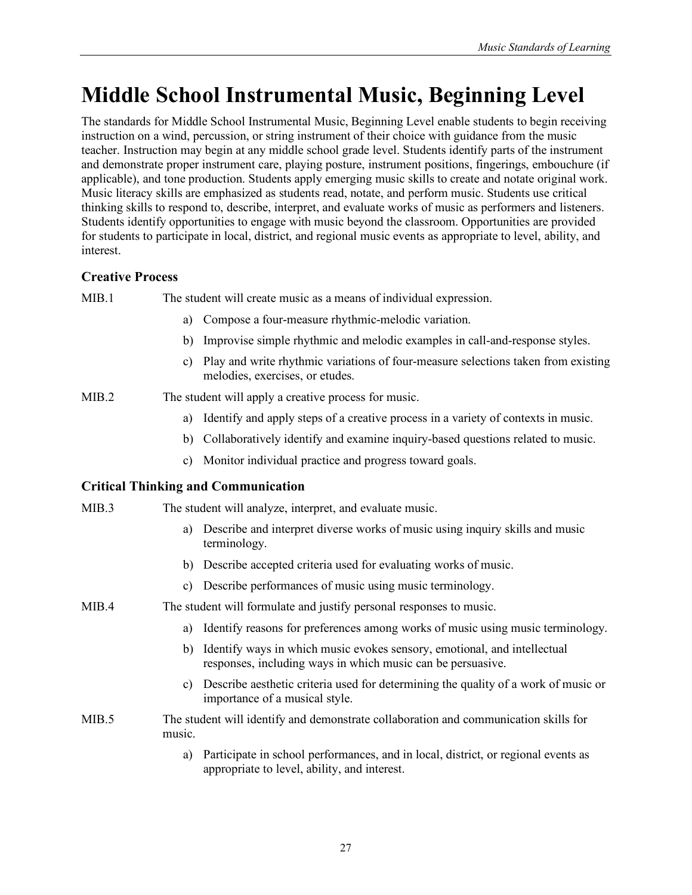# Middle School Instrumental Music, Beginning Level

The standards for Middle School Instrumental Music, Beginning Level enable students to begin receiving instruction on a wind, percussion, or string instrument of their choice with guidance from the music teacher. Instruction may begin at any middle school grade level. Students identify parts of the instrument and demonstrate proper instrument care, playing posture, instrument positions, fingerings, embouchure (if applicable), and tone production. Students apply emerging music skills to create and notate original work. Music literacy skills are emphasized as students read, notate, and perform music. Students use critical thinking skills to respond to, describe, interpret, and evaluate works of music as performers and listeners. Students identify opportunities to engage with music beyond the classroom. Opportunities are provided for students to participate in local, district, and regional music events as appropriate to level, ability, and interest.

### Creative Process

MIB.1 The student will create music as a means of individual expression.

a) Compose a four-measure rhythmic-melodic variation.

b) Improvise simple rhythmic and melodic examples in call-and-response styles.

c) Play and write rhythmic variations of four-measure selections taken from existing melodies, exercises, or etudes.

MIB.2 The student will apply a creative process for music.

a) Identify and apply steps of a creative process in a variety of contexts in music.

b) Collaboratively identify and examine inquiry-based questions related to music.

c) Monitor individual practice and progress toward goals.

### Critical Thinking and Communication

MIB.3 The student will analyze, interpret, and evaluate music.

a) Describe and interpret diverse works of music using inquiry skills and music terminology.

b) Describe accepted criteria used for evaluating works of music.

c) Describe performances of music using music terminology.

MIB.4 The student will formulate and justify personal responses to music.

a) Identify reasons for preferences among works of music using music terminology.

b) Identify ways in which music evokes sensory, emotional, and intellectual responses, including ways in which music can be persuasive.

c) Describe aesthetic criteria used for determining the quality of a work of music or importance of a musical style.

MIB.5 The student will identify and demonstrate collaboration and communication skills for music.

a) Participate in school performances, and in local, district, or regional events as appropriate to level, ability, and interest.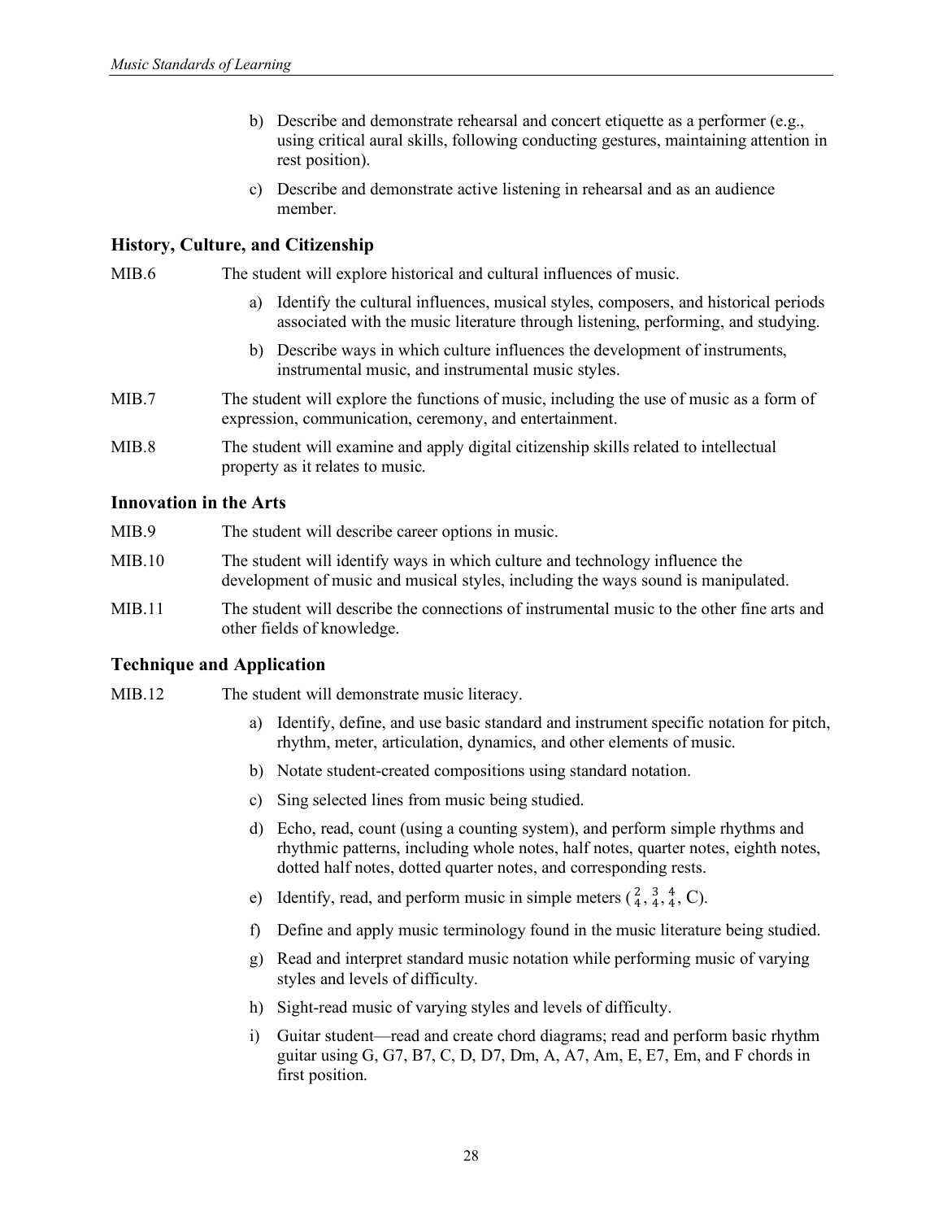b) Describe and demonstrate rehearsal and concert etiquette as a performer (e.g., using critical aural skills, following conducting gestures, maintaining attention in rest position).

c) Describe and demonstrate active listening in rehearsal and as an audience member.

### History, Culture, and Citizenship

MIB.6 The student will explore historical and cultural influences of music.

a) Identify the cultural influences, musical styles, composers, and historical periods associated with the music literature through listening, performing, and studying.

b) Describe ways in which culture influences the development of instruments, instrumental music, and instrumental music styles.

MIB.7 The student will explore the functions of music, including the use of music as a form of expression, communication, ceremony, and entertainment.

MIB.8 The student will examine and apply digital citizenship skills related to intellectual property as it relates to music.

### Innovation in the Arts

MIB.9 The student will describe career options in music.

MIB.10 The student will identify ways in which culture and technology influence the development of music and musical styles, including the ways sound is manipulated.

MIB.11 The student will describe the connections of instrumental music to the other fine arts and other fields of knowledge.

### Technique and Application

MIB.12 The student will demonstrate music literacy.

a) Identify, define, and use basic standard and instrument specific notation for pitch, rhythm, meter, articulation, dynamics, and other elements of music.

b) Notate student-created compositions using standard notation.

c) Sing selected lines from music being studied.

d) Echo, read, count (using a counting system), and perform simple rhythms and rhythmic patterns, including whole notes, half notes, quarter notes, eighth notes, dotted half notes, dotted quarter notes, and corresponding rests.

e) Identify, read, and perform music in simple meters ($\frac{2}{4}$, $\frac{3}{4}$, $\frac{4}{4}$, C).

f) Define and apply music terminology found in the music literature being studied.

g) Read and interpret standard music notation while performing music of varying styles and levels of difficulty.

h) Sight-read music of varying styles and levels of difficulty.

i) Guitar student—read and create chord diagrams; read and perform basic rhythm guitar using G, G7, B7, C, D, D7, Dm, A, A7, Am, E, E7, Em, and F chords in first position.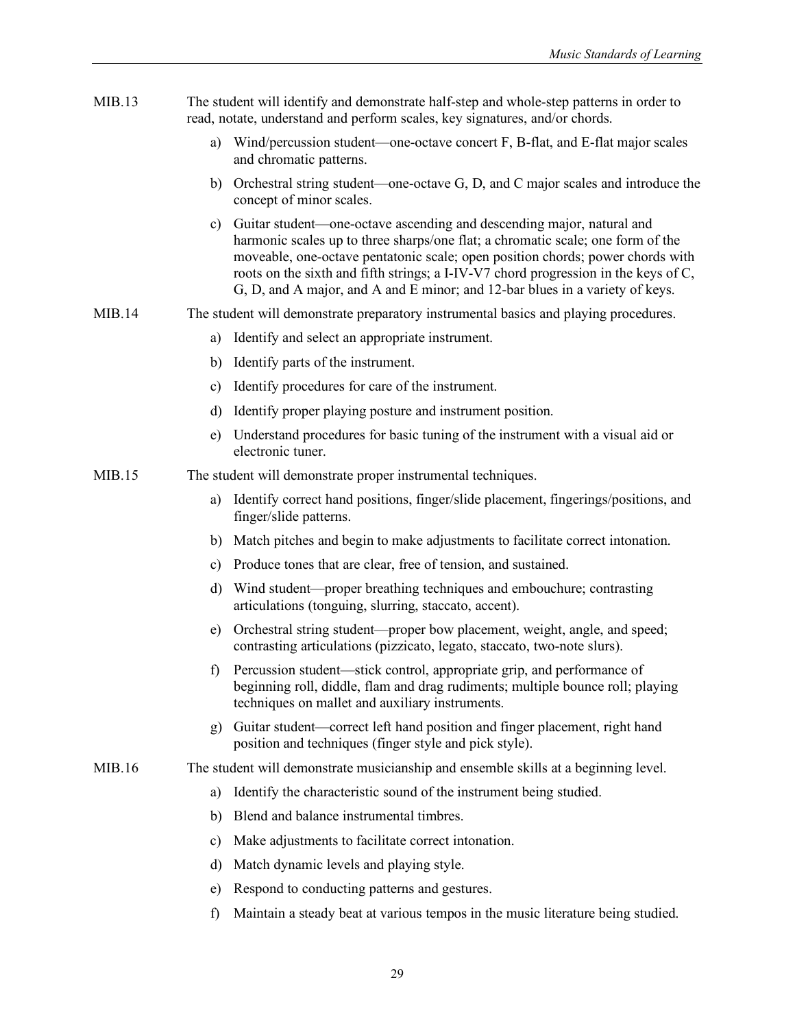MIB.13 The student will identify and demonstrate half-step and whole-step patterns in order to read, notate, understand and perform scales, key signatures, and/or chords.

a) Wind/percussion student—one-octave concert F, B-flat, and E-flat major scales and chromatic patterns.

b) Orchestral string student—one-octave G, D, and C major scales and introduce the concept of minor scales.

c) Guitar student—one-octave ascending and descending major, natural and harmonic scales up to three sharps/one flat; a chromatic scale; one form of the moveable, one-octave pentatonic scale; open position chords; power chords with roots on the sixth and fifth strings; a I-IV-V7 chord progression in the keys of C, G, D, and A major, and A and E minor; and 12-bar blues in a variety of keys.

MIB.14 The student will demonstrate preparatory instrumental basics and playing procedures.

a) Identify and select an appropriate instrument.

b) Identify parts of the instrument.

c) Identify procedures for care of the instrument.

d) Identify proper playing posture and instrument position.

e) Understand procedures for basic tuning of the instrument with a visual aid or electronic tuner.

MIB.15 The student will demonstrate proper instrumental techniques.

a) Identify correct hand positions, finger/slide placement, fingerings/positions, and finger/slide patterns.

b) Match pitches and begin to make adjustments to facilitate correct intonation.

c) Produce tones that are clear, free of tension, and sustained.

d) Wind student—proper breathing techniques and embouchure; contrasting articulations (tonguing, slurring, staccato, accent).

e) Orchestral string student—proper bow placement, weight, angle, and speed; contrasting articulations (pizzicato, legato, staccato, two-note slurs).

f) Percussion student—stick control, appropriate grip, and performance of beginning roll, diddle, flam and drag rudiments; multiple bounce roll; playing techniques on mallet and auxiliary instruments.

g) Guitar student—correct left hand position and finger placement, right hand position and techniques (finger style and pick style).

MIB.16 The student will demonstrate musicianship and ensemble skills at a beginning level.

a) Identify the characteristic sound of the instrument being studied.

b) Blend and balance instrumental timbres.

c) Make adjustments to facilitate correct intonation.

d) Match dynamic levels and playing style.

e) Respond to conducting patterns and gestures.

f) Maintain a steady beat at various tempos in the music literature being studied.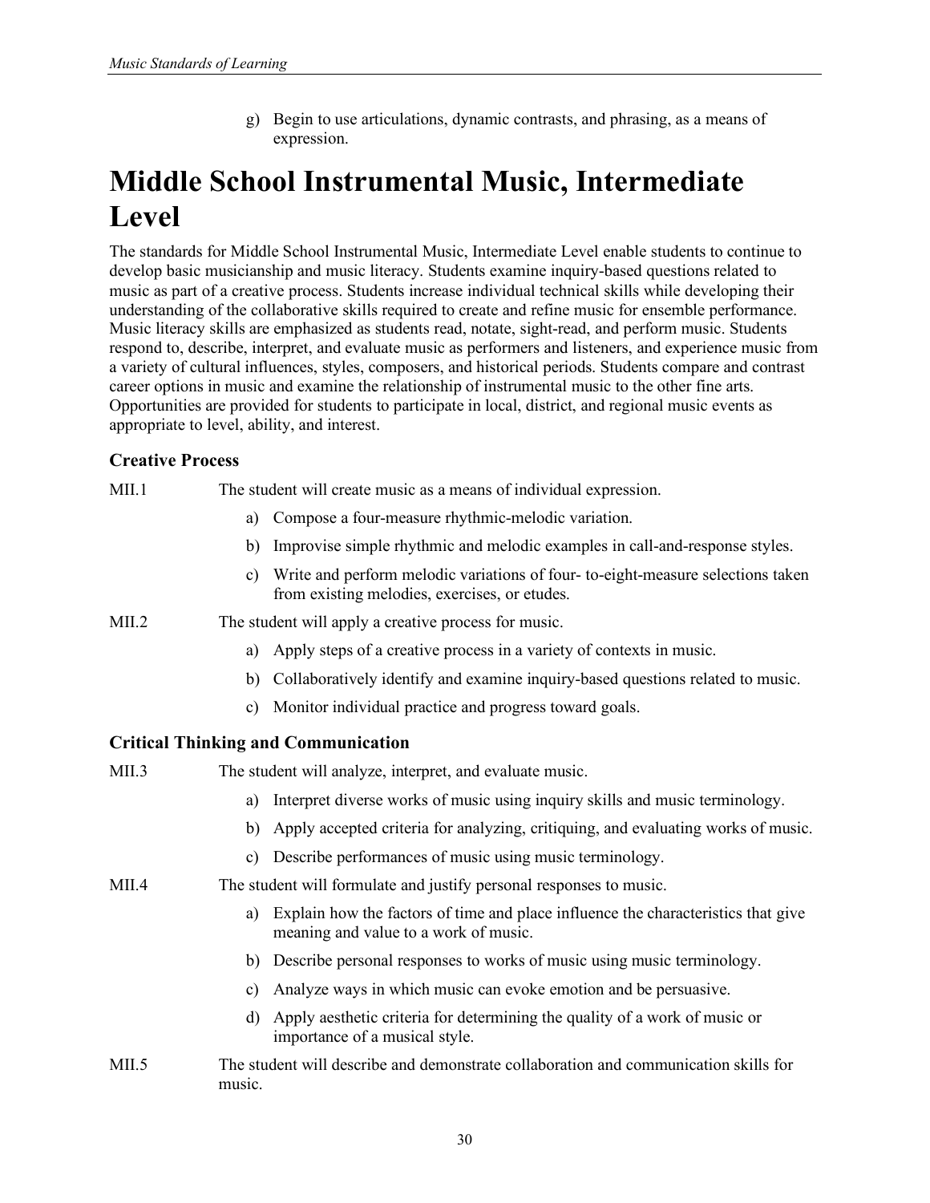g) Begin to use articulations, dynamic contrasts, and phrasing, as a means of expression.

# Middle School Instrumental Music, Intermediate Level

The standards for Middle School Instrumental Music, Intermediate Level enable students to continue to develop basic musicianship and music literacy. Students examine inquiry-based questions related to music as part of a creative process. Students increase individual technical skills while developing their understanding of the collaborative skills required to create and refine music for ensemble performance. Music literacy skills are emphasized as students read, notate, sight-read, and perform music. Students respond to, describe, interpret, and evaluate music as performers and listeners, and experience music from a variety of cultural influences, styles, composers, and historical periods. Students compare and contrast career options in music and examine the relationship of instrumental music to the other fine arts. Opportunities are provided for students to participate in local, district, and regional music events as appropriate to level, ability, and interest.

### Creative Process

MII.1 The student will create music as a means of individual expression.

a) Compose a four-measure rhythmic-melodic variation.

b) Improvise simple rhythmic and melodic examples in call-and-response styles.

c) Write and perform melodic variations of four- to-eight-measure selections taken from existing melodies, exercises, or etudes.

MII.2 The student will apply a creative process for music.

a) Apply steps of a creative process in a variety of contexts in music.

b) Collaboratively identify and examine inquiry-based questions related to music.

c) Monitor individual practice and progress toward goals.

### Critical Thinking and Communication

MII.3 The student will analyze, interpret, and evaluate music.

a) Interpret diverse works of music using inquiry skills and music terminology.

b) Apply accepted criteria for analyzing, critiquing, and evaluating works of music.

c) Describe performances of music using music terminology.

MII.4 The student will formulate and justify personal responses to music.

a) Explain how the factors of time and place influence the characteristics that give meaning and value to a work of music.

b) Describe personal responses to works of music using music terminology.

c) Analyze ways in which music can evoke emotion and be persuasive.

d) Apply aesthetic criteria for determining the quality of a work of music or importance of a musical style.

MII.5 The student will describe and demonstrate collaboration and communication skills for music.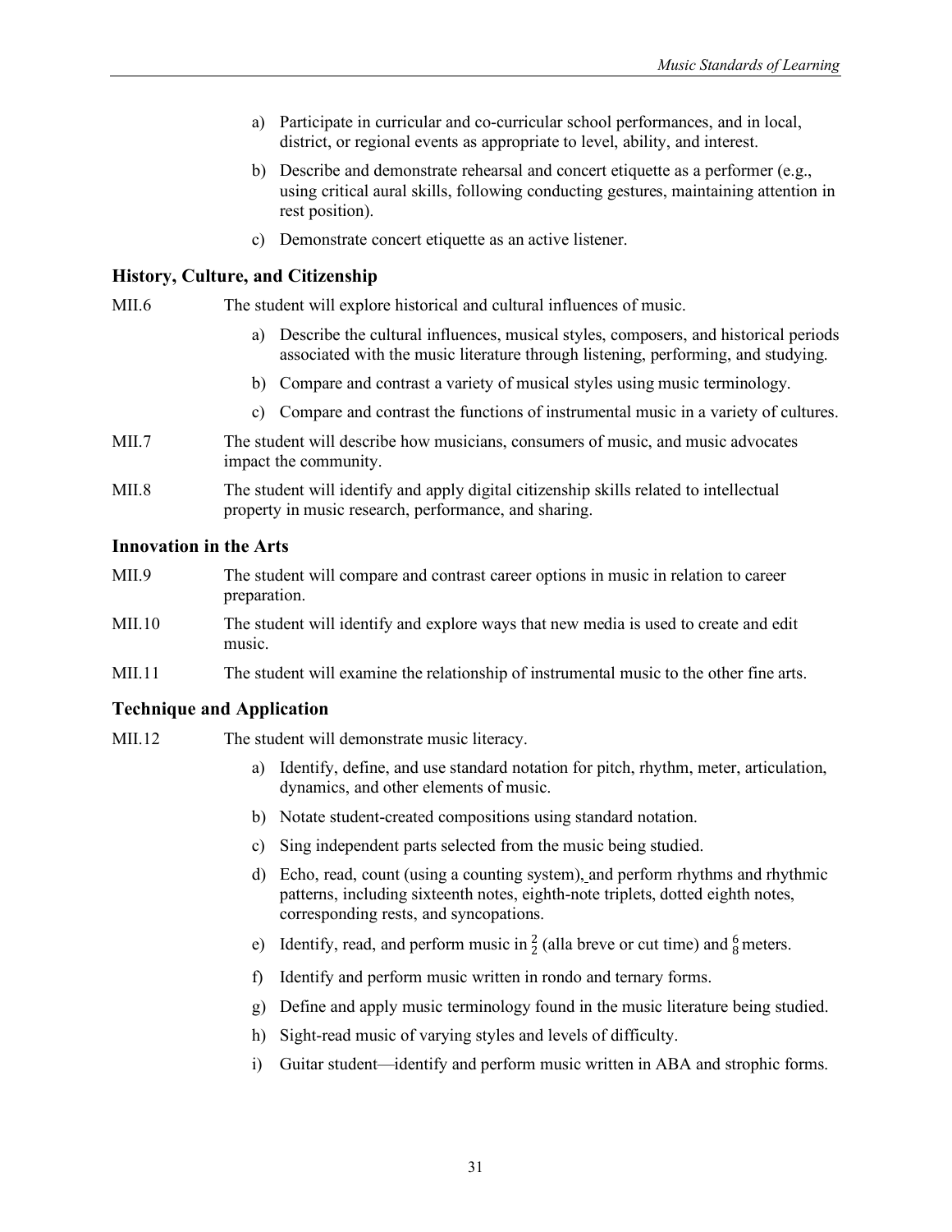a) Participate in curricular and co-curricular school performances, and in local, district, or regional events as appropriate to level, ability, and interest.

b) Describe and demonstrate rehearsal and concert etiquette as a performer (e.g., using critical aural skills, following conducting gestures, maintaining attention in rest position).

c) Demonstrate concert etiquette as an active listener.

### History, Culture, and Citizenship

MII.6 The student will explore historical and cultural influences of music.

a) Describe the cultural influences, musical styles, composers, and historical periods associated with the music literature through listening, performing, and studying.

b) Compare and contrast a variety of musical styles using music terminology.

c) Compare and contrast the functions of instrumental music in a variety of cultures.

MII.7 The student will describe how musicians, consumers of music, and music advocates impact the community.

MII.8 The student will identify and apply digital citizenship skills related to intellectual property in music research, performance, and sharing.

### Innovation in the Arts

MII.9 The student will compare and contrast career options in music in relation to career preparation.

MII.10 The student will identify and explore ways that new media is used to create and edit music.

MII.11 The student will examine the relationship of instrumental music to the other fine arts.

### Technique and Application

MII.12 The student will demonstrate music literacy.

a) Identify, define, and use standard notation for pitch, rhythm, meter, articulation, dynamics, and other elements of music.

b) Notate student-created compositions using standard notation.

c) Sing independent parts selected from the music being studied.

d) Echo, read, count (using a counting system), and perform rhythms and rhythmic patterns, including sixteenth notes, eighth-note triplets, dotted eighth notes, corresponding rests, and syncopations.

e) Identify, read, and perform music in $\frac{2}{2}$ (alla breve or cut time) and $\frac{6}{8}$ meters.

f) Identify and perform music written in rondo and ternary forms.

g) Define and apply music terminology found in the music literature being studied.

h) Sight-read music of varying styles and levels of difficulty.

i) Guitar student—identify and perform music written in ABA and strophic forms.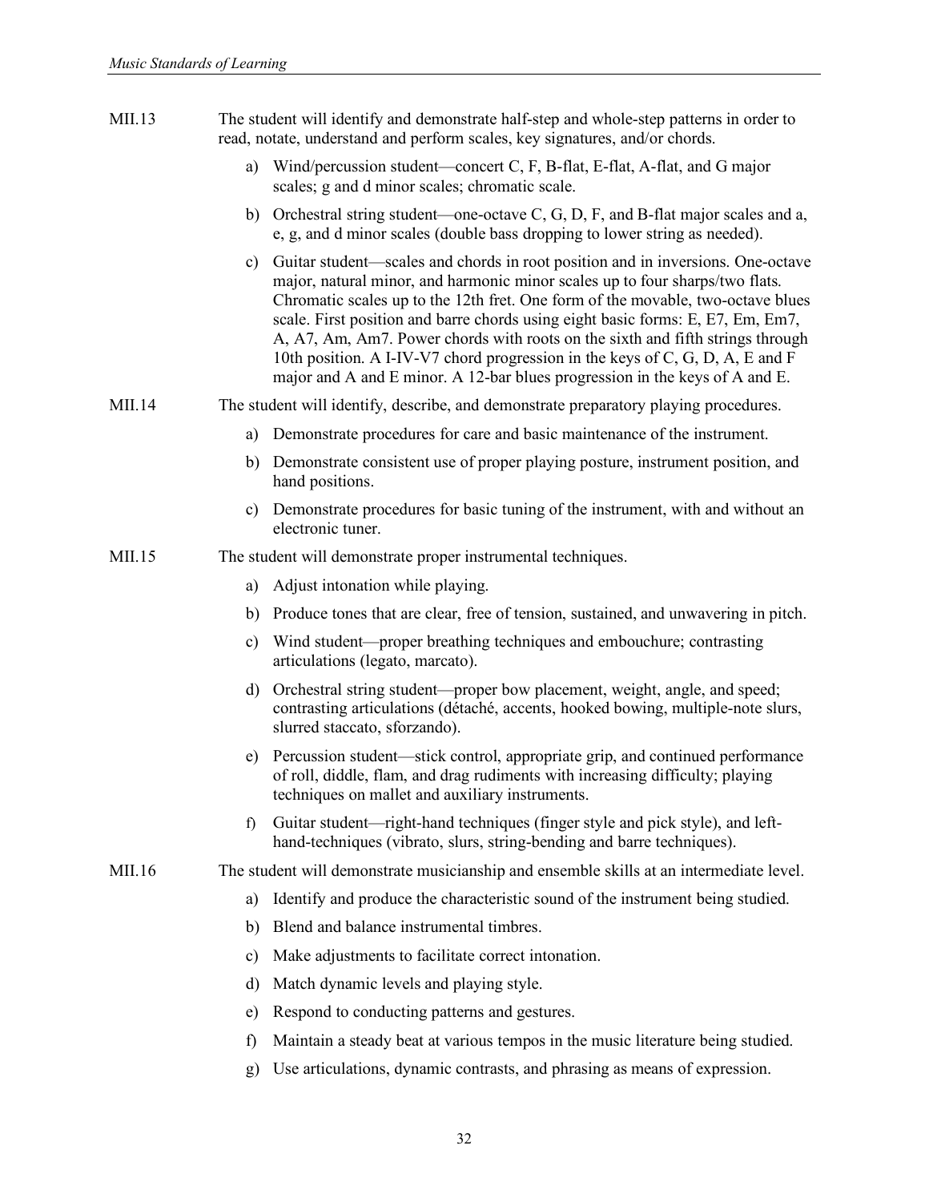MII.13 The student will identify and demonstrate half-step and whole-step patterns in order to read, notate, understand and perform scales, key signatures, and/or chords.

a) Wind/percussion student—concert C, F, B-flat, E-flat, A-flat, and G major scales; g and d minor scales; chromatic scale.

b) Orchestral string student—one-octave C, G, D, F, and B-flat major scales and a, e, g, and d minor scales (double bass dropping to lower string as needed).

c) Guitar student—scales and chords in root position and in inversions. One-octave major, natural minor, and harmonic minor scales up to four sharps/two flats. Chromatic scales up to the 12th fret. One form of the movable, two-octave blues scale. First position and barre chords using eight basic forms: E, E7, Em, Em7, A, A7, Am, Am7. Power chords with roots on the sixth and fifth strings through 10th position. A I-IV-V7 chord progression in the keys of C, G, D, A, E and F major and A and E minor. A 12-bar blues progression in the keys of A and E.

MII.14 The student will identify, describe, and demonstrate preparatory playing procedures.

a) Demonstrate procedures for care and basic maintenance of the instrument.

b) Demonstrate consistent use of proper playing posture, instrument position, and hand positions.

c) Demonstrate procedures for basic tuning of the instrument, with and without an electronic tuner.

MII.15 The student will demonstrate proper instrumental techniques.

a) Adjust intonation while playing.

b) Produce tones that are clear, free of tension, sustained, and unwavering in pitch.

c) Wind student—proper breathing techniques and embouchure; contrasting articulations (legato, marcato).

d) Orchestral string student—proper bow placement, weight, angle, and speed; contrasting articulations (détaché, accents, hooked bowing, multiple-note slurs, slurred staccato, sforzando).

e) Percussion student—stick control, appropriate grip, and continued performance of roll, diddle, flam, and drag rudiments with increasing difficulty; playing techniques on mallet and auxiliary instruments.

f) Guitar student—right-hand techniques (finger style and pick style), and left-hand-techniques (vibrato, slurs, string-bending and barre techniques).

MII.16 The student will demonstrate musicianship and ensemble skills at an intermediate level.

a) Identify and produce the characteristic sound of the instrument being studied.

b) Blend and balance instrumental timbres.

c) Make adjustments to facilitate correct intonation.

d) Match dynamic levels and playing style.

e) Respond to conducting patterns and gestures.

f) Maintain a steady beat at various tempos in the music literature being studied.

g) Use articulations, dynamic contrasts, and phrasing as means of expression.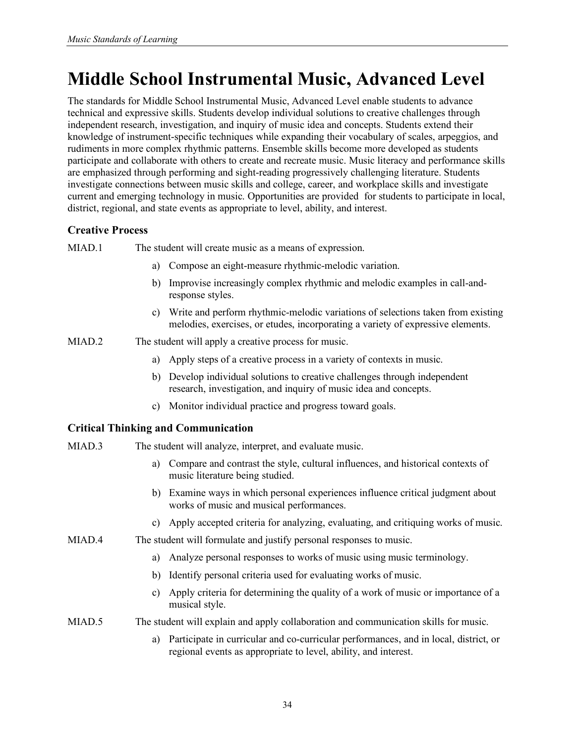# Middle School Instrumental Music, Advanced Level

The standards for Middle School Instrumental Music, Advanced Level enable students to advance technical and expressive skills. Students develop individual solutions to creative challenges through independent research, investigation, and inquiry of music idea and concepts. Students extend their knowledge of instrument-specific techniques while expanding their vocabulary of scales, arpeggios, and rudiments in more complex rhythmic patterns. Ensemble skills become more developed as students participate and collaborate with others to create and recreate music. Music literacy and performance skills are emphasized through performing and sight-reading progressively challenging literature. Students investigate connections between music skills and college, career, and workplace skills and investigate current and emerging technology in music. Opportunities are provided for students to participate in local, district, regional, and state events as appropriate to level, ability, and interest.

### Creative Process

MIAD.1 The student will create music as a means of expression.

- a) Compose an eight-measure rhythmic-melodic variation.
- b) Improvise increasingly complex rhythmic and melodic examples in call-and-response styles.
- c) Write and perform rhythmic-melodic variations of selections taken from existing melodies, exercises, or etudes, incorporating a variety of expressive elements.

MIAD.2 The student will apply a creative process for music.

- a) Apply steps of a creative process in a variety of contexts in music.
- b) Develop individual solutions to creative challenges through independent research, investigation, and inquiry of music idea and concepts.
- c) Monitor individual practice and progress toward goals.

### Critical Thinking and Communication

MIAD.3 The student will analyze, interpret, and evaluate music.

- a) Compare and contrast the style, cultural influences, and historical contexts of music literature being studied.
- b) Examine ways in which personal experiences influence critical judgment about works of music and musical performances.
- c) Apply accepted criteria for analyzing, evaluating, and critiquing works of music.

MIAD.4 The student will formulate and justify personal responses to music.

- a) Analyze personal responses to works of music using music terminology.
- b) Identify personal criteria used for evaluating works of music.
- c) Apply criteria for determining the quality of a work of music or importance of a musical style.

MIAD.5 The student will explain and apply collaboration and communication skills for music.

- a) Participate in curricular and co-curricular performances, and in local, district, or regional events as appropriate to level, ability, and interest.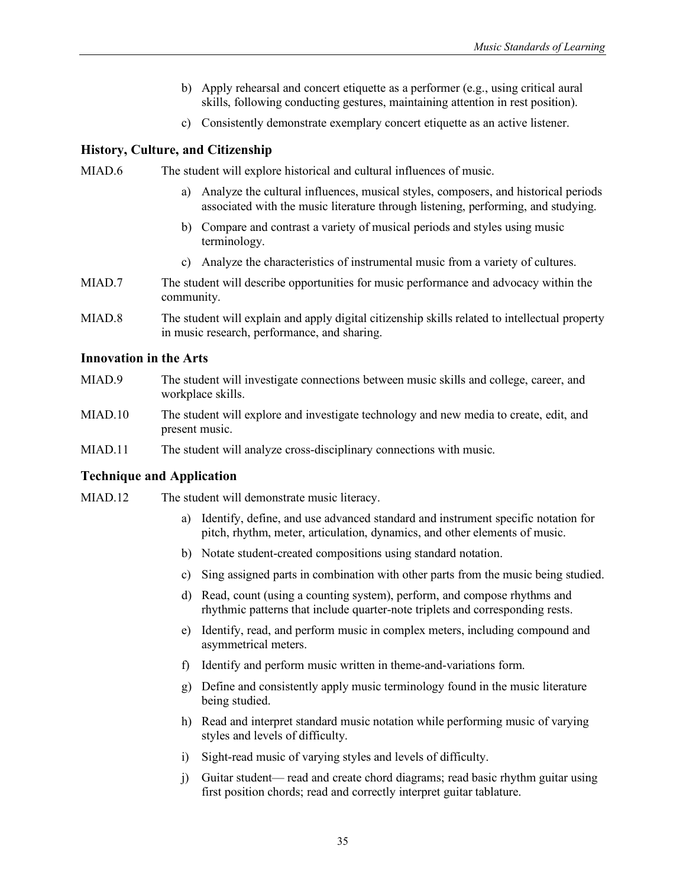b) Apply rehearsal and concert etiquette as a performer (e.g., using critical aural skills, following conducting gestures, maintaining attention in rest position).

c) Consistently demonstrate exemplary concert etiquette as an active listener.

### History, Culture, and Citizenship

MIAD.6 The student will explore historical and cultural influences of music.

a) Analyze the cultural influences, musical styles, composers, and historical periods associated with the music literature through listening, performing, and studying.

b) Compare and contrast a variety of musical periods and styles using music terminology.

c) Analyze the characteristics of instrumental music from a variety of cultures.

MIAD.7 The student will describe opportunities for music performance and advocacy within the community.

MIAD.8 The student will explain and apply digital citizenship skills related to intellectual property in music research, performance, and sharing.

### Innovation in the Arts

MIAD.9 The student will investigate connections between music skills and college, career, and workplace skills.

MIAD.10 The student will explore and investigate technology and new media to create, edit, and present music.

MIAD.11 The student will analyze cross-disciplinary connections with music.

### Technique and Application

MIAD.12 The student will demonstrate music literacy.

a) Identify, define, and use advanced standard and instrument specific notation for pitch, rhythm, meter, articulation, dynamics, and other elements of music.

b) Notate student-created compositions using standard notation.

c) Sing assigned parts in combination with other parts from the music being studied.

d) Read, count (using a counting system), perform, and compose rhythms and rhythmic patterns that include quarter-note triplets and corresponding rests.

e) Identify, read, and perform music in complex meters, including compound and asymmetrical meters.

f) Identify and perform music written in theme-and-variations form.

g) Define and consistently apply music terminology found in the music literature being studied.

h) Read and interpret standard music notation while performing music of varying styles and levels of difficulty.

i) Sight-read music of varying styles and levels of difficulty.

j) Guitar student— read and create chord diagrams; read basic rhythm guitar using first position chords; read and correctly interpret guitar tablature.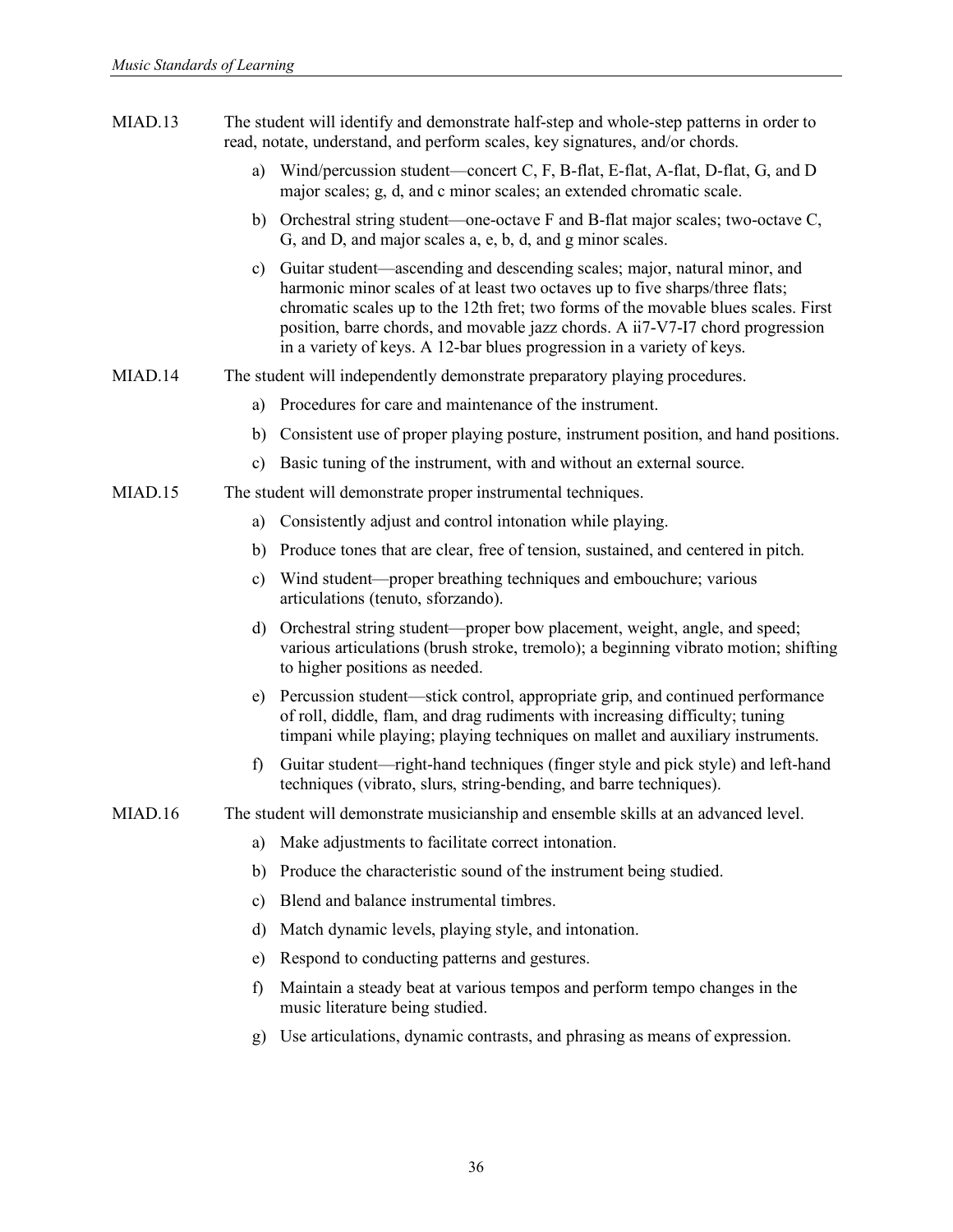MIAD.13 The student will identify and demonstrate half-step and whole-step patterns in order to read, notate, understand, and perform scales, key signatures, and/or chords.

a) Wind/percussion student—concert C, F, B-flat, E-flat, A-flat, D-flat, G, and D major scales; g, d, and c minor scales; an extended chromatic scale.

b) Orchestral string student—one-octave F and B-flat major scales; two-octave C, G, and D, and major scales a, e, b, d, and g minor scales.

c) Guitar student—ascending and descending scales; major, natural minor, and harmonic minor scales of at least two octaves up to five sharps/three flats; chromatic scales up to the 12th fret; two forms of the movable blues scales. First position, barre chords, and movable jazz chords. A ii7-V7-I7 chord progression in a variety of keys. A 12-bar blues progression in a variety of keys.

MIAD.14 The student will independently demonstrate preparatory playing procedures.

a) Procedures for care and maintenance of the instrument.

b) Consistent use of proper playing posture, instrument position, and hand positions.

c) Basic tuning of the instrument, with and without an external source.

MIAD.15 The student will demonstrate proper instrumental techniques.

a) Consistently adjust and control intonation while playing.

b) Produce tones that are clear, free of tension, sustained, and centered in pitch.

c) Wind student—proper breathing techniques and embouchure; various articulations (tenuto, sforzando).

d) Orchestral string student—proper bow placement, weight, angle, and speed; various articulations (brush stroke, tremolo); a beginning vibrato motion; shifting to higher positions as needed.

e) Percussion student—stick control, appropriate grip, and continued performance of roll, diddle, flam, and drag rudiments with increasing difficulty; tuning timpani while playing; playing techniques on mallet and auxiliary instruments.

f) Guitar student—right-hand techniques (finger style and pick style) and left-hand techniques (vibrato, slurs, string-bending, and barre techniques).

MIAD.16 The student will demonstrate musicianship and ensemble skills at an advanced level.

a) Make adjustments to facilitate correct intonation.

b) Produce the characteristic sound of the instrument being studied.

c) Blend and balance instrumental timbres.

d) Match dynamic levels, playing style, and intonation.

e) Respond to conducting patterns and gestures.

f) Maintain a steady beat at various tempos and perform tempo changes in the music literature being studied.

g) Use articulations, dynamic contrasts, and phrasing as means of expression.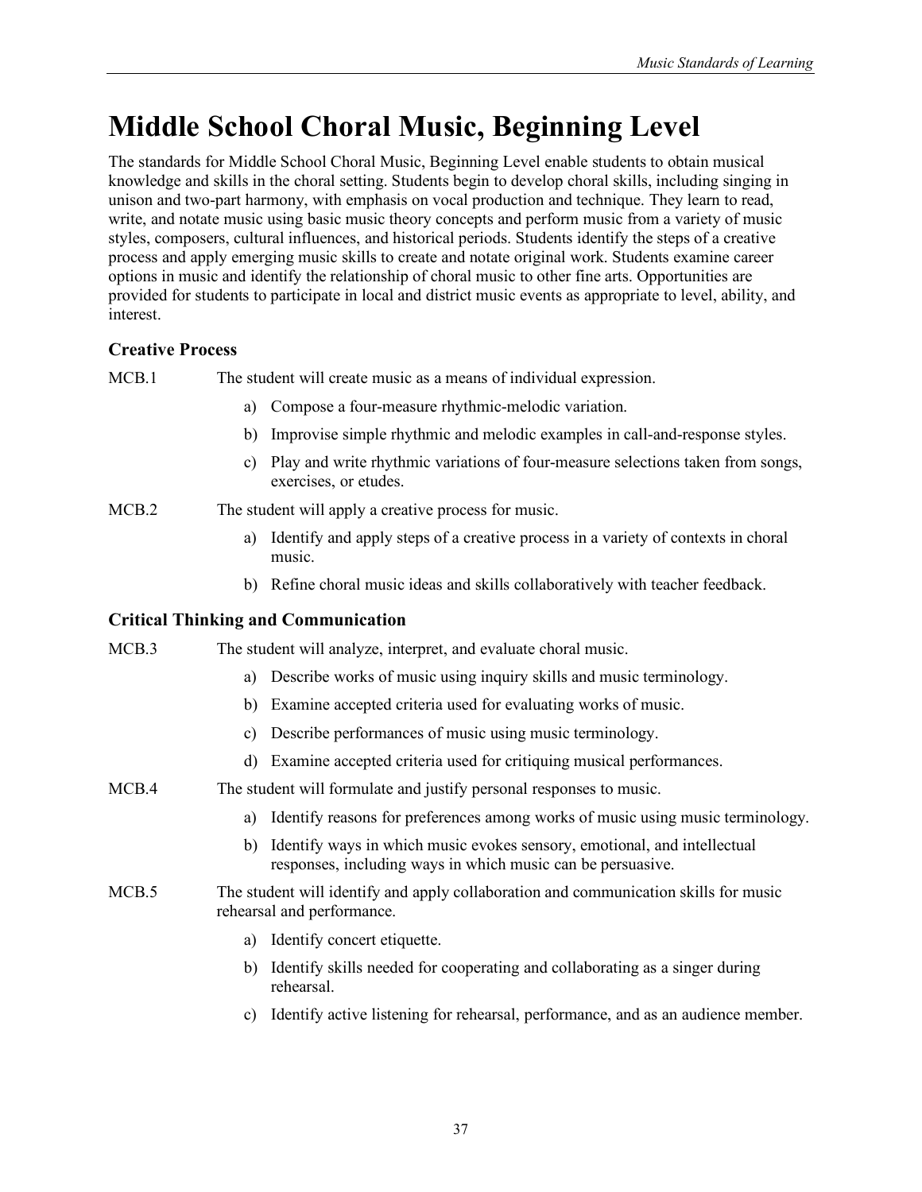# Middle School Choral Music, Beginning Level

The standards for Middle School Choral Music, Beginning Level enable students to obtain musical knowledge and skills in the choral setting. Students begin to develop choral skills, including singing in unison and two-part harmony, with emphasis on vocal production and technique. They learn to read, write, and notate music using basic music theory concepts and perform music from a variety of music styles, composers, cultural influences, and historical periods. Students identify the steps of a creative process and apply emerging music skills to create and notate original work. Students examine career options in music and identify the relationship of choral music to other fine arts. Opportunities are provided for students to participate in local and district music events as appropriate to level, ability, and interest.

### Creative Process

MCB.1 The student will create music as a means of individual expression.

a) Compose a four-measure rhythmic-melodic variation.

b) Improvise simple rhythmic and melodic examples in call-and-response styles.

c) Play and write rhythmic variations of four-measure selections taken from songs, exercises, or etudes.

MCB.2 The student will apply a creative process for music.

a) Identify and apply steps of a creative process in a variety of contexts in choral music.

b) Refine choral music ideas and skills collaboratively with teacher feedback.

### Critical Thinking and Communication

MCB.3 The student will analyze, interpret, and evaluate choral music.

a) Describe works of music using inquiry skills and music terminology.

b) Examine accepted criteria used for evaluating works of music.

c) Describe performances of music using music terminology.

d) Examine accepted criteria used for critiquing musical performances.

MCB.4 The student will formulate and justify personal responses to music.

a) Identify reasons for preferences among works of music using music terminology.

b) Identify ways in which music evokes sensory, emotional, and intellectual responses, including ways in which music can be persuasive.

MCB.5 The student will identify and apply collaboration and communication skills for music rehearsal and performance.

a) Identify concert etiquette.

b) Identify skills needed for cooperating and collaborating as a singer during rehearsal.

c) Identify active listening for rehearsal, performance, and as an audience member.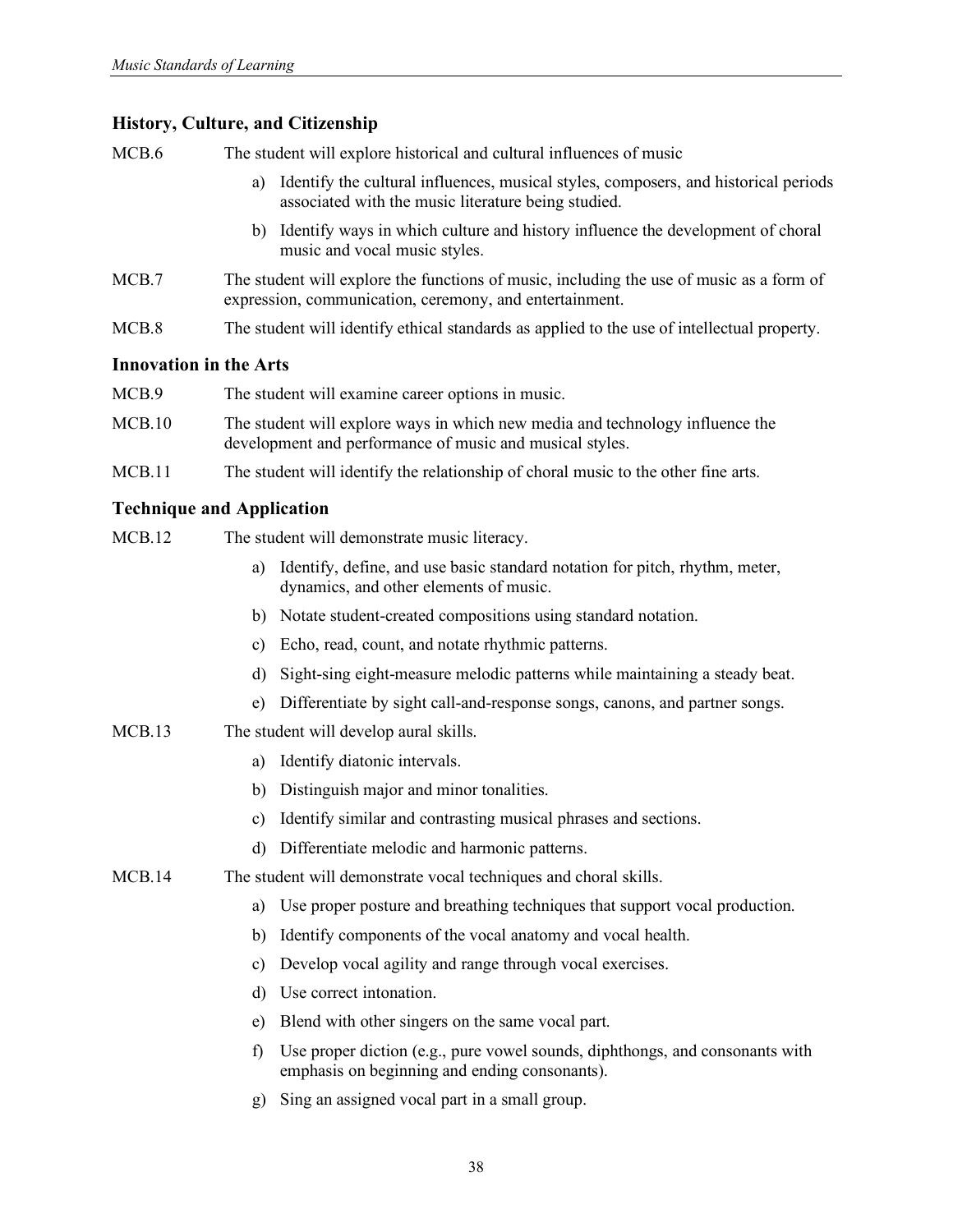### History, Culture, and Citizenship

MCB.6 The student will explore historical and cultural influences of music

a) Identify the cultural influences, musical styles, composers, and historical periods associated with the music literature being studied.

b) Identify ways in which culture and history influence the development of choral music and vocal music styles.

MCB.7 The student will explore the functions of music, including the use of music as a form of expression, communication, ceremony, and entertainment.

MCB.8 The student will identify ethical standards as applied to the use of intellectual property.

### Innovation in the Arts

MCB.9 The student will examine career options in music.

MCB.10 The student will explore ways in which new media and technology influence the development and performance of music and musical styles.

MCB.11 The student will identify the relationship of choral music to the other fine arts.

### Technique and Application

MCB.12 The student will demonstrate music literacy.

a) Identify, define, and use basic standard notation for pitch, rhythm, meter, dynamics, and other elements of music.

b) Notate student-created compositions using standard notation.

c) Echo, read, count, and notate rhythmic patterns.

d) Sight-sing eight-measure melodic patterns while maintaining a steady beat.

e) Differentiate by sight call-and-response songs, canons, and partner songs.

MCB.13 The student will develop aural skills.

a) Identify diatonic intervals.

b) Distinguish major and minor tonalities.

c) Identify similar and contrasting musical phrases and sections.

d) Differentiate melodic and harmonic patterns.

MCB.14 The student will demonstrate vocal techniques and choral skills.

a) Use proper posture and breathing techniques that support vocal production.

b) Identify components of the vocal anatomy and vocal health.

c) Develop vocal agility and range through vocal exercises.

d) Use correct intonation.

e) Blend with other singers on the same vocal part.

f) Use proper diction (e.g., pure vowel sounds, diphthongs, and consonants with emphasis on beginning and ending consonants).

g) Sing an assigned vocal part in a small group.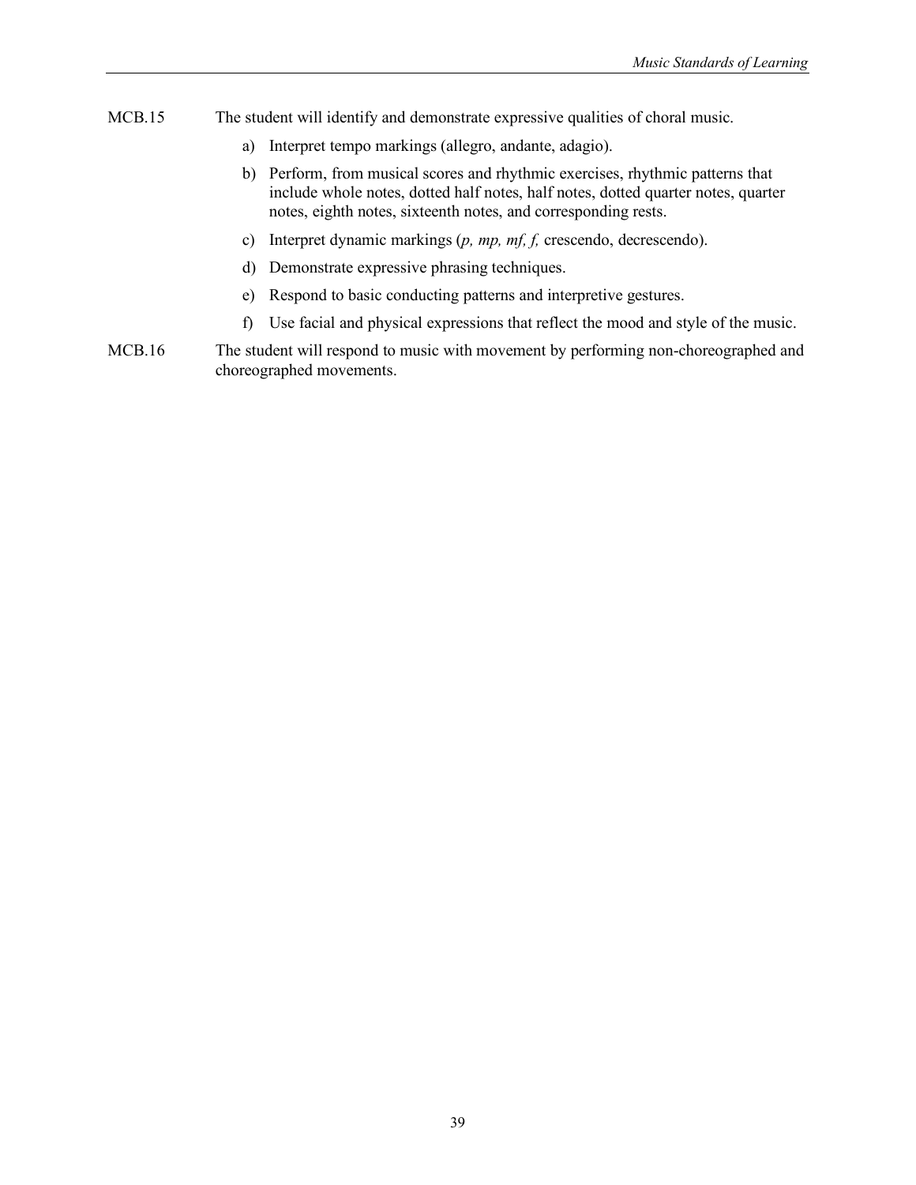MCB.15 The student will identify and demonstrate expressive qualities of choral music.

a) Interpret tempo markings (allegro, andante, adagio).

b) Perform, from musical scores and rhythmic exercises, rhythmic patterns that include whole notes, dotted half notes, half notes, dotted quarter notes, quarter notes, eighth notes, sixteenth notes, and corresponding rests.

c) Interpret dynamic markings (*p, mp, mf, f,* crescendo, decrescendo).

d) Demonstrate expressive phrasing techniques.

e) Respond to basic conducting patterns and interpretive gestures.

f) Use facial and physical expressions that reflect the mood and style of the music.

MCB.16 The student will respond to music with movement by performing non-choreographed and choreographed movements.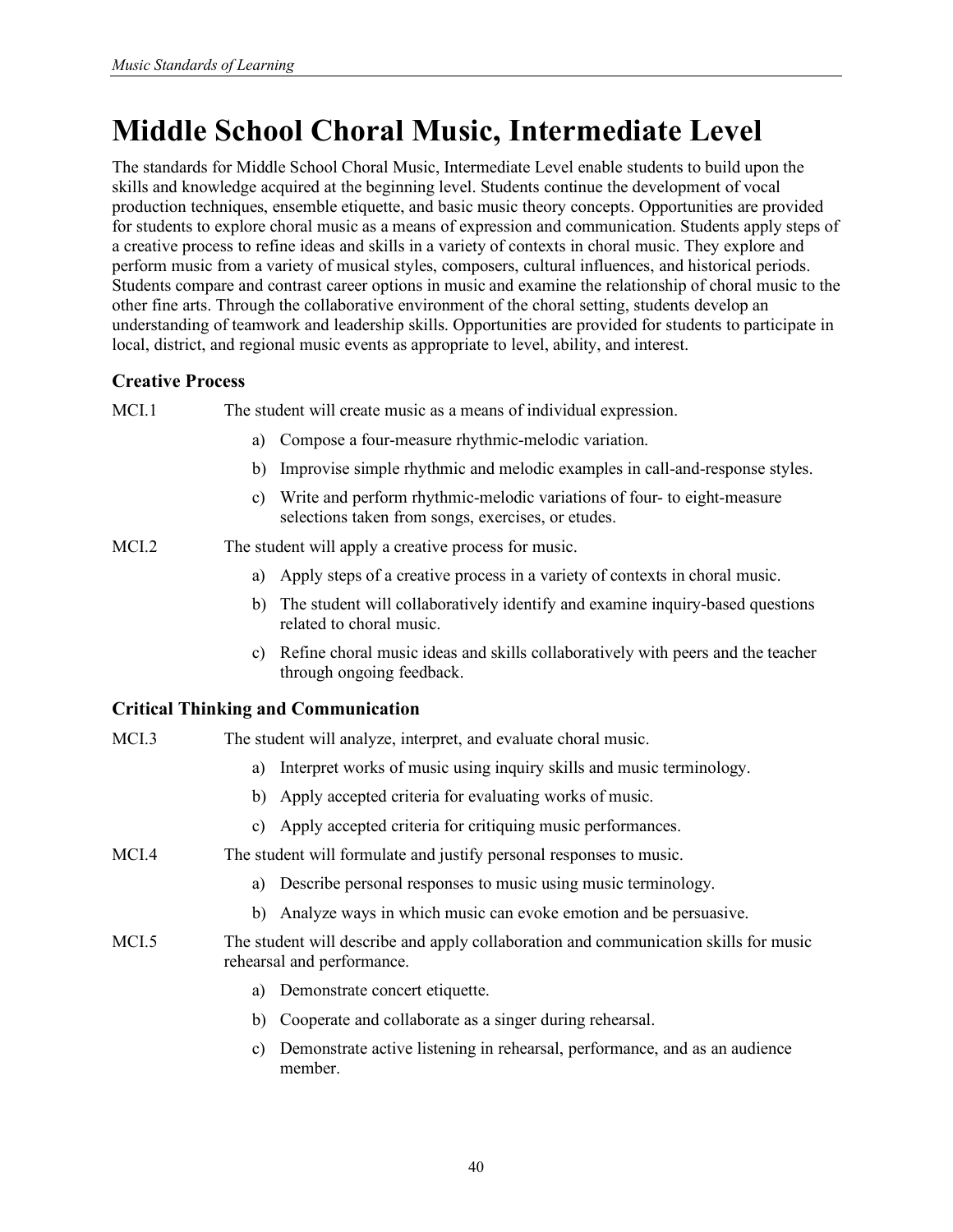# Middle School Choral Music, Intermediate Level

The standards for Middle School Choral Music, Intermediate Level enable students to build upon the skills and knowledge acquired at the beginning level. Students continue the development of vocal production techniques, ensemble etiquette, and basic music theory concepts. Opportunities are provided for students to explore choral music as a means of expression and communication. Students apply steps of a creative process to refine ideas and skills in a variety of contexts in choral music. They explore and perform music from a variety of musical styles, composers, cultural influences, and historical periods. Students compare and contrast career options in music and examine the relationship of choral music to the other fine arts. Through the collaborative environment of the choral setting, students develop an understanding of teamwork and leadership skills. Opportunities are provided for students to participate in local, district, and regional music events as appropriate to level, ability, and interest.

### Creative Process

MCI.1 The student will create music as a means of individual expression.

a) Compose a four-measure rhythmic-melodic variation.

b) Improvise simple rhythmic and melodic examples in call-and-response styles.

c) Write and perform rhythmic-melodic variations of four- to eight-measure selections taken from songs, exercises, or etudes.

MCI.2 The student will apply a creative process for music.

a) Apply steps of a creative process in a variety of contexts in choral music.

b) The student will collaboratively identify and examine inquiry-based questions related to choral music.

c) Refine choral music ideas and skills collaboratively with peers and the teacher through ongoing feedback.

### Critical Thinking and Communication

MCI.3 The student will analyze, interpret, and evaluate choral music.

a) Interpret works of music using inquiry skills and music terminology.

b) Apply accepted criteria for evaluating works of music.

c) Apply accepted criteria for critiquing music performances.

MCI.4 The student will formulate and justify personal responses to music.

a) Describe personal responses to music using music terminology.

b) Analyze ways in which music can evoke emotion and be persuasive.

MCI.5 The student will describe and apply collaboration and communication skills for music rehearsal and performance.

a) Demonstrate concert etiquette.

b) Cooperate and collaborate as a singer during rehearsal.

c) Demonstrate active listening in rehearsal, performance, and as an audience member.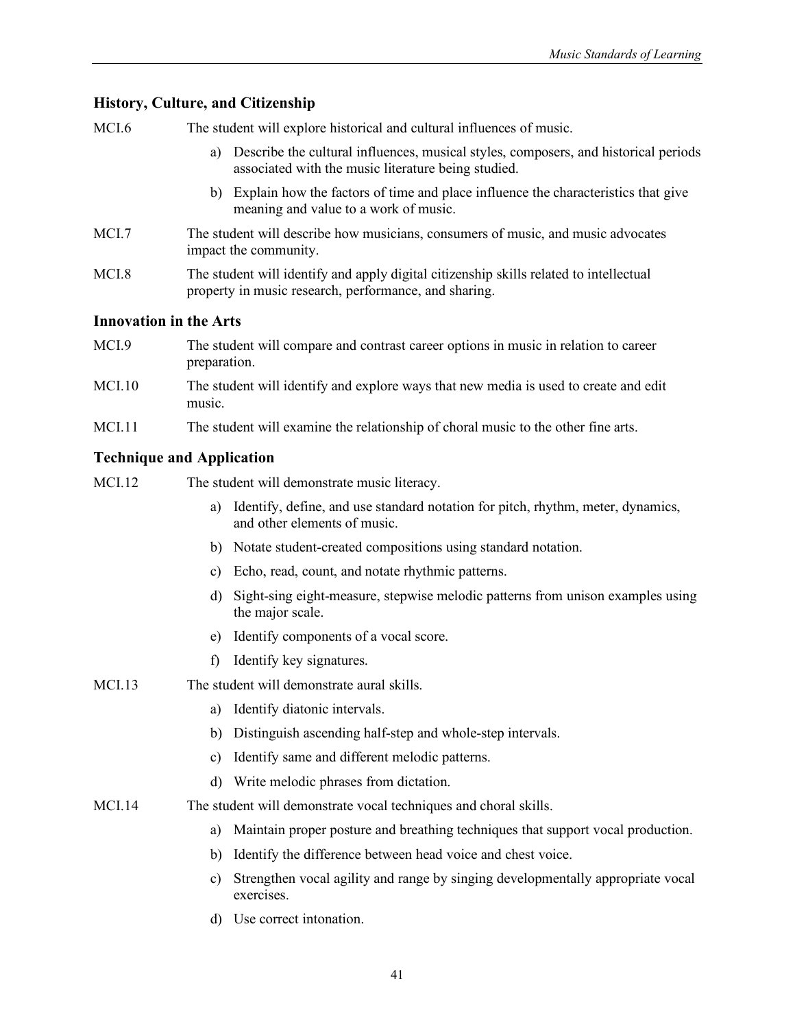## History, Culture, and Citizenship

MCI.6 The student will explore historical and cultural influences of music.

a) Describe the cultural influences, musical styles, composers, and historical periods associated with the music literature being studied.

b) Explain how the factors of time and place influence the characteristics that give meaning and value to a work of music.

MCI.7 The student will describe how musicians, consumers of music, and music advocates impact the community.

MCI.8 The student will identify and apply digital citizenship skills related to intellectual property in music research, performance, and sharing.

## Innovation in the Arts

MCI.9 The student will compare and contrast career options in music in relation to career preparation.

MCI.10 The student will identify and explore ways that new media is used to create and edit music.

MCI.11 The student will examine the relationship of choral music to the other fine arts.

## Technique and Application

MCI.12 The student will demonstrate music literacy.

a) Identify, define, and use standard notation for pitch, rhythm, meter, dynamics, and other elements of music.

b) Notate student-created compositions using standard notation.

c) Echo, read, count, and notate rhythmic patterns.

d) Sight-sing eight-measure, stepwise melodic patterns from unison examples using the major scale.

e) Identify components of a vocal score.

f) Identify key signatures.

MCI.13 The student will demonstrate aural skills.

a) Identify diatonic intervals.

b) Distinguish ascending half-step and whole-step intervals.

c) Identify same and different melodic patterns.

d) Write melodic phrases from dictation.

MCI.14 The student will demonstrate vocal techniques and choral skills.

a) Maintain proper posture and breathing techniques that support vocal production.

b) Identify the difference between head voice and chest voice.

c) Strengthen vocal agility and range by singing developmentally appropriate vocal exercises.

d) Use correct intonation.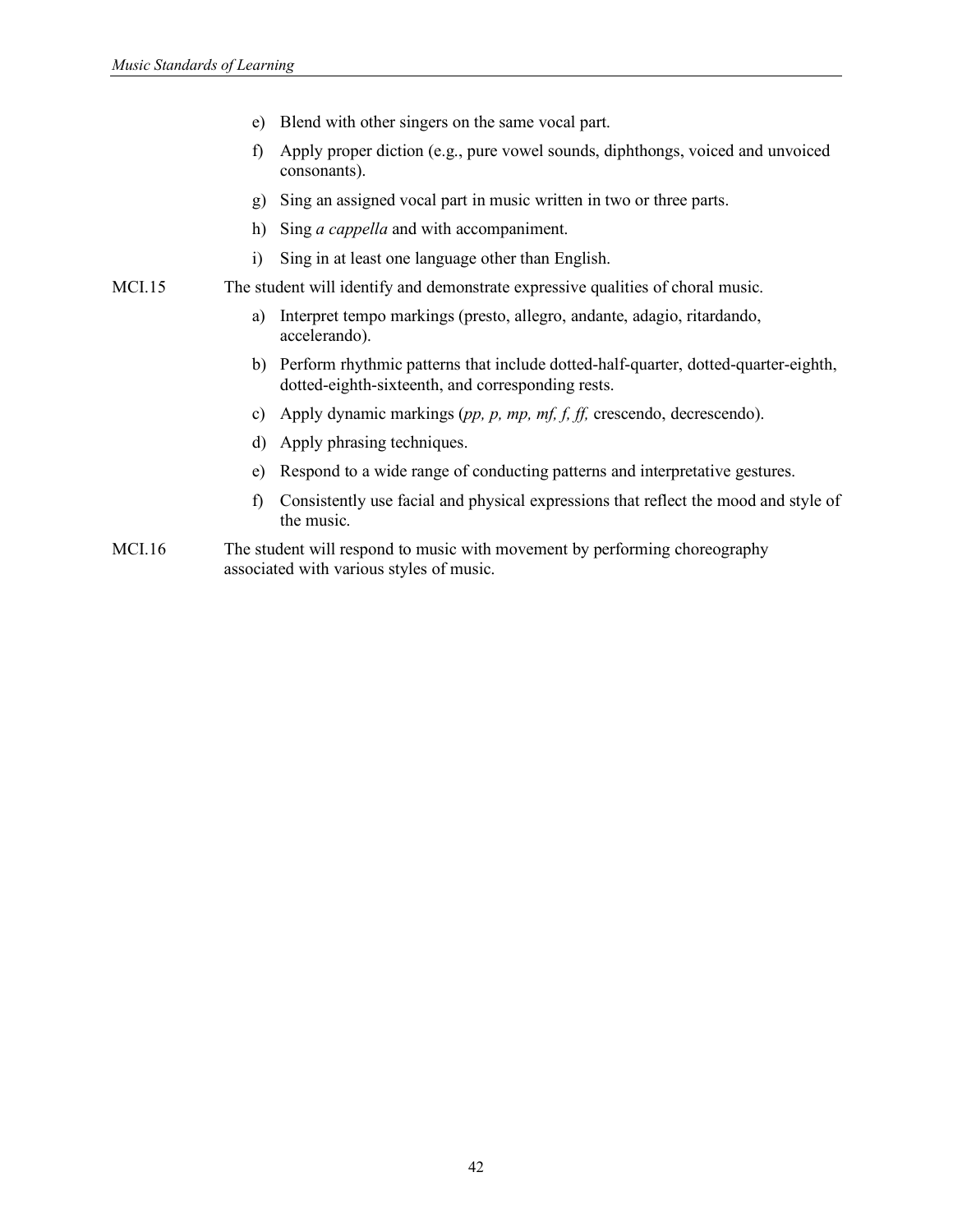e) Blend with other singers on the same vocal part.

f) Apply proper diction (e.g., pure vowel sounds, diphthongs, voiced and unvoiced consonants).

g) Sing an assigned vocal part in music written in two or three parts.

h) Sing *a cappella* and with accompaniment.

i) Sing in at least one language other than English.

MCI.15 The student will identify and demonstrate expressive qualities of choral music.

a) Interpret tempo markings (presto, allegro, andante, adagio, ritardando, accelerando).

b) Perform rhythmic patterns that include dotted-half-quarter, dotted-quarter-eighth, dotted-eighth-sixteenth, and corresponding rests.

c) Apply dynamic markings (*pp, p, mp, mf, f, ff,* crescendo, decrescendo).

d) Apply phrasing techniques.

e) Respond to a wide range of conducting patterns and interpretative gestures.

f) Consistently use facial and physical expressions that reflect the mood and style of the music.

MCI.16 The student will respond to music with movement by performing choreography associated with various styles of music.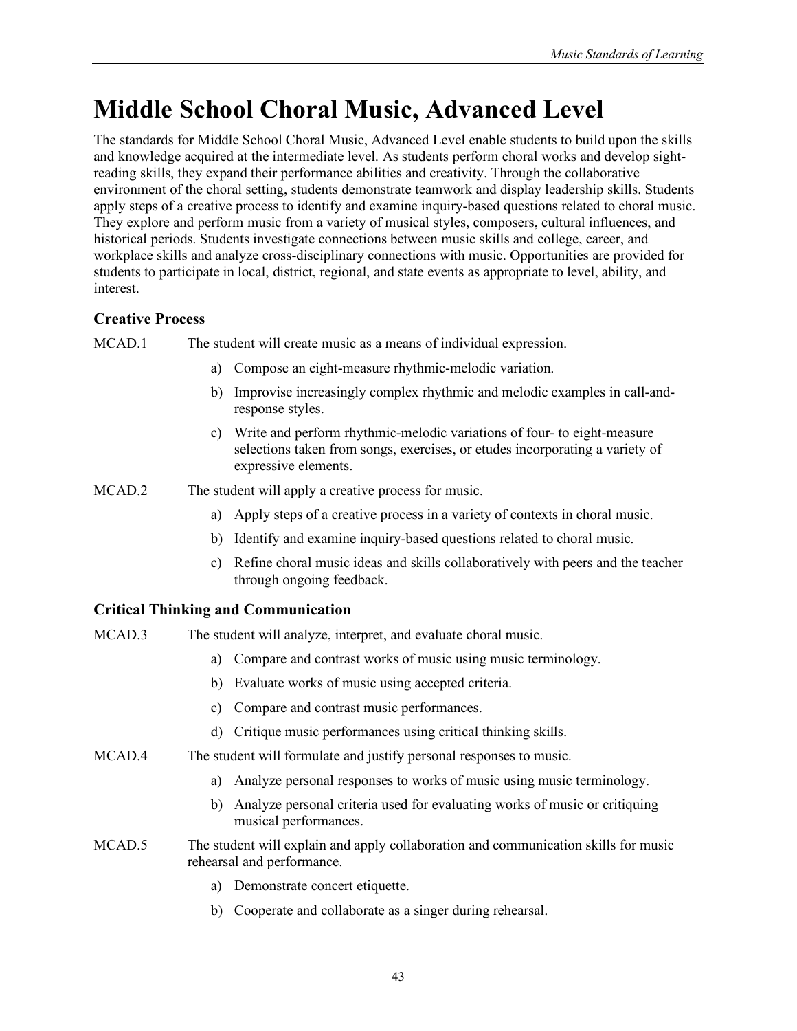# Middle School Choral Music, Advanced Level

The standards for Middle School Choral Music, Advanced Level enable students to build upon the skills and knowledge acquired at the intermediate level. As students perform choral works and develop sight-reading skills, they expand their performance abilities and creativity. Through the collaborative environment of the choral setting, students demonstrate teamwork and display leadership skills. Students apply steps of a creative process to identify and examine inquiry-based questions related to choral music. They explore and perform music from a variety of musical styles, composers, cultural influences, and historical periods. Students investigate connections between music skills and college, career, and workplace skills and analyze cross-disciplinary connections with music. Opportunities are provided for students to participate in local, district, regional, and state events as appropriate to level, ability, and interest.

### Creative Process

MCAD.1 The student will create music as a means of individual expression.

a) Compose an eight-measure rhythmic-melodic variation.

b) Improvise increasingly complex rhythmic and melodic examples in call-and-response styles.

c) Write and perform rhythmic-melodic variations of four- to eight-measure selections taken from songs, exercises, or etudes incorporating a variety of expressive elements.

MCAD.2 The student will apply a creative process for music.

a) Apply steps of a creative process in a variety of contexts in choral music.

b) Identify and examine inquiry-based questions related to choral music.

c) Refine choral music ideas and skills collaboratively with peers and the teacher through ongoing feedback.

### Critical Thinking and Communication

MCAD.3 The student will analyze, interpret, and evaluate choral music.

a) Compare and contrast works of music using music terminology.

b) Evaluate works of music using accepted criteria.

c) Compare and contrast music performances.

d) Critique music performances using critical thinking skills.

MCAD.4 The student will formulate and justify personal responses to music.

a) Analyze personal responses to works of music using music terminology.

b) Analyze personal criteria used for evaluating works of music or critiquing musical performances.

MCAD.5 The student will explain and apply collaboration and communication skills for music rehearsal and performance.

a) Demonstrate concert etiquette.

b) Cooperate and collaborate as a singer during rehearsal.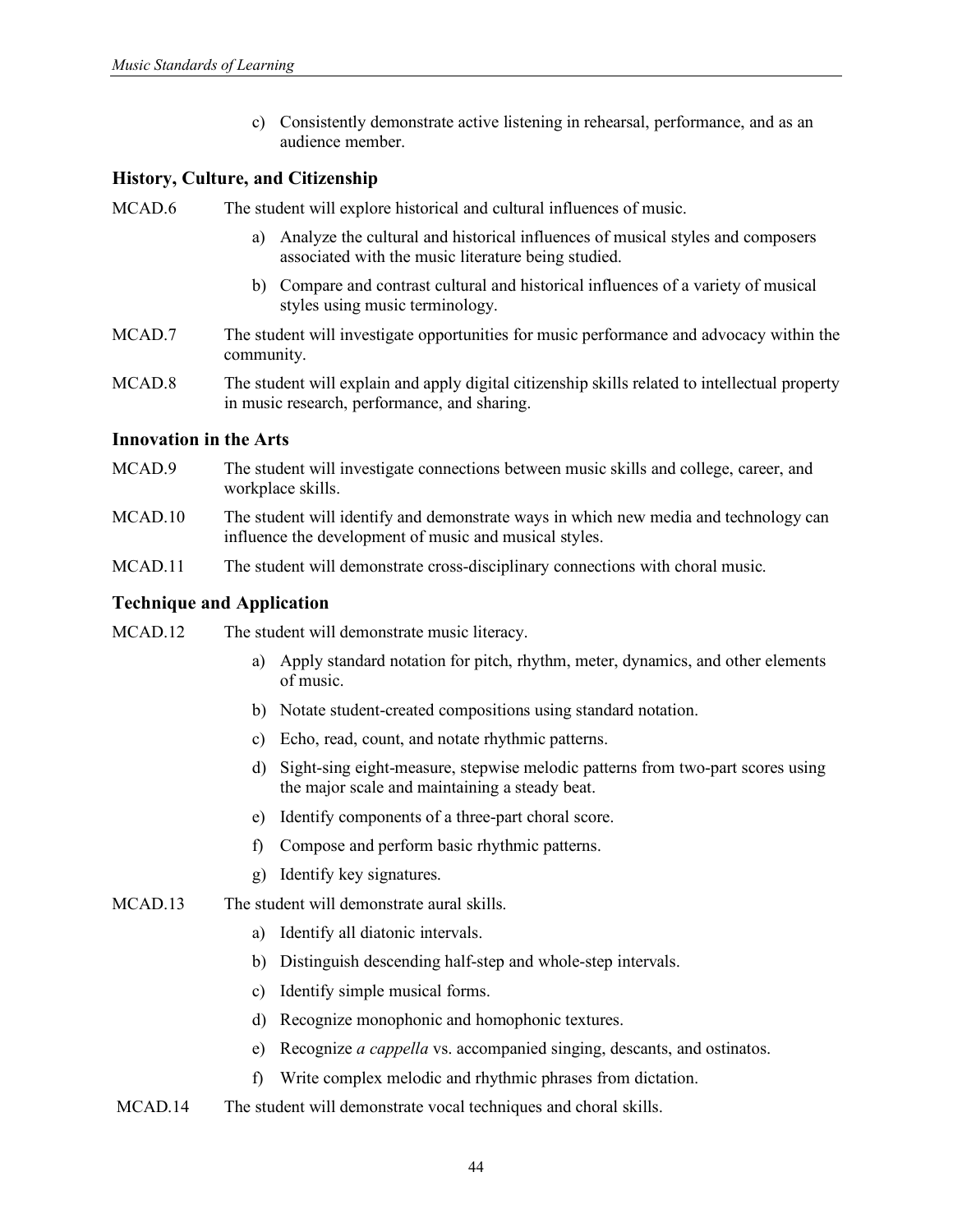c) Consistently demonstrate active listening in rehearsal, performance, and as an audience member.

### History, Culture, and Citizenship

MCAD.6 The student will explore historical and cultural influences of music.

a) Analyze the cultural and historical influences of musical styles and composers associated with the music literature being studied.

b) Compare and contrast cultural and historical influences of a variety of musical styles using music terminology.

MCAD.7 The student will investigate opportunities for music performance and advocacy within the community.

MCAD.8 The student will explain and apply digital citizenship skills related to intellectual property in music research, performance, and sharing.

### Innovation in the Arts

MCAD.9 The student will investigate connections between music skills and college, career, and workplace skills.

MCAD.10 The student will identify and demonstrate ways in which new media and technology can influence the development of music and musical styles.

MCAD.11 The student will demonstrate cross-disciplinary connections with choral music.

### Technique and Application

MCAD.12 The student will demonstrate music literacy.

a) Apply standard notation for pitch, rhythm, meter, dynamics, and other elements of music.

b) Notate student-created compositions using standard notation.

c) Echo, read, count, and notate rhythmic patterns.

d) Sight-sing eight-measure, stepwise melodic patterns from two-part scores using the major scale and maintaining a steady beat.

e) Identify components of a three-part choral score.

f) Compose and perform basic rhythmic patterns.

g) Identify key signatures.

MCAD.13 The student will demonstrate aural skills.

a) Identify all diatonic intervals.

b) Distinguish descending half-step and whole-step intervals.

c) Identify simple musical forms.

d) Recognize monophonic and homophonic textures.

e) Recognize *a cappella* vs. accompanied singing, descants, and ostinatos.

f) Write complex melodic and rhythmic phrases from dictation.

MCAD.14 The student will demonstrate vocal techniques and choral skills.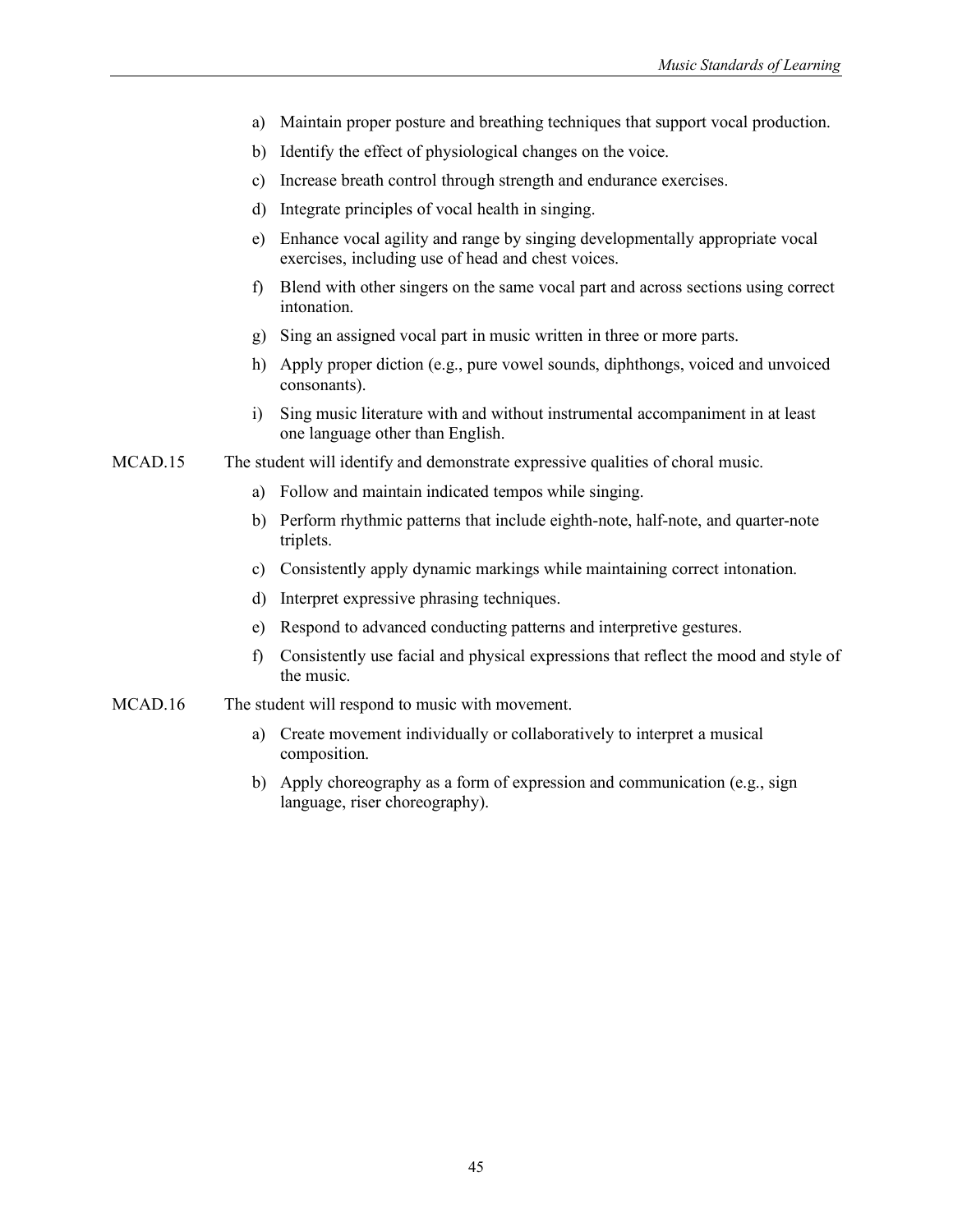a) Maintain proper posture and breathing techniques that support vocal production.
b) Identify the effect of physiological changes on the voice.
c) Increase breath control through strength and endurance exercises.
d) Integrate principles of vocal health in singing.
e) Enhance vocal agility and range by singing developmentally appropriate vocal exercises, including use of head and chest voices.
f) Blend with other singers on the same vocal part and across sections using correct intonation.
g) Sing an assigned vocal part in music written in three or more parts.
h) Apply proper diction (e.g., pure vowel sounds, diphthongs, voiced and unvoiced consonants).
i) Sing music literature with and without instrumental accompaniment in at least one language other than English.

MCAD.15 The student will identify and demonstrate expressive qualities of choral music.

a) Follow and maintain indicated tempos while singing.
b) Perform rhythmic patterns that include eighth-note, half-note, and quarter-note triplets.
c) Consistently apply dynamic markings while maintaining correct intonation.
d) Interpret expressive phrasing techniques.
e) Respond to advanced conducting patterns and interpretive gestures.
f) Consistently use facial and physical expressions that reflect the mood and style of the music.

MCAD.16 The student will respond to music with movement.

a) Create movement individually or collaboratively to interpret a musical composition.
b) Apply choreography as a form of expression and communication (e.g., sign language, riser choreography).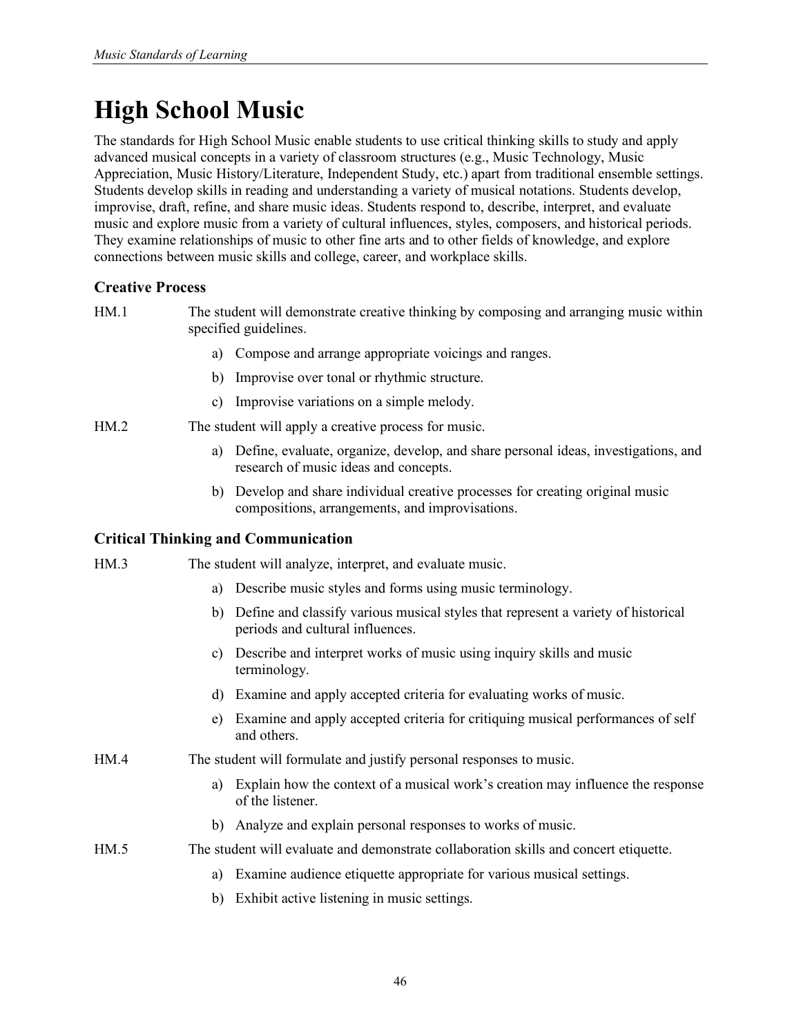# High School Music

The standards for High School Music enable students to use critical thinking skills to study and apply advanced musical concepts in a variety of classroom structures (e.g., Music Technology, Music Appreciation, Music History/Literature, Independent Study, etc.) apart from traditional ensemble settings. Students develop skills in reading and understanding a variety of musical notations. Students develop, improvise, draft, refine, and share music ideas. Students respond to, describe, interpret, and evaluate music and explore music from a variety of cultural influences, styles, composers, and historical periods. They examine relationships of music to other fine arts and to other fields of knowledge, and explore connections between music skills and college, career, and workplace skills.

### Creative Process

HM.1 The student will demonstrate creative thinking by composing and arranging music within specified guidelines.

a) Compose and arrange appropriate voicings and ranges.

b) Improvise over tonal or rhythmic structure.

c) Improvise variations on a simple melody.

HM.2 The student will apply a creative process for music.

a) Define, evaluate, organize, develop, and share personal ideas, investigations, and research of music ideas and concepts.

b) Develop and share individual creative processes for creating original music compositions, arrangements, and improvisations.

### Critical Thinking and Communication

HM.3 The student will analyze, interpret, and evaluate music.

a) Describe music styles and forms using music terminology.

b) Define and classify various musical styles that represent a variety of historical periods and cultural influences.

c) Describe and interpret works of music using inquiry skills and music terminology.

d) Examine and apply accepted criteria for evaluating works of music.

e) Examine and apply accepted criteria for critiquing musical performances of self and others.

HM.4 The student will formulate and justify personal responses to music.

a) Explain how the context of a musical work's creation may influence the response of the listener.

b) Analyze and explain personal responses to works of music.

HM.5 The student will evaluate and demonstrate collaboration skills and concert etiquette.

a) Examine audience etiquette appropriate for various musical settings.

b) Exhibit active listening in music settings.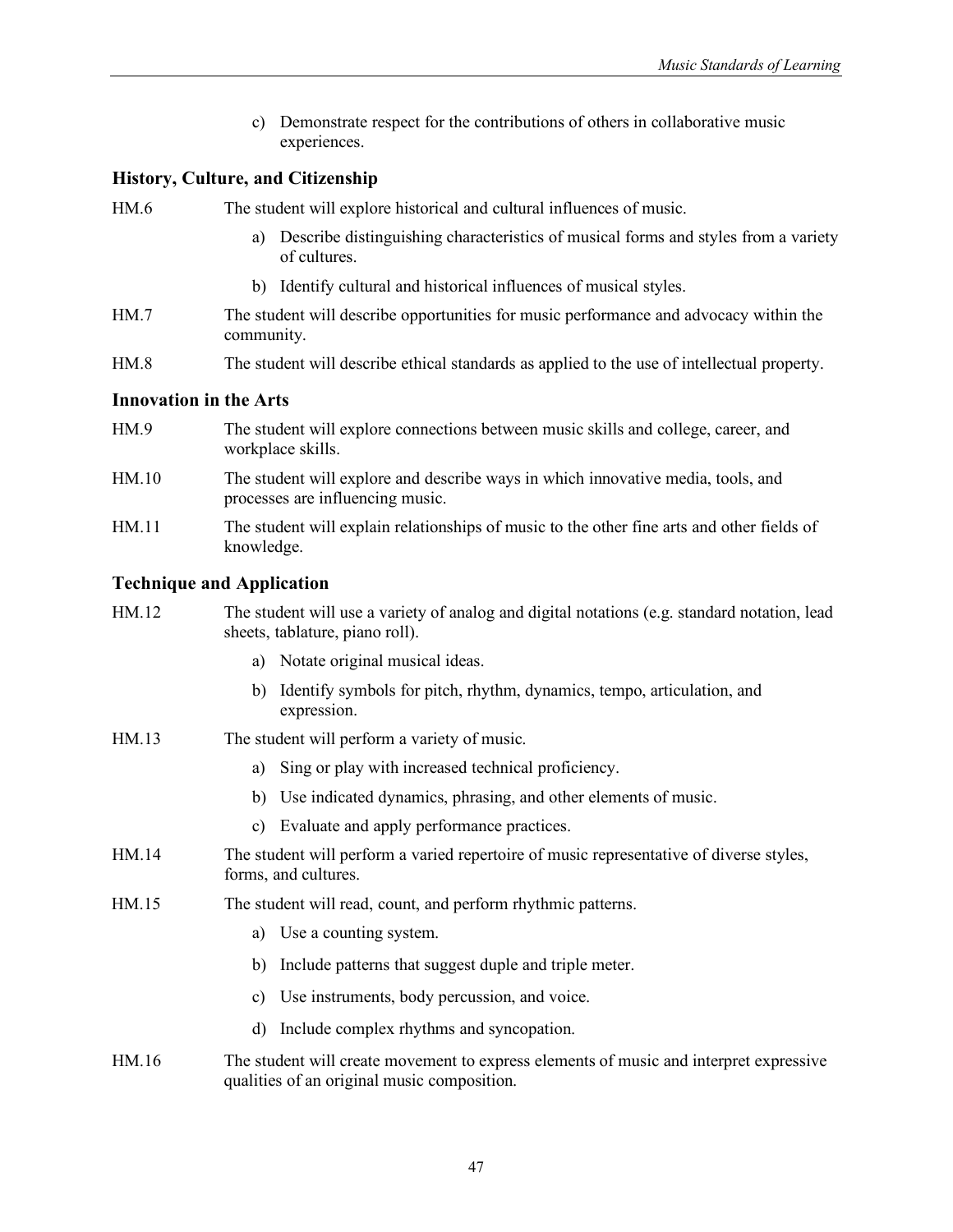c) Demonstrate respect for the contributions of others in collaborative music experiences.

### History, Culture, and Citizenship

HM.6 The student will explore historical and cultural influences of music.

a) Describe distinguishing characteristics of musical forms and styles from a variety of cultures.

b) Identify cultural and historical influences of musical styles.

HM.7 The student will describe opportunities for music performance and advocacy within the community.

HM.8 The student will describe ethical standards as applied to the use of intellectual property.

### Innovation in the Arts

HM.9 The student will explore connections between music skills and college, career, and workplace skills.

HM.10 The student will explore and describe ways in which innovative media, tools, and processes are influencing music.

HM.11 The student will explain relationships of music to the other fine arts and other fields of knowledge.

### Technique and Application

HM.12 The student will use a variety of analog and digital notations (e.g. standard notation, lead sheets, tablature, piano roll).

a) Notate original musical ideas.

b) Identify symbols for pitch, rhythm, dynamics, tempo, articulation, and expression.

HM.13 The student will perform a variety of music.

a) Sing or play with increased technical proficiency.

b) Use indicated dynamics, phrasing, and other elements of music.

c) Evaluate and apply performance practices.

HM.14 The student will perform a varied repertoire of music representative of diverse styles, forms, and cultures.

HM.15 The student will read, count, and perform rhythmic patterns.

a) Use a counting system.

b) Include patterns that suggest duple and triple meter.

c) Use instruments, body percussion, and voice.

d) Include complex rhythms and syncopation.

HM.16 The student will create movement to express elements of music and interpret expressive qualities of an original music composition.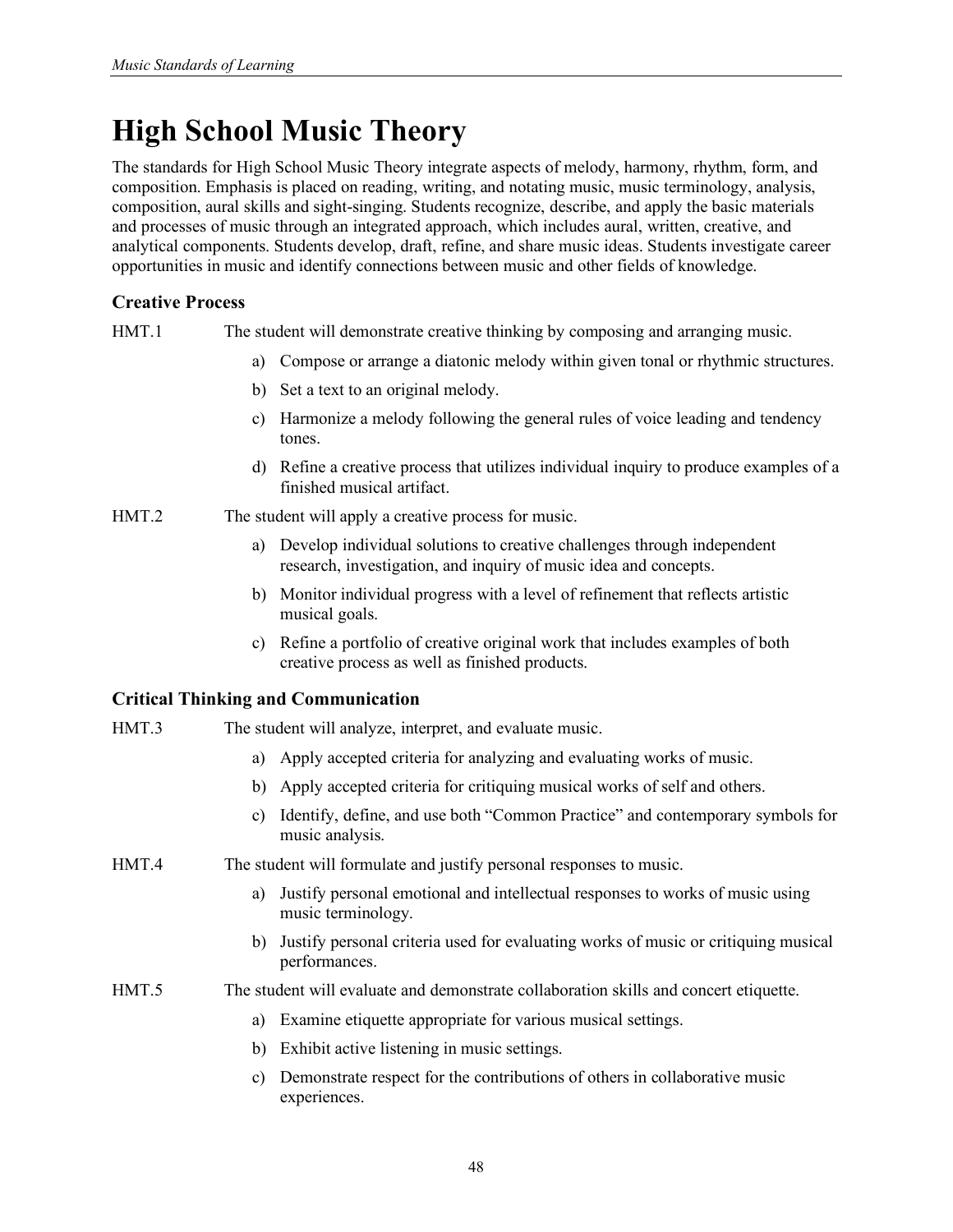# High School Music Theory

The standards for High School Music Theory integrate aspects of melody, harmony, rhythm, form, and composition. Emphasis is placed on reading, writing, and notating music, music terminology, analysis, composition, aural skills and sight-singing. Students recognize, describe, and apply the basic materials and processes of music through an integrated approach, which includes aural, written, creative, and analytical components. Students develop, draft, refine, and share music ideas. Students investigate career opportunities in music and identify connections between music and other fields of knowledge.

### Creative Process

HMT.1 The student will demonstrate creative thinking by composing and arranging music.

a) Compose or arrange a diatonic melody within given tonal or rhythmic structures.

b) Set a text to an original melody.

c) Harmonize a melody following the general rules of voice leading and tendency tones.

d) Refine a creative process that utilizes individual inquiry to produce examples of a finished musical artifact.

HMT.2 The student will apply a creative process for music.

a) Develop individual solutions to creative challenges through independent research, investigation, and inquiry of music idea and concepts.

b) Monitor individual progress with a level of refinement that reflects artistic musical goals.

c) Refine a portfolio of creative original work that includes examples of both creative process as well as finished products.

### Critical Thinking and Communication

HMT.3 The student will analyze, interpret, and evaluate music.

a) Apply accepted criteria for analyzing and evaluating works of music.

b) Apply accepted criteria for critiquing musical works of self and others.

c) Identify, define, and use both "Common Practice" and contemporary symbols for music analysis.

HMT.4 The student will formulate and justify personal responses to music.

a) Justify personal emotional and intellectual responses to works of music using music terminology.

b) Justify personal criteria used for evaluating works of music or critiquing musical performances.

HMT.5 The student will evaluate and demonstrate collaboration skills and concert etiquette.

a) Examine etiquette appropriate for various musical settings.

b) Exhibit active listening in music settings.

c) Demonstrate respect for the contributions of others in collaborative music experiences.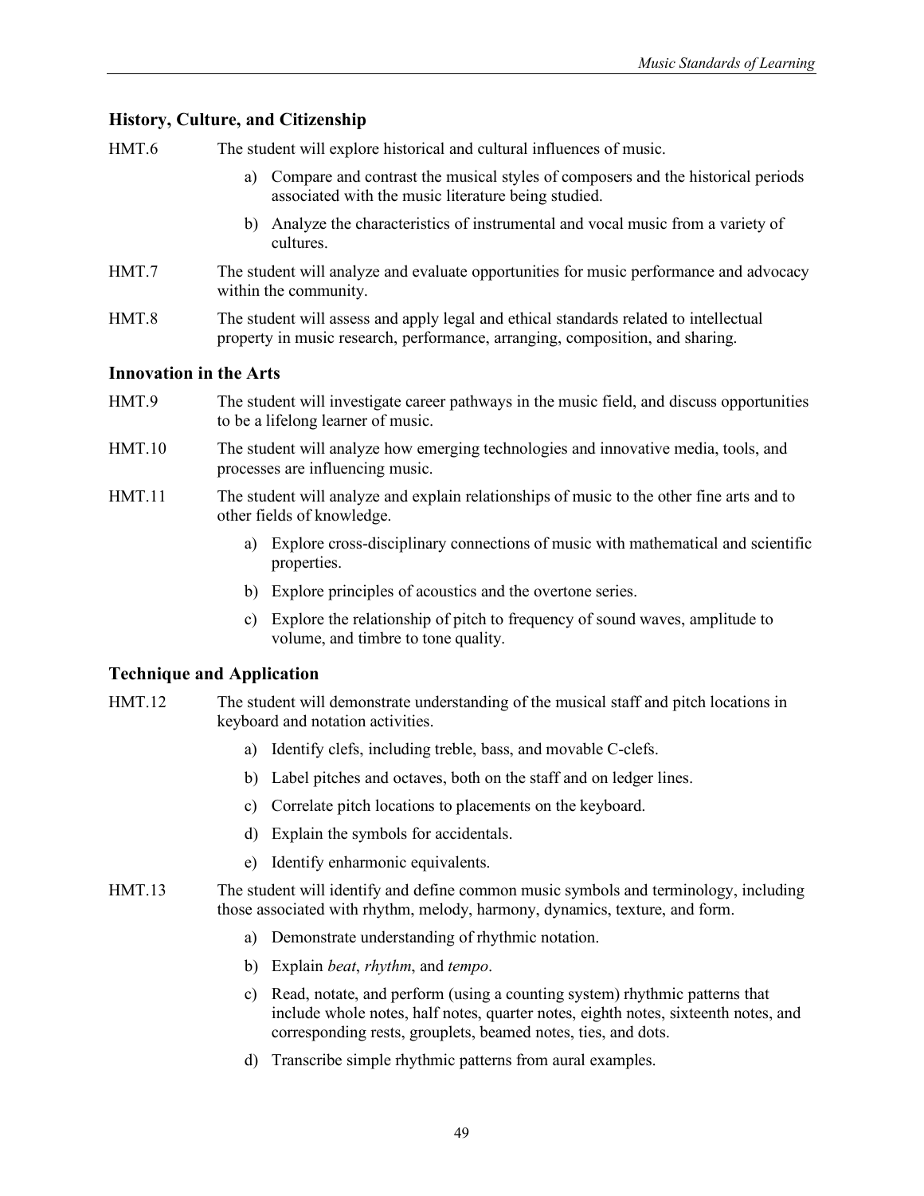### History, Culture, and Citizenship

HMT.6 The student will explore historical and cultural influences of music.

a) Compare and contrast the musical styles of composers and the historical periods associated with the music literature being studied.

b) Analyze the characteristics of instrumental and vocal music from a variety of cultures.

HMT.7 The student will analyze and evaluate opportunities for music performance and advocacy within the community.

HMT.8 The student will assess and apply legal and ethical standards related to intellectual property in music research, performance, arranging, composition, and sharing.

### Innovation in the Arts

HMT.9 The student will investigate career pathways in the music field, and discuss opportunities to be a lifelong learner of music.

HMT.10 The student will analyze how emerging technologies and innovative media, tools, and processes are influencing music.

HMT.11 The student will analyze and explain relationships of music to the other fine arts and to other fields of knowledge.

a) Explore cross-disciplinary connections of music with mathematical and scientific properties.

b) Explore principles of acoustics and the overtone series.

c) Explore the relationship of pitch to frequency of sound waves, amplitude to volume, and timbre to tone quality.

### Technique and Application

HMT.12 The student will demonstrate understanding of the musical staff and pitch locations in keyboard and notation activities.

a) Identify clefs, including treble, bass, and movable C-clefs.

b) Label pitches and octaves, both on the staff and on ledger lines.

c) Correlate pitch locations to placements on the keyboard.

d) Explain the symbols for accidentals.

e) Identify enharmonic equivalents.

HMT.13 The student will identify and define common music symbols and terminology, including those associated with rhythm, melody, harmony, dynamics, texture, and form.

a) Demonstrate understanding of rhythmic notation.

b) Explain *beat*, *rhythm*, and *tempo*.

c) Read, notate, and perform (using a counting system) rhythmic patterns that include whole notes, half notes, quarter notes, eighth notes, sixteenth notes, and corresponding rests, grouplets, beamed notes, ties, and dots.

d) Transcribe simple rhythmic patterns from aural examples.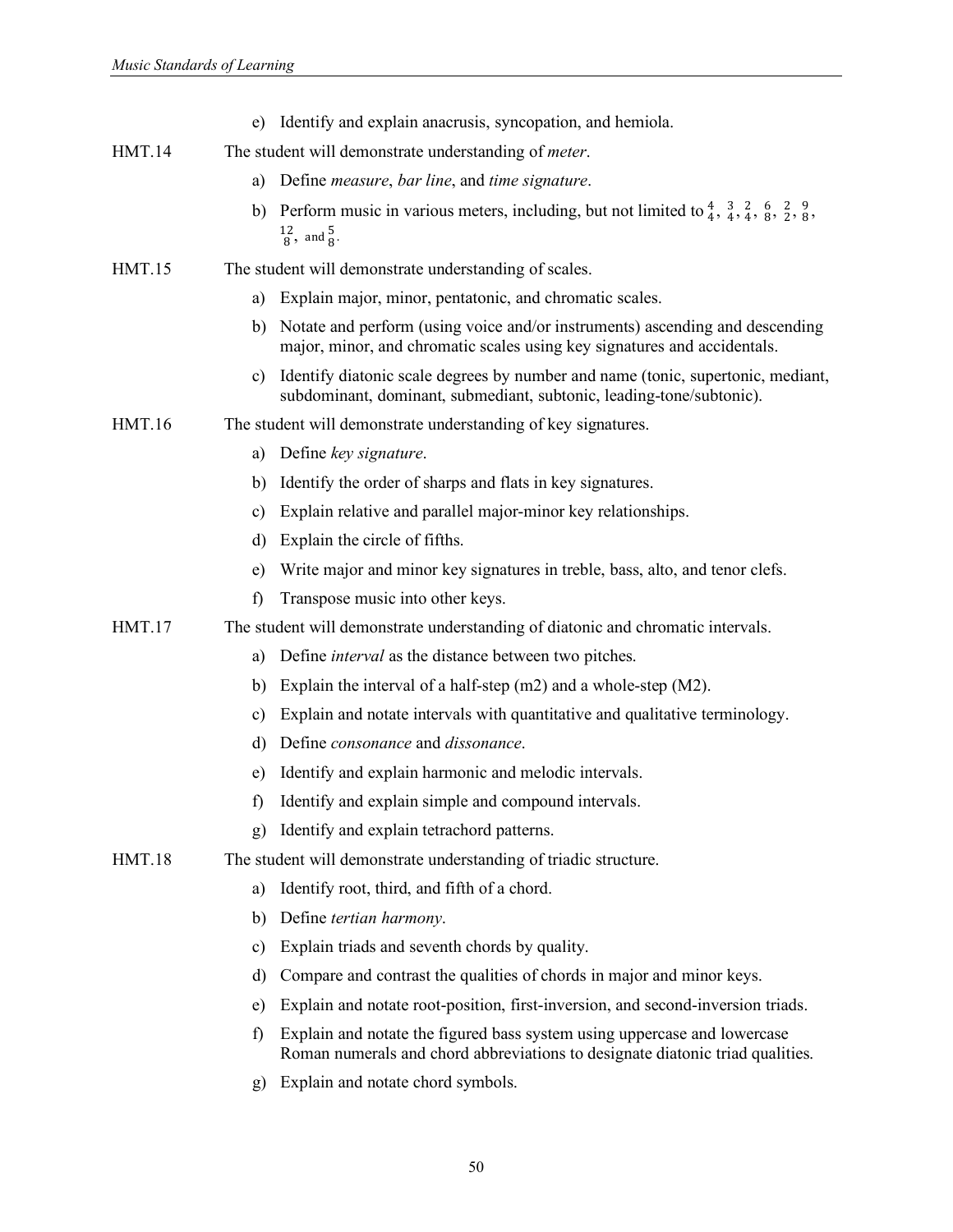e) Identify and explain anacrusis, syncopation, and hemiola.

HMT.14 The student will demonstrate understanding of *meter*.

a) Define *measure*, *bar line*, and *time signature*.

b) Perform music in various meters, including, but not limited to $\frac{4}{4}$, $\frac{3}{4}$, $\frac{2}{4}$, $\frac{6}{8}$, $\frac{2}{2}$, $\frac{9}{8}$, $\frac{12}{8}$, and $\frac{5}{8}$.

HMT.15 The student will demonstrate understanding of scales.

a) Explain major, minor, pentatonic, and chromatic scales.

b) Notate and perform (using voice and/or instruments) ascending and descending major, minor, and chromatic scales using key signatures and accidentals.

c) Identify diatonic scale degrees by number and name (tonic, supertonic, mediant, subdominant, dominant, submediant, subtonic, leading-tone/subtonic).

HMT.16 The student will demonstrate understanding of key signatures.

a) Define *key signature*.

b) Identify the order of sharps and flats in key signatures.

c) Explain relative and parallel major-minor key relationships.

d) Explain the circle of fifths.

e) Write major and minor key signatures in treble, bass, alto, and tenor clefs.

f) Transpose music into other keys.

HMT.17 The student will demonstrate understanding of diatonic and chromatic intervals.

a) Define *interval* as the distance between two pitches.

b) Explain the interval of a half-step (m2) and a whole-step (M2).

c) Explain and notate intervals with quantitative and qualitative terminology.

d) Define *consonance* and *dissonance*.

e) Identify and explain harmonic and melodic intervals.

f) Identify and explain simple and compound intervals.

g) Identify and explain tetrachord patterns.

HMT.18 The student will demonstrate understanding of triadic structure.

a) Identify root, third, and fifth of a chord.

b) Define *tertian harmony*.

c) Explain triads and seventh chords by quality.

d) Compare and contrast the qualities of chords in major and minor keys.

e) Explain and notate root-position, first-inversion, and second-inversion triads.

f) Explain and notate the figured bass system using uppercase and lowercase Roman numerals and chord abbreviations to designate diatonic triad qualities.

g) Explain and notate chord symbols.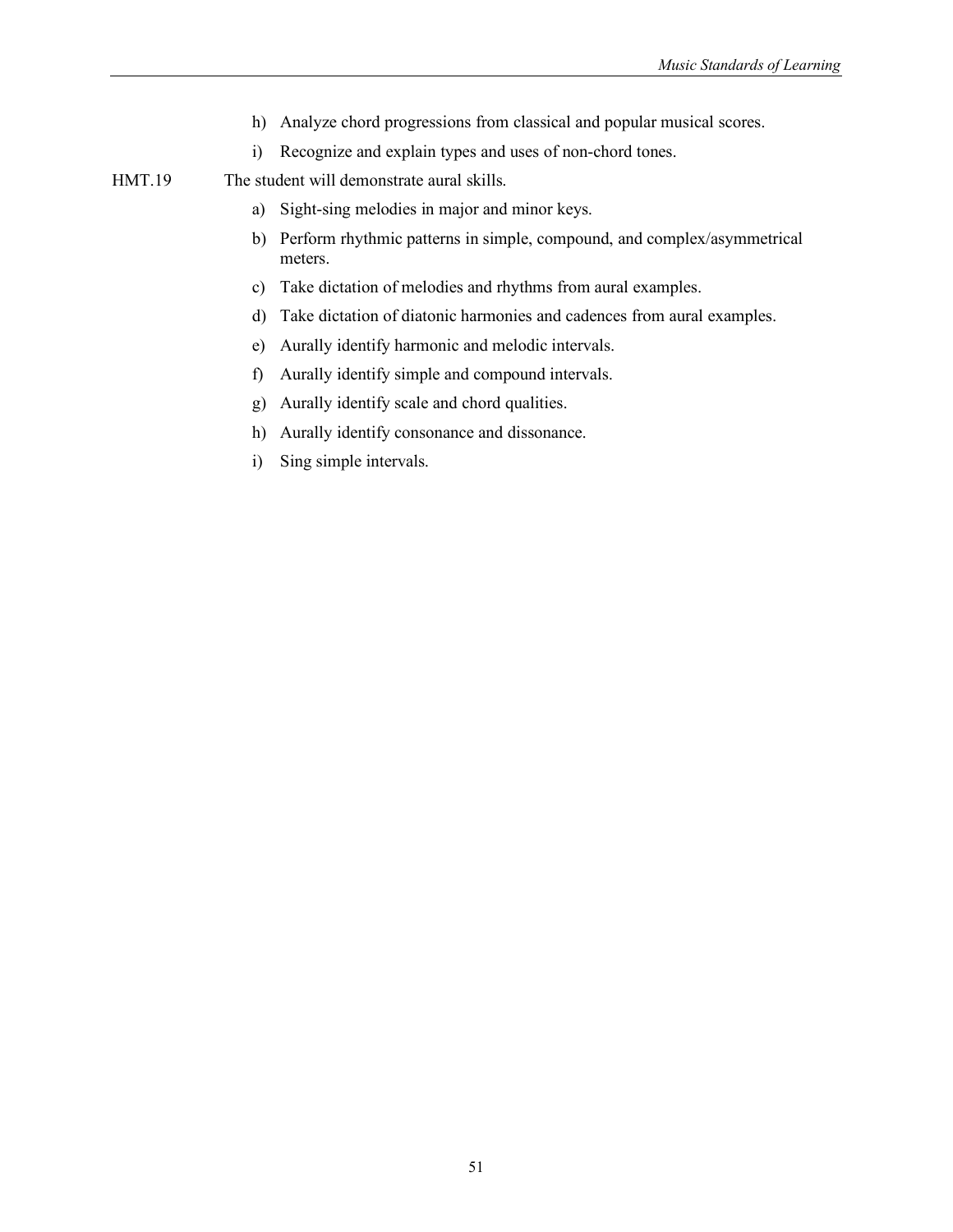h) Analyze chord progressions from classical and popular musical scores.

i) Recognize and explain types and uses of non-chord tones.

HMT.19 The student will demonstrate aural skills.

a) Sight-sing melodies in major and minor keys.

b) Perform rhythmic patterns in simple, compound, and complex/asymmetrical meters.

c) Take dictation of melodies and rhythms from aural examples.

d) Take dictation of diatonic harmonies and cadences from aural examples.

e) Aurally identify harmonic and melodic intervals.

f) Aurally identify simple and compound intervals.

g) Aurally identify scale and chord qualities.

h) Aurally identify consonance and dissonance.

i) Sing simple intervals.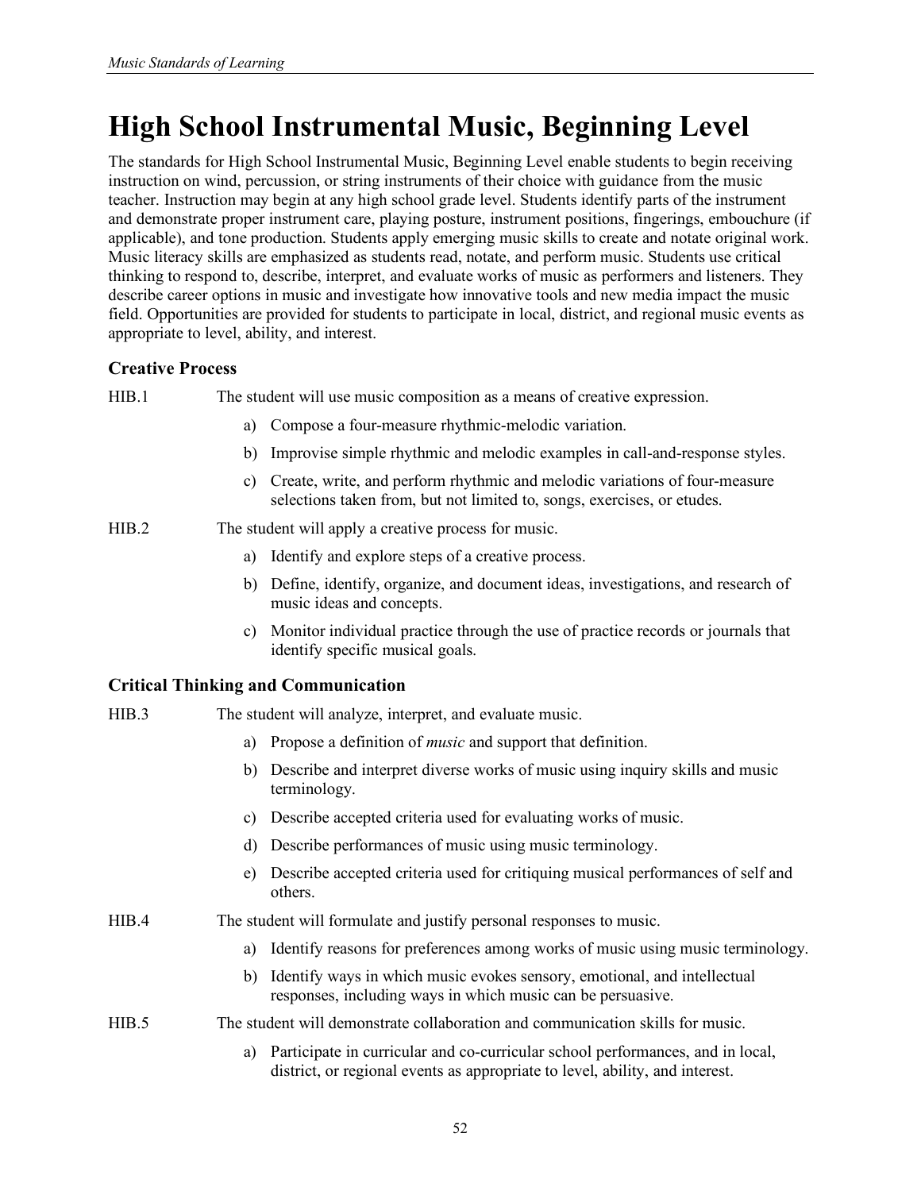# High School Instrumental Music, Beginning Level

The standards for High School Instrumental Music, Beginning Level enable students to begin receiving instruction on wind, percussion, or string instruments of their choice with guidance from the music teacher. Instruction may begin at any high school grade level. Students identify parts of the instrument and demonstrate proper instrument care, playing posture, instrument positions, fingerings, embouchure (if applicable), and tone production. Students apply emerging music skills to create and notate original work. Music literacy skills are emphasized as students read, notate, and perform music. Students use critical thinking to respond to, describe, interpret, and evaluate works of music as performers and listeners. They describe career options in music and investigate how innovative tools and new media impact the music field. Opportunities are provided for students to participate in local, district, and regional music events as appropriate to level, ability, and interest.

### Creative Process

HIB.1 The student will use music composition as a means of creative expression.

a) Compose a four-measure rhythmic-melodic variation.

b) Improvise simple rhythmic and melodic examples in call-and-response styles.

c) Create, write, and perform rhythmic and melodic variations of four-measure selections taken from, but not limited to, songs, exercises, or etudes.

HIB.2 The student will apply a creative process for music.

a) Identify and explore steps of a creative process.

b) Define, identify, organize, and document ideas, investigations, and research of music ideas and concepts.

c) Monitor individual practice through the use of practice records or journals that identify specific musical goals.

### Critical Thinking and Communication

HIB.3 The student will analyze, interpret, and evaluate music.

a) Propose a definition of *music* and support that definition.

b) Describe and interpret diverse works of music using inquiry skills and music terminology.

c) Describe accepted criteria used for evaluating works of music.

d) Describe performances of music using music terminology.

e) Describe accepted criteria used for critiquing musical performances of self and others.

HIB.4 The student will formulate and justify personal responses to music.

a) Identify reasons for preferences among works of music using music terminology.

b) Identify ways in which music evokes sensory, emotional, and intellectual responses, including ways in which music can be persuasive.

HIB.5 The student will demonstrate collaboration and communication skills for music.

a) Participate in curricular and co-curricular school performances, and in local, district, or regional events as appropriate to level, ability, and interest.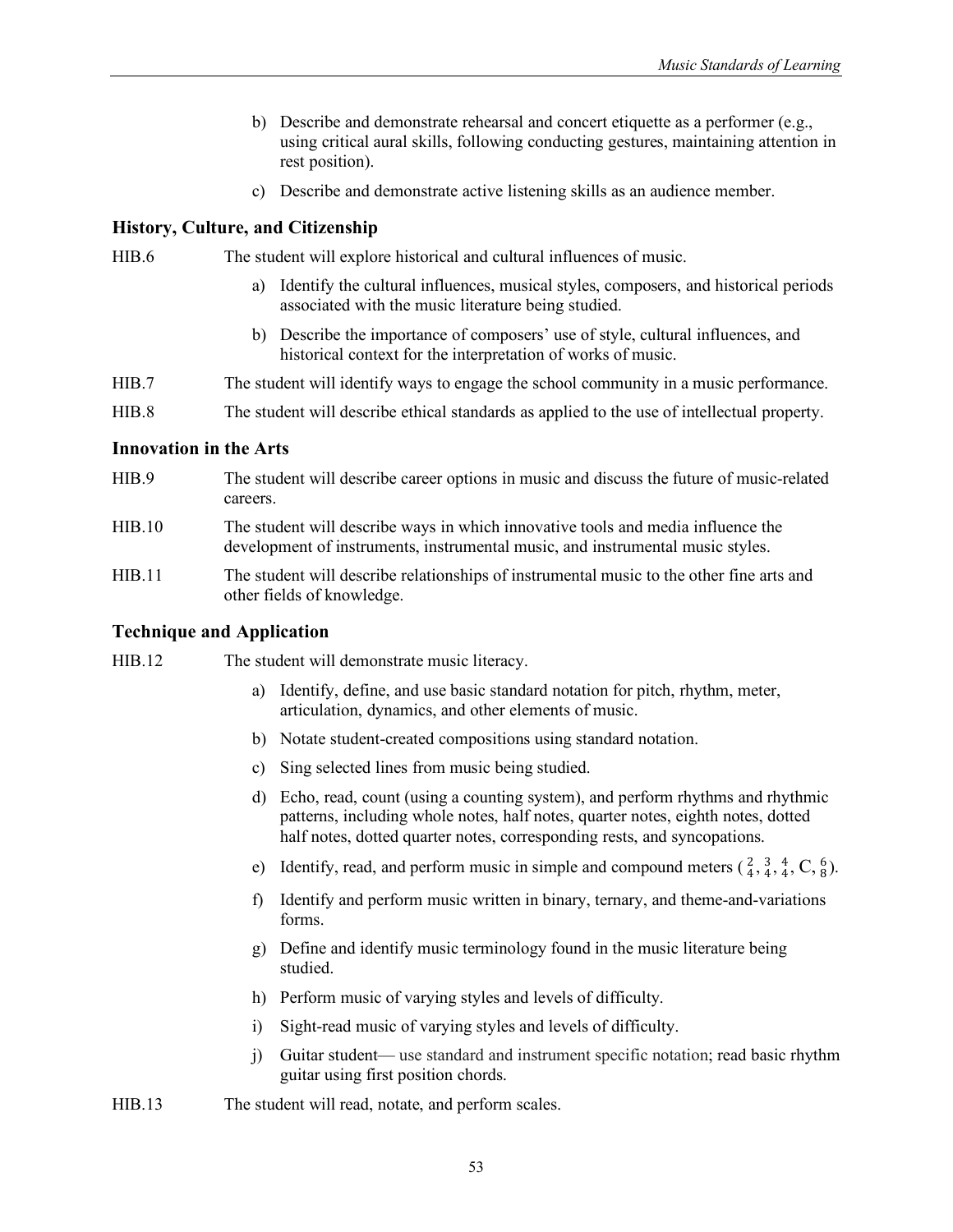b) Describe and demonstrate rehearsal and concert etiquette as a performer (e.g., using critical aural skills, following conducting gestures, maintaining attention in rest position).

c) Describe and demonstrate active listening skills as an audience member.

### History, Culture, and Citizenship

HIB.6 The student will explore historical and cultural influences of music.

a) Identify the cultural influences, musical styles, composers, and historical periods associated with the music literature being studied.

b) Describe the importance of composers' use of style, cultural influences, and historical context for the interpretation of works of music.

HIB.7 The student will identify ways to engage the school community in a music performance.

HIB.8 The student will describe ethical standards as applied to the use of intellectual property.

### Innovation in the Arts

HIB.9 The student will describe career options in music and discuss the future of music-related careers.

HIB.10 The student will describe ways in which innovative tools and media influence the development of instruments, instrumental music, and instrumental music styles.

HIB.11 The student will describe relationships of instrumental music to the other fine arts and other fields of knowledge.

### Technique and Application

HIB.12 The student will demonstrate music literacy.

a) Identify, define, and use basic standard notation for pitch, rhythm, meter, articulation, dynamics, and other elements of music.

b) Notate student-created compositions using standard notation.

c) Sing selected lines from music being studied.

d) Echo, read, count (using a counting system), and perform rhythms and rhythmic patterns, including whole notes, half notes, quarter notes, eighth notes, dotted half notes, dotted quarter notes, corresponding rests, and syncopations.

e) Identify, read, and perform music in simple and compound meters ($\frac{2}{4}$, $\frac{3}{4}$, $\frac{4}{4}$, C, $\frac{6}{8}$).

f) Identify and perform music written in binary, ternary, and theme-and-variations forms.

g) Define and identify music terminology found in the music literature being studied.

h) Perform music of varying styles and levels of difficulty.

i) Sight-read music of varying styles and levels of difficulty.

j) Guitar student— use standard and instrument specific notation; read basic rhythm guitar using first position chords.

HIB.13 The student will read, notate, and perform scales.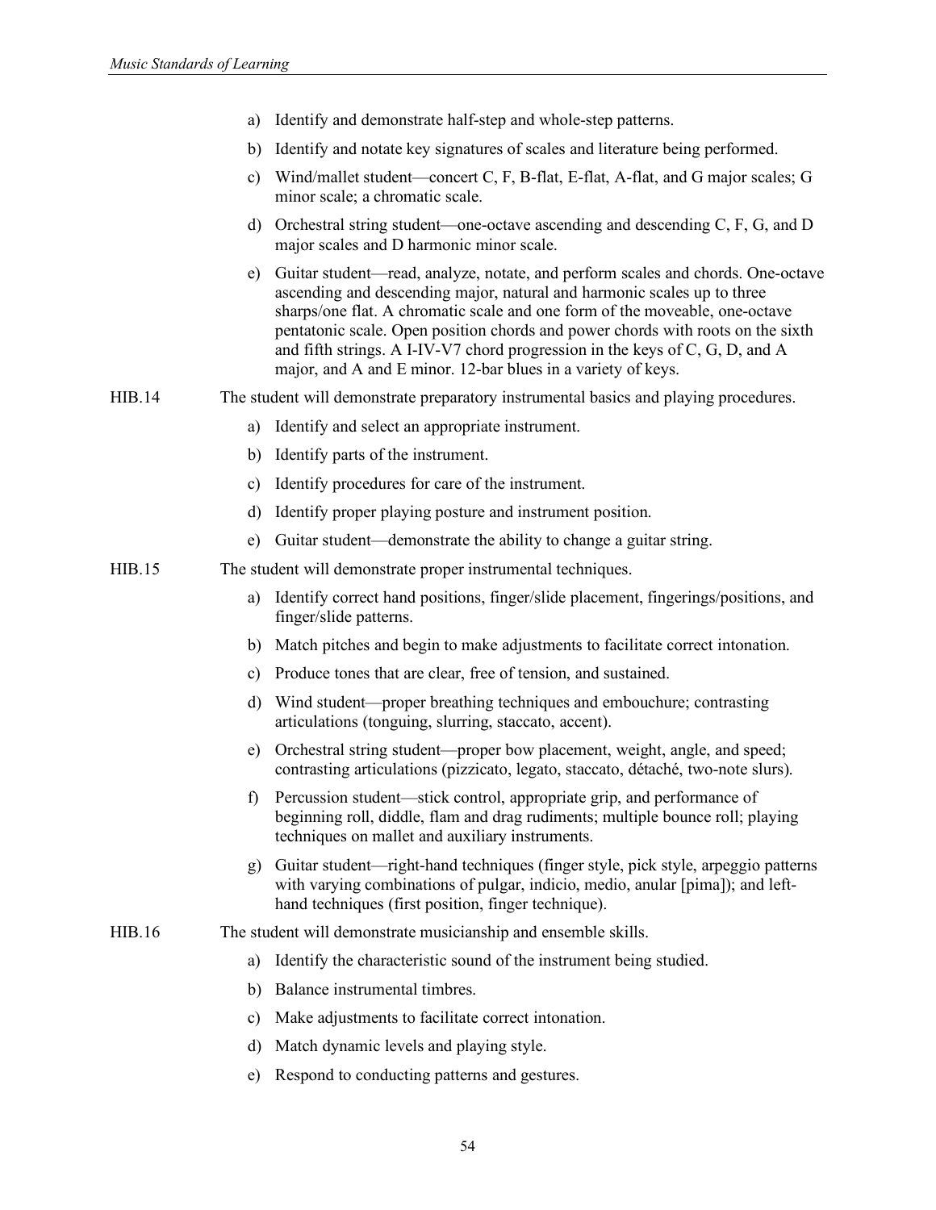a) Identify and demonstrate half-step and whole-step patterns.

b) Identify and notate key signatures of scales and literature being performed.

c) Wind/mallet student—concert C, F, B-flat, E-flat, A-flat, and G major scales; G minor scale; a chromatic scale.

d) Orchestral string student—one-octave ascending and descending C, F, G, and D major scales and D harmonic minor scale.

e) Guitar student—read, analyze, notate, and perform scales and chords. One-octave ascending and descending major, natural and harmonic scales up to three sharps/one flat. A chromatic scale and one form of the moveable, one-octave pentatonic scale. Open position chords and power chords with roots on the sixth and fifth strings. A I-IV-V7 chord progression in the keys of C, G, D, and A major, and A and E minor. 12-bar blues in a variety of keys.

HIB.14 The student will demonstrate preparatory instrumental basics and playing procedures.

a) Identify and select an appropriate instrument.

b) Identify parts of the instrument.

c) Identify procedures for care of the instrument.

d) Identify proper playing posture and instrument position.

e) Guitar student—demonstrate the ability to change a guitar string.

HIB.15 The student will demonstrate proper instrumental techniques.

a) Identify correct hand positions, finger/slide placement, fingerings/positions, and finger/slide patterns.

b) Match pitches and begin to make adjustments to facilitate correct intonation.

c) Produce tones that are clear, free of tension, and sustained.

d) Wind student—proper breathing techniques and embouchure; contrasting articulations (tonguing, slurring, staccato, accent).

e) Orchestral string student—proper bow placement, weight, angle, and speed; contrasting articulations (pizzicato, legato, staccato, détaché, two-note slurs).

f) Percussion student—stick control, appropriate grip, and performance of beginning roll, diddle, flam and drag rudiments; multiple bounce roll; playing techniques on mallet and auxiliary instruments.

g) Guitar student—right-hand techniques (finger style, pick style, arpeggio patterns with varying combinations of pulgar, indicio, medio, anular [pima]); and left-hand techniques (first position, finger technique).

HIB.16 The student will demonstrate musicianship and ensemble skills.

a) Identify the characteristic sound of the instrument being studied.

b) Balance instrumental timbres.

c) Make adjustments to facilitate correct intonation.

d) Match dynamic levels and playing style.

e) Respond to conducting patterns and gestures.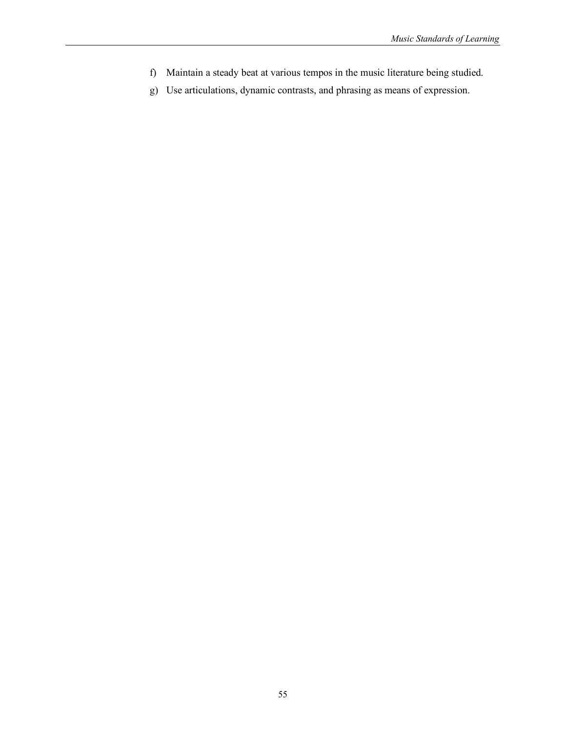f) Maintain a steady beat at various tempos in the music literature being studied.

g) Use articulations, dynamic contrasts, and phrasing as means of expression.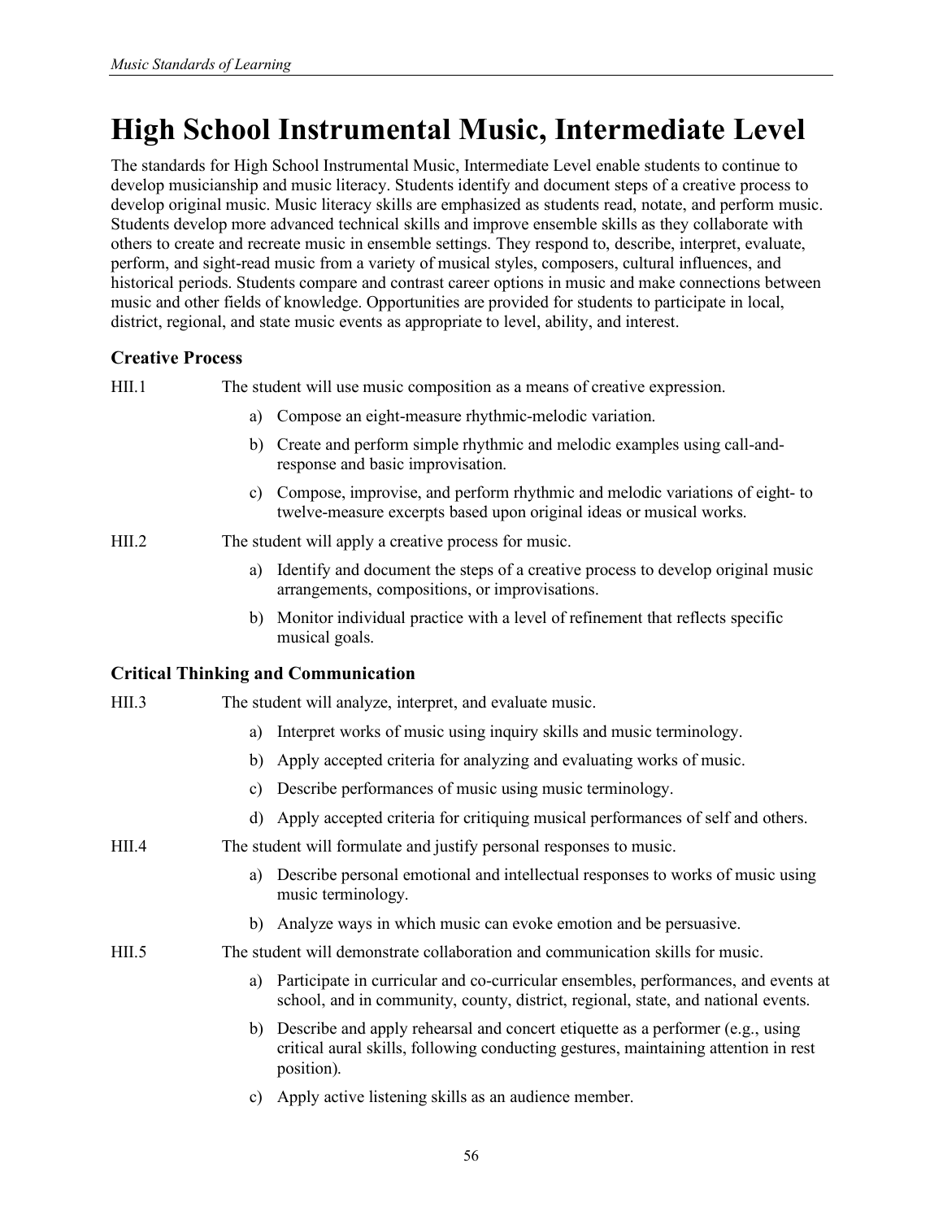# High School Instrumental Music, Intermediate Level

The standards for High School Instrumental Music, Intermediate Level enable students to continue to develop musicianship and music literacy. Students identify and document steps of a creative process to develop original music. Music literacy skills are emphasized as students read, notate, and perform music. Students develop more advanced technical skills and improve ensemble skills as they collaborate with others to create and recreate music in ensemble settings. They respond to, describe, interpret, evaluate, perform, and sight-read music from a variety of musical styles, composers, cultural influences, and historical periods. Students compare and contrast career options in music and make connections between music and other fields of knowledge. Opportunities are provided for students to participate in local, district, regional, and state music events as appropriate to level, ability, and interest.

### Creative Process

HII.1 The student will use music composition as a means of creative expression.

a) Compose an eight-measure rhythmic-melodic variation.

b) Create and perform simple rhythmic and melodic examples using call-and-response and basic improvisation.

c) Compose, improvise, and perform rhythmic and melodic variations of eight- to twelve-measure excerpts based upon original ideas or musical works.

HII.2 The student will apply a creative process for music.

a) Identify and document the steps of a creative process to develop original music arrangements, compositions, or improvisations.

b) Monitor individual practice with a level of refinement that reflects specific musical goals.

### Critical Thinking and Communication

HII.3 The student will analyze, interpret, and evaluate music.

a) Interpret works of music using inquiry skills and music terminology.

b) Apply accepted criteria for analyzing and evaluating works of music.

c) Describe performances of music using music terminology.

d) Apply accepted criteria for critiquing musical performances of self and others.

HII.4 The student will formulate and justify personal responses to music.

a) Describe personal emotional and intellectual responses to works of music using music terminology.

b) Analyze ways in which music can evoke emotion and be persuasive.

HII.5 The student will demonstrate collaboration and communication skills for music.

a) Participate in curricular and co-curricular ensembles, performances, and events at school, and in community, county, district, regional, state, and national events.

b) Describe and apply rehearsal and concert etiquette as a performer (e.g., using critical aural skills, following conducting gestures, maintaining attention in rest position).

c) Apply active listening skills as an audience member.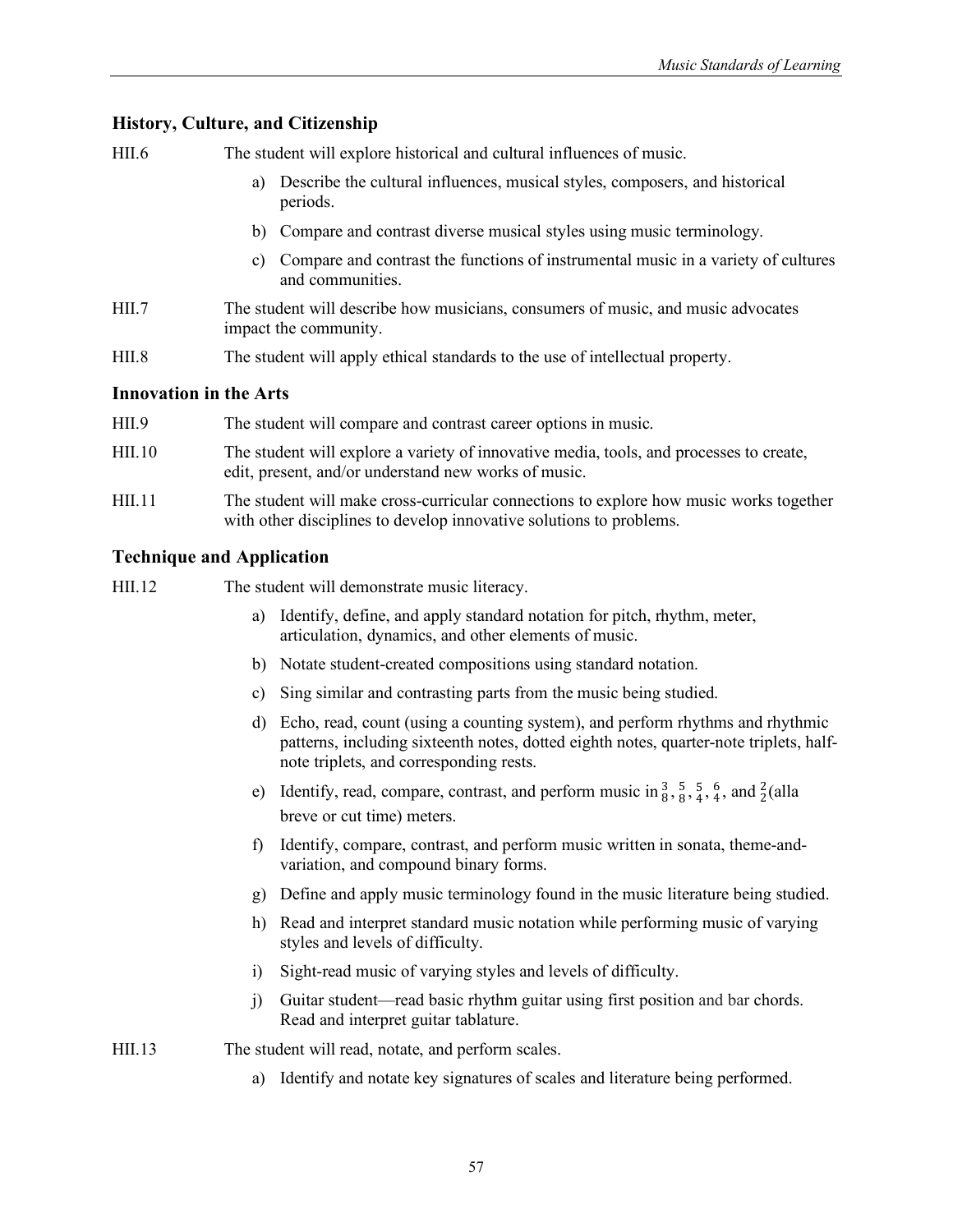### History, Culture, and Citizenship

HII.6 The student will explore historical and cultural influences of music.

a) Describe the cultural influences, musical styles, composers, and historical periods.

b) Compare and contrast diverse musical styles using music terminology.

c) Compare and contrast the functions of instrumental music in a variety of cultures and communities.

HII.7 The student will describe how musicians, consumers of music, and music advocates impact the community.

HII.8 The student will apply ethical standards to the use of intellectual property.

### Innovation in the Arts

HII.9 The student will compare and contrast career options in music.

HII.10 The student will explore a variety of innovative media, tools, and processes to create, edit, present, and/or understand new works of music.

HII.11 The student will make cross-curricular connections to explore how music works together with other disciplines to develop innovative solutions to problems.

### Technique and Application

HII.12 The student will demonstrate music literacy.

a) Identify, define, and apply standard notation for pitch, rhythm, meter, articulation, dynamics, and other elements of music.

b) Notate student-created compositions using standard notation.

c) Sing similar and contrasting parts from the music being studied.

d) Echo, read, count (using a counting system), and perform rhythms and rhythmic patterns, including sixteenth notes, dotted eighth notes, quarter-note triplets, half-note triplets, and corresponding rests.

e) Identify, read, compare, contrast, and perform music in $\frac{3}{8}$, $\frac{5}{8}$, $\frac{5}{4}$, $\frac{6}{4}$, and $\frac{2}{2}$(alla breve or cut time) meters.

f) Identify, compare, contrast, and perform music written in sonata, theme-and-variation, and compound binary forms.

g) Define and apply music terminology found in the music literature being studied.

h) Read and interpret standard music notation while performing music of varying styles and levels of difficulty.

i) Sight-read music of varying styles and levels of difficulty.

j) Guitar student—read basic rhythm guitar using first position and bar chords. Read and interpret guitar tablature.

HII.13 The student will read, notate, and perform scales.

a) Identify and notate key signatures of scales and literature being performed.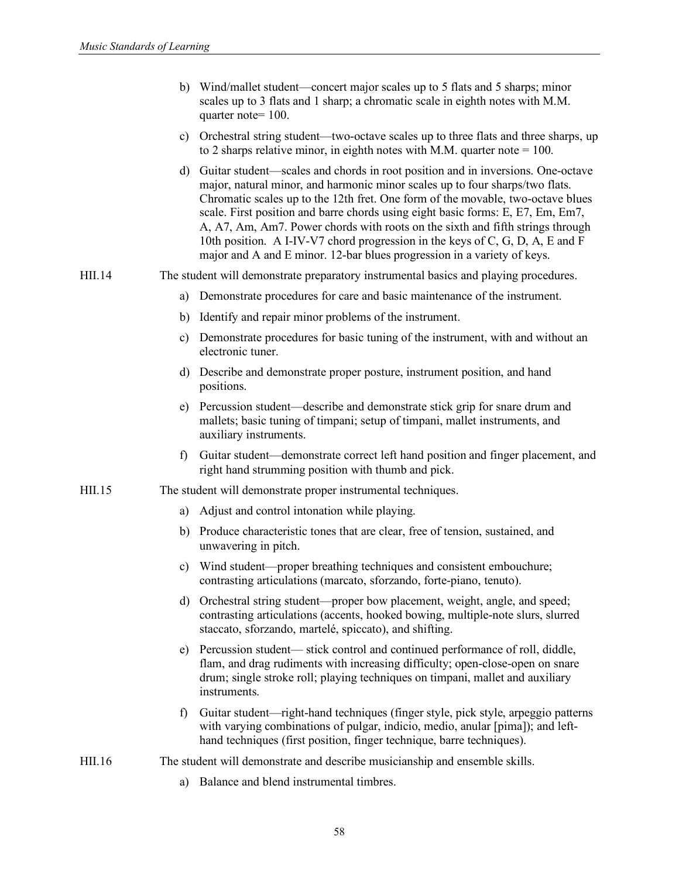b) Wind/mallet student—concert major scales up to 5 flats and 5 sharps; minor scales up to 3 flats and 1 sharp; a chromatic scale in eighth notes with M.M. quarter note= 100.

c) Orchestral string student—two-octave scales up to three flats and three sharps, up to 2 sharps relative minor, in eighth notes with M.M. quarter note = 100.

d) Guitar student—scales and chords in root position and in inversions. One-octave major, natural minor, and harmonic minor scales up to four sharps/two flats. Chromatic scales up to the 12th fret. One form of the movable, two-octave blues scale. First position and barre chords using eight basic forms: E, E7, Em, Em7, A, A7, Am, Am7. Power chords with roots on the sixth and fifth strings through 10th position. A I-IV-V7 chord progression in the keys of C, G, D, A, E and F major and A and E minor. 12-bar blues progression in a variety of keys.

HII.14 The student will demonstrate preparatory instrumental basics and playing procedures.

a) Demonstrate procedures for care and basic maintenance of the instrument.

b) Identify and repair minor problems of the instrument.

c) Demonstrate procedures for basic tuning of the instrument, with and without an electronic tuner.

d) Describe and demonstrate proper posture, instrument position, and hand positions.

e) Percussion student—describe and demonstrate stick grip for snare drum and mallets; basic tuning of timpani; setup of timpani, mallet instruments, and auxiliary instruments.

f) Guitar student—demonstrate correct left hand position and finger placement, and right hand strumming position with thumb and pick.

HII.15 The student will demonstrate proper instrumental techniques.

a) Adjust and control intonation while playing.

b) Produce characteristic tones that are clear, free of tension, sustained, and unwavering in pitch.

c) Wind student—proper breathing techniques and consistent embouchure; contrasting articulations (marcato, sforzando, forte-piano, tenuto).

d) Orchestral string student—proper bow placement, weight, angle, and speed; contrasting articulations (accents, hooked bowing, multiple-note slurs, slurred staccato, sforzando, martelé, spiccato), and shifting.

e) Percussion student— stick control and continued performance of roll, diddle, flam, and drag rudiments with increasing difficulty; open-close-open on snare drum; single stroke roll; playing techniques on timpani, mallet and auxiliary instruments.

f) Guitar student—right-hand techniques (finger style, pick style, arpeggio patterns with varying combinations of pulgar, indicio, medio, anular [pima]); and left-hand techniques (first position, finger technique, barre techniques).

HII.16 The student will demonstrate and describe musicianship and ensemble skills.

a) Balance and blend instrumental timbres.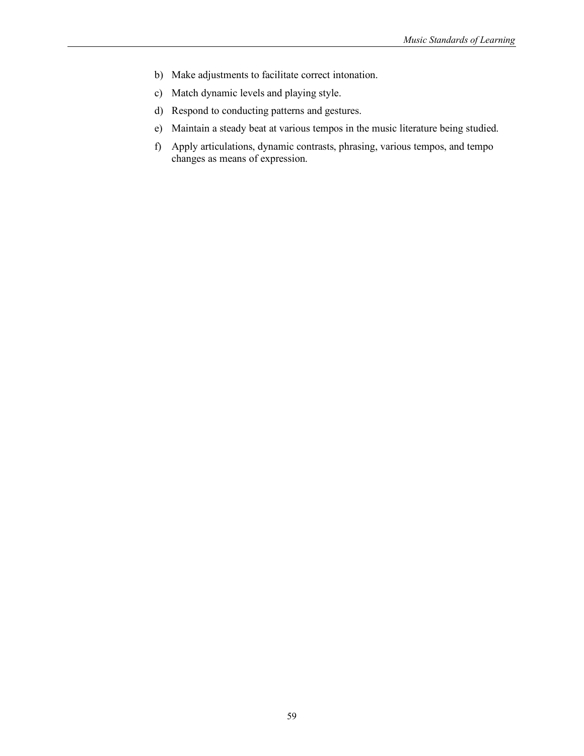b) Make adjustments to facilitate correct intonation.
c) Match dynamic levels and playing style.
d) Respond to conducting patterns and gestures.
e) Maintain a steady beat at various tempos in the music literature being studied.
f) Apply articulations, dynamic contrasts, phrasing, various tempos, and tempo changes as means of expression.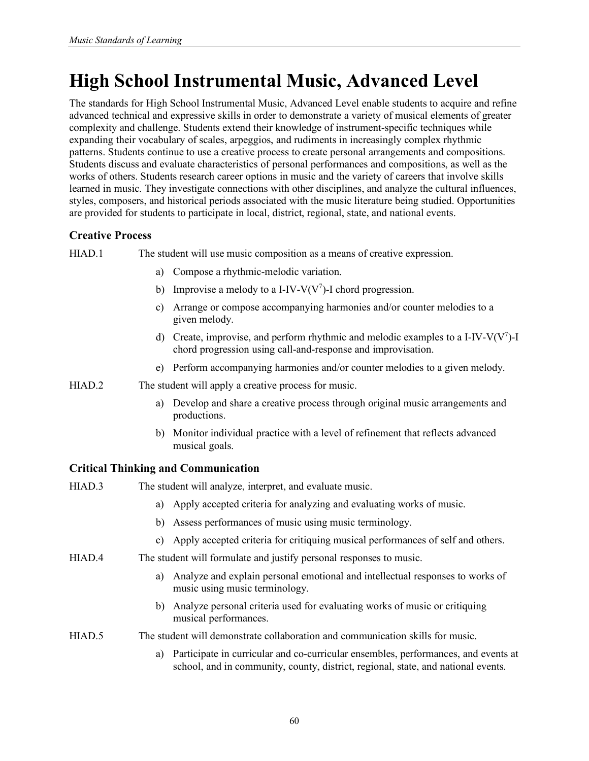# High School Instrumental Music, Advanced Level

The standards for High School Instrumental Music, Advanced Level enable students to acquire and refine advanced technical and expressive skills in order to demonstrate a variety of musical elements of greater complexity and challenge. Students extend their knowledge of instrument-specific techniques while expanding their vocabulary of scales, arpeggios, and rudiments in increasingly complex rhythmic patterns. Students continue to use a creative process to create personal arrangements and compositions. Students discuss and evaluate characteristics of personal performances and compositions, as well as the works of others. Students research career options in music and the variety of careers that involve skills learned in music. They investigate connections with other disciplines, and analyze the cultural influences, styles, composers, and historical periods associated with the music literature being studied. Opportunities are provided for students to participate in local, district, regional, state, and national events.

### Creative Process

HIAD.1 The student will use music composition as a means of creative expression.

a) Compose a rhythmic-melodic variation.

b) Improvise a melody to a I-IV-V($V^7$)-I chord progression.

c) Arrange or compose accompanying harmonies and/or counter melodies to a given melody.

d) Create, improvise, and perform rhythmic and melodic examples to a I-IV-V($V^7$)-I chord progression using call-and-response and improvisation.

e) Perform accompanying harmonies and/or counter melodies to a given melody.

HIAD.2 The student will apply a creative process for music.

a) Develop and share a creative process through original music arrangements and productions.

b) Monitor individual practice with a level of refinement that reflects advanced musical goals.

### Critical Thinking and Communication

HIAD.3 The student will analyze, interpret, and evaluate music.

a) Apply accepted criteria for analyzing and evaluating works of music.

b) Assess performances of music using music terminology.

c) Apply accepted criteria for critiquing musical performances of self and others.

HIAD.4 The student will formulate and justify personal responses to music.

a) Analyze and explain personal emotional and intellectual responses to works of music using music terminology.

b) Analyze personal criteria used for evaluating works of music or critiquing musical performances.

HIAD.5 The student will demonstrate collaboration and communication skills for music.

a) Participate in curricular and co-curricular ensembles, performances, and events at school, and in community, county, district, regional, state, and national events.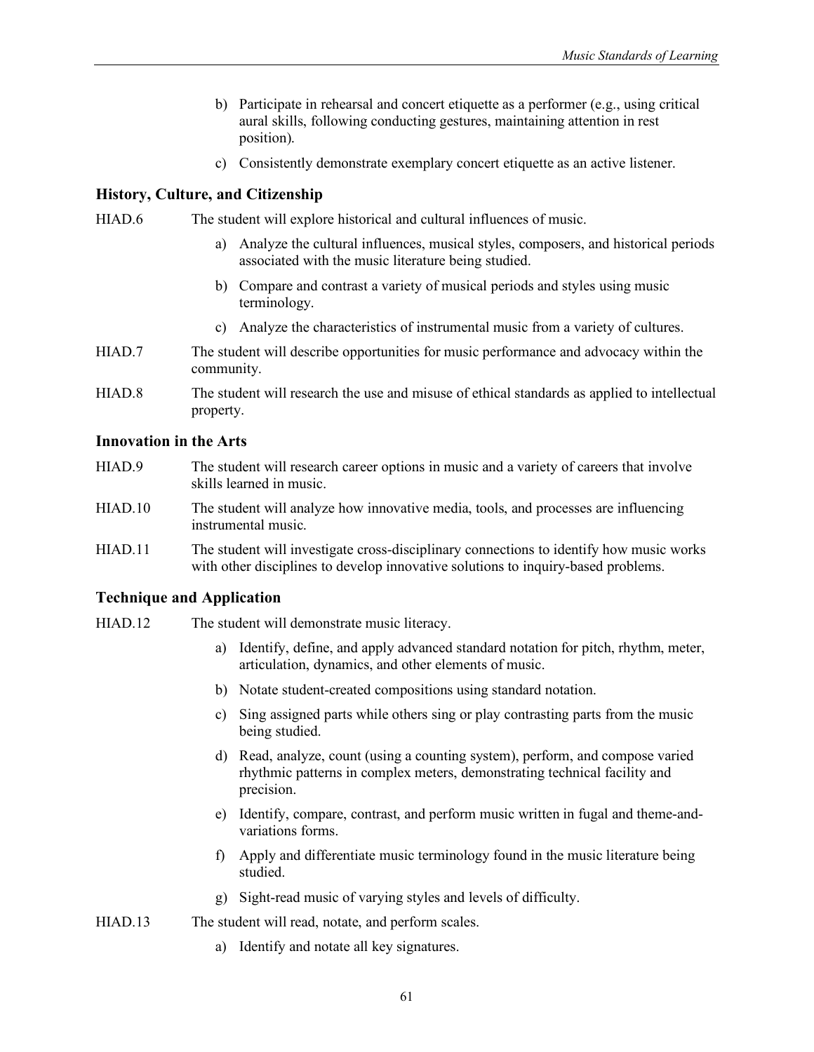b) Participate in rehearsal and concert etiquette as a performer (e.g., using critical aural skills, following conducting gestures, maintaining attention in rest position).

c) Consistently demonstrate exemplary concert etiquette as an active listener.

### History, Culture, and Citizenship

HIAD.6 The student will explore historical and cultural influences of music.

a) Analyze the cultural influences, musical styles, composers, and historical periods associated with the music literature being studied.

b) Compare and contrast a variety of musical periods and styles using music terminology.

c) Analyze the characteristics of instrumental music from a variety of cultures.

HIAD.7 The student will describe opportunities for music performance and advocacy within the community.

HIAD.8 The student will research the use and misuse of ethical standards as applied to intellectual property.

### Innovation in the Arts

HIAD.9 The student will research career options in music and a variety of careers that involve skills learned in music.

HIAD.10 The student will analyze how innovative media, tools, and processes are influencing instrumental music.

HIAD.11 The student will investigate cross-disciplinary connections to identify how music works with other disciplines to develop innovative solutions to inquiry-based problems.

### Technique and Application

HIAD.12 The student will demonstrate music literacy.

a) Identify, define, and apply advanced standard notation for pitch, rhythm, meter, articulation, dynamics, and other elements of music.

b) Notate student-created compositions using standard notation.

c) Sing assigned parts while others sing or play contrasting parts from the music being studied.

d) Read, analyze, count (using a counting system), perform, and compose varied rhythmic patterns in complex meters, demonstrating technical facility and precision.

e) Identify, compare, contrast, and perform music written in fugal and theme-and-variations forms.

f) Apply and differentiate music terminology found in the music literature being studied.

g) Sight-read music of varying styles and levels of difficulty.

HIAD.13 The student will read, notate, and perform scales.

a) Identify and notate all key signatures.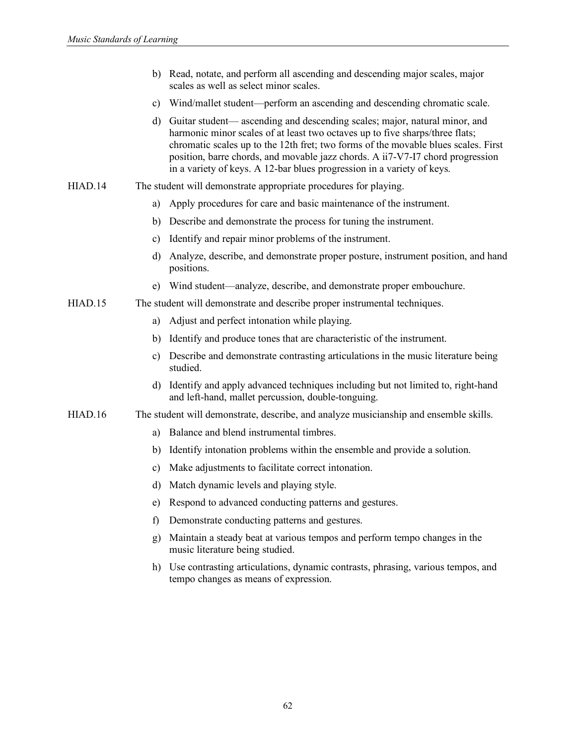b) Read, notate, and perform all ascending and descending major scales, major scales as well as select minor scales.

c) Wind/mallet student—perform an ascending and descending chromatic scale.

d) Guitar student— ascending and descending scales; major, natural minor, and harmonic minor scales of at least two octaves up to five sharps/three flats; chromatic scales up to the 12th fret; two forms of the movable blues scales. First position, barre chords, and movable jazz chords. A ii7-V7-I7 chord progression in a variety of keys. A 12-bar blues progression in a variety of keys.

HIAD.14 The student will demonstrate appropriate procedures for playing.

a) Apply procedures for care and basic maintenance of the instrument.

b) Describe and demonstrate the process for tuning the instrument.

c) Identify and repair minor problems of the instrument.

d) Analyze, describe, and demonstrate proper posture, instrument position, and hand positions.

e) Wind student—analyze, describe, and demonstrate proper embouchure.

HIAD.15 The student will demonstrate and describe proper instrumental techniques.

a) Adjust and perfect intonation while playing.

b) Identify and produce tones that are characteristic of the instrument.

c) Describe and demonstrate contrasting articulations in the music literature being studied.

d) Identify and apply advanced techniques including but not limited to, right-hand and left-hand, mallet percussion, double-tonguing.

HIAD.16 The student will demonstrate, describe, and analyze musicianship and ensemble skills.

a) Balance and blend instrumental timbres.

b) Identify intonation problems within the ensemble and provide a solution.

c) Make adjustments to facilitate correct intonation.

d) Match dynamic levels and playing style.

e) Respond to advanced conducting patterns and gestures.

f) Demonstrate conducting patterns and gestures.

g) Maintain a steady beat at various tempos and perform tempo changes in the music literature being studied.

h) Use contrasting articulations, dynamic contrasts, phrasing, various tempos, and tempo changes as means of expression.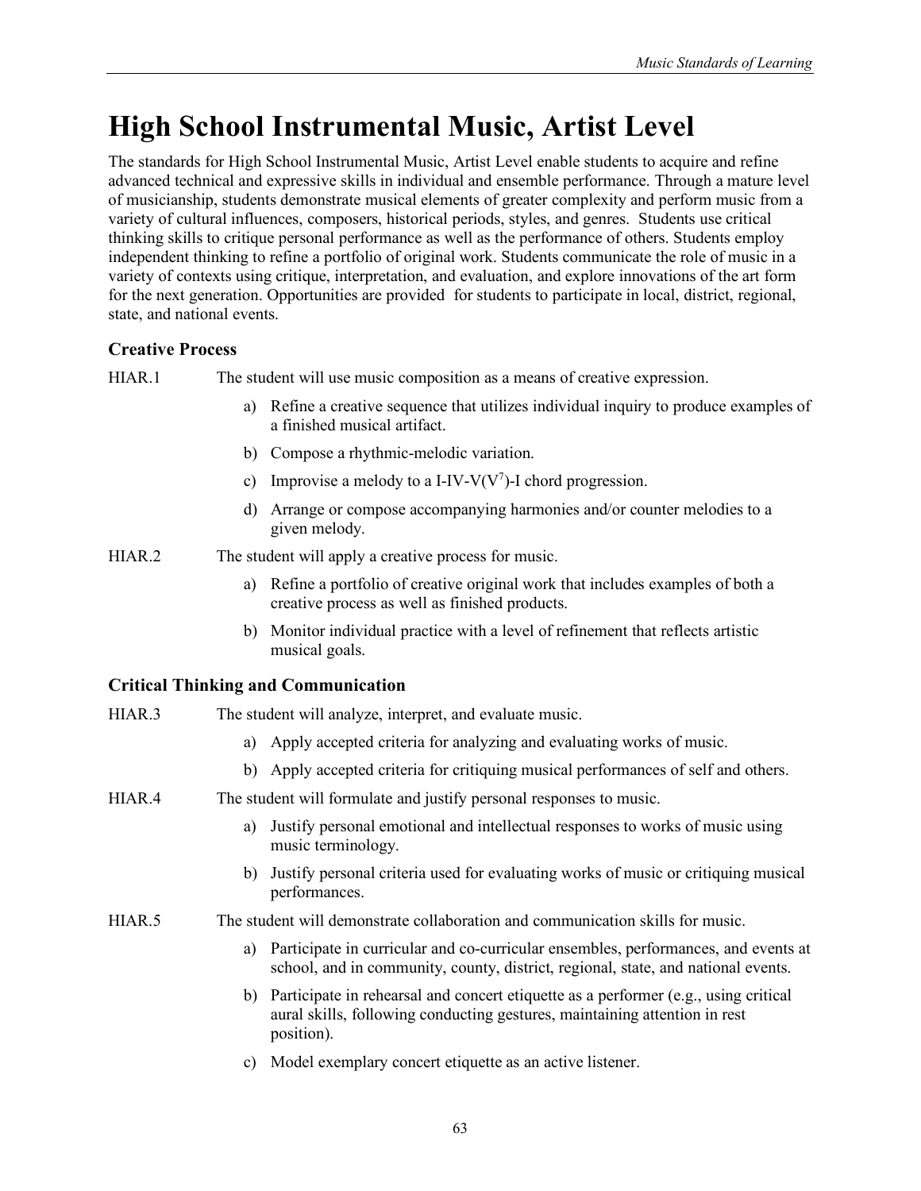# High School Instrumental Music, Artist Level

The standards for High School Instrumental Music, Artist Level enable students to acquire and refine advanced technical and expressive skills in individual and ensemble performance. Through a mature level of musicianship, students demonstrate musical elements of greater complexity and perform music from a variety of cultural influences, composers, historical periods, styles, and genres. Students use critical thinking skills to critique personal performance as well as the performance of others. Students employ independent thinking to refine a portfolio of original work. Students communicate the role of music in a variety of contexts using critique, interpretation, and evaluation, and explore innovations of the art form for the next generation. Opportunities are provided for students to participate in local, district, regional, state, and national events.

### Creative Process

HIAR.1 The student will use music composition as a means of creative expression.

a) Refine a creative sequence that utilizes individual inquiry to produce examples of a finished musical artifact.

b) Compose a rhythmic-melodic variation.

c) Improvise a melody to a I-IV-V($V^7$)-I chord progression.

d) Arrange or compose accompanying harmonies and/or counter melodies to a given melody.

HIAR.2 The student will apply a creative process for music.

a) Refine a portfolio of creative original work that includes examples of both a creative process as well as finished products.

b) Monitor individual practice with a level of refinement that reflects artistic musical goals.

### Critical Thinking and Communication

HIAR.3 The student will analyze, interpret, and evaluate music.

a) Apply accepted criteria for analyzing and evaluating works of music.

b) Apply accepted criteria for critiquing musical performances of self and others.

HIAR.4 The student will formulate and justify personal responses to music.

a) Justify personal emotional and intellectual responses to works of music using music terminology.

b) Justify personal criteria used for evaluating works of music or critiquing musical performances.

HIAR.5 The student will demonstrate collaboration and communication skills for music.

a) Participate in curricular and co-curricular ensembles, performances, and events at school, and in community, county, district, regional, state, and national events.

b) Participate in rehearsal and concert etiquette as a performer (e.g., using critical aural skills, following conducting gestures, maintaining attention in rest position).

c) Model exemplary concert etiquette as an active listener.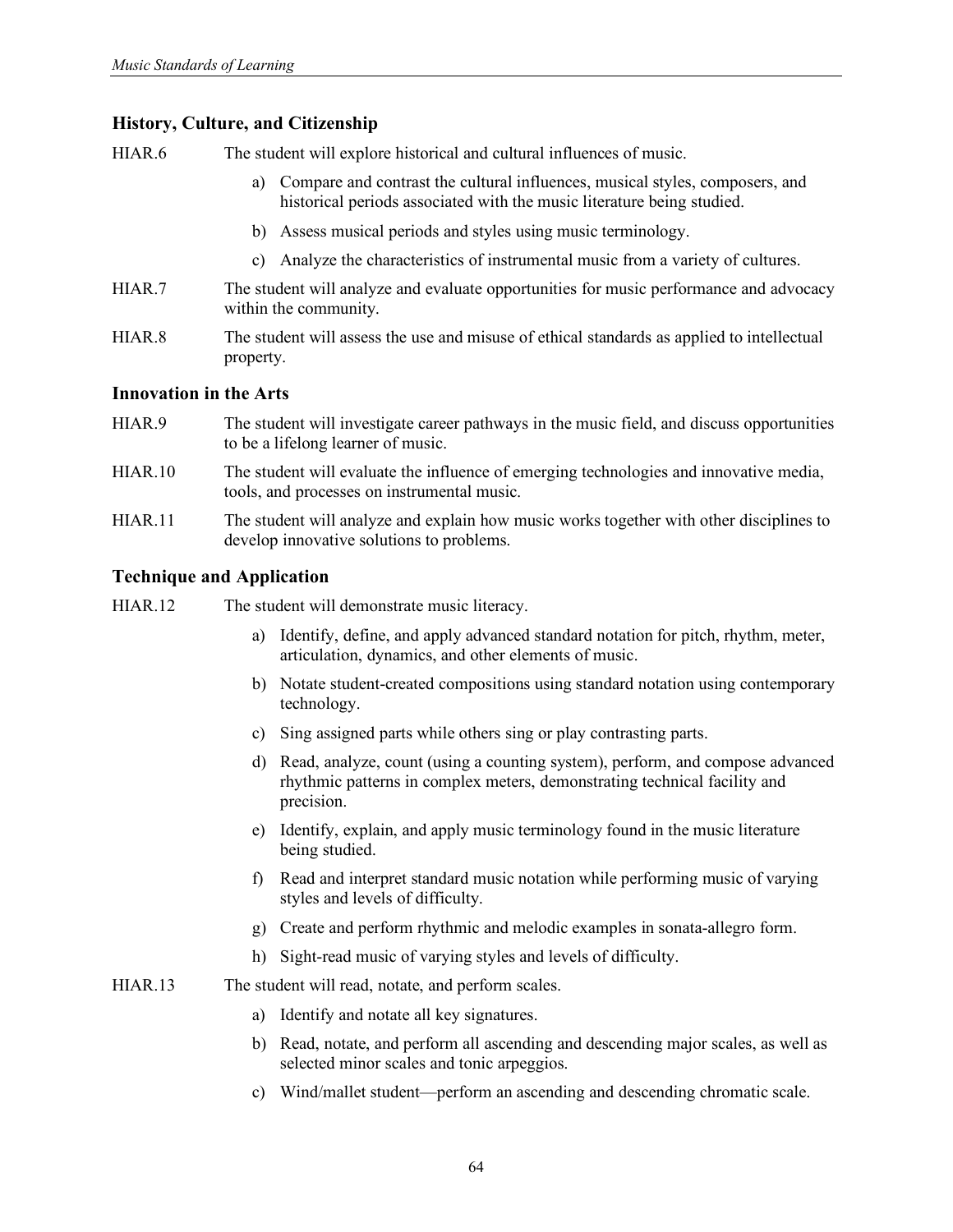## History, Culture, and Citizenship

HIAR.6 The student will explore historical and cultural influences of music.

a) Compare and contrast the cultural influences, musical styles, composers, and historical periods associated with the music literature being studied.

b) Assess musical periods and styles using music terminology.

c) Analyze the characteristics of instrumental music from a variety of cultures.

HIAR.7 The student will analyze and evaluate opportunities for music performance and advocacy within the community.

HIAR.8 The student will assess the use and misuse of ethical standards as applied to intellectual property.

## Innovation in the Arts

HIAR.9 The student will investigate career pathways in the music field, and discuss opportunities to be a lifelong learner of music.

HIAR.10 The student will evaluate the influence of emerging technologies and innovative media, tools, and processes on instrumental music.

HIAR.11 The student will analyze and explain how music works together with other disciplines to develop innovative solutions to problems.

## Technique and Application

HIAR.12 The student will demonstrate music literacy.

a) Identify, define, and apply advanced standard notation for pitch, rhythm, meter, articulation, dynamics, and other elements of music.

b) Notate student-created compositions using standard notation using contemporary technology.

c) Sing assigned parts while others sing or play contrasting parts.

d) Read, analyze, count (using a counting system), perform, and compose advanced rhythmic patterns in complex meters, demonstrating technical facility and precision.

e) Identify, explain, and apply music terminology found in the music literature being studied.

f) Read and interpret standard music notation while performing music of varying styles and levels of difficulty.

g) Create and perform rhythmic and melodic examples in sonata-allegro form.

h) Sight-read music of varying styles and levels of difficulty.

HIAR.13 The student will read, notate, and perform scales.

a) Identify and notate all key signatures.

b) Read, notate, and perform all ascending and descending major scales, as well as selected minor scales and tonic arpeggios.

c) Wind/mallet student—perform an ascending and descending chromatic scale.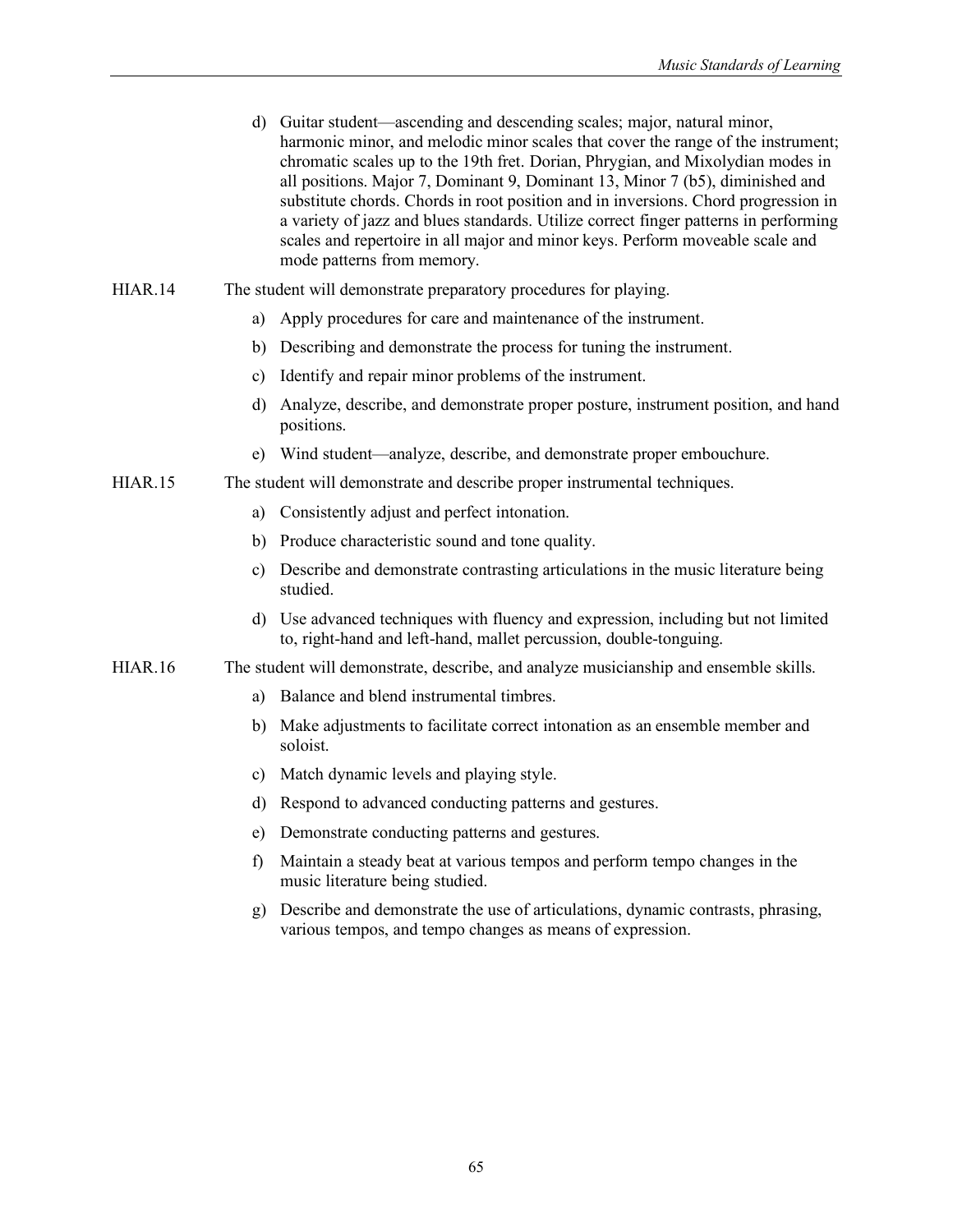d) Guitar student—ascending and descending scales; major, natural minor, harmonic minor, and melodic minor scales that cover the range of the instrument; chromatic scales up to the 19th fret. Dorian, Phrygian, and Mixolydian modes in all positions. Major 7, Dominant 9, Dominant 13, Minor 7 (b5), diminished and substitute chords. Chords in root position and in inversions. Chord progression in a variety of jazz and blues standards. Utilize correct finger patterns in performing scales and repertoire in all major and minor keys. Perform moveable scale and mode patterns from memory.

HIAR.14 The student will demonstrate preparatory procedures for playing.

a) Apply procedures for care and maintenance of the instrument.

b) Describing and demonstrate the process for tuning the instrument.

c) Identify and repair minor problems of the instrument.

d) Analyze, describe, and demonstrate proper posture, instrument position, and hand positions.

e) Wind student—analyze, describe, and demonstrate proper embouchure.

HIAR.15 The student will demonstrate and describe proper instrumental techniques.

a) Consistently adjust and perfect intonation.

b) Produce characteristic sound and tone quality.

c) Describe and demonstrate contrasting articulations in the music literature being studied.

d) Use advanced techniques with fluency and expression, including but not limited to, right-hand and left-hand, mallet percussion, double-tonguing.

HIAR.16 The student will demonstrate, describe, and analyze musicianship and ensemble skills.

a) Balance and blend instrumental timbres.

b) Make adjustments to facilitate correct intonation as an ensemble member and soloist.

c) Match dynamic levels and playing style.

d) Respond to advanced conducting patterns and gestures.

e) Demonstrate conducting patterns and gestures.

f) Maintain a steady beat at various tempos and perform tempo changes in the music literature being studied.

g) Describe and demonstrate the use of articulations, dynamic contrasts, phrasing, various tempos, and tempo changes as means of expression.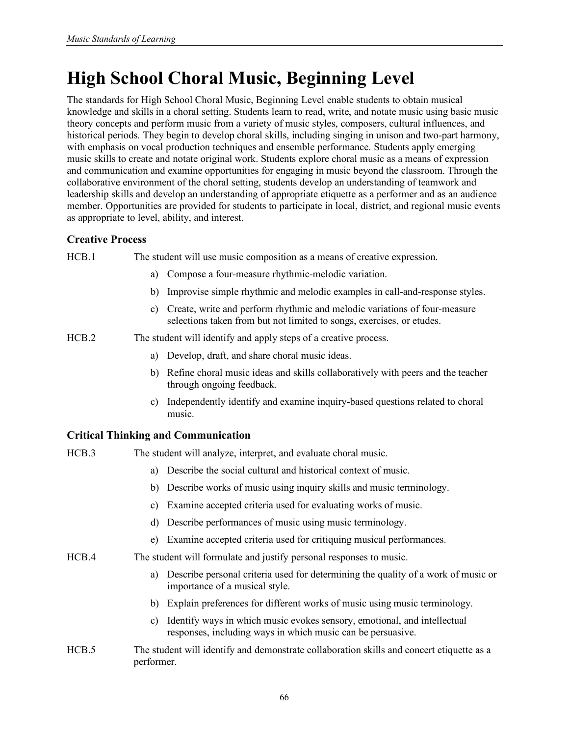# High School Choral Music, Beginning Level

The standards for High School Choral Music, Beginning Level enable students to obtain musical knowledge and skills in a choral setting. Students learn to read, write, and notate music using basic music theory concepts and perform music from a variety of music styles, composers, cultural influences, and historical periods. They begin to develop choral skills, including singing in unison and two-part harmony, with emphasis on vocal production techniques and ensemble performance. Students apply emerging music skills to create and notate original work. Students explore choral music as a means of expression and communication and examine opportunities for engaging in music beyond the classroom. Through the collaborative environment of the choral setting, students develop an understanding of teamwork and leadership skills and develop an understanding of appropriate etiquette as a performer and as an audience member. Opportunities are provided for students to participate in local, district, and regional music events as appropriate to level, ability, and interest.

### Creative Process

HCB.1 The student will use music composition as a means of creative expression.

a) Compose a four-measure rhythmic-melodic variation.

b) Improvise simple rhythmic and melodic examples in call-and-response styles.

c) Create, write and perform rhythmic and melodic variations of four-measure selections taken from but not limited to songs, exercises, or etudes.

HCB.2 The student will identify and apply steps of a creative process.

a) Develop, draft, and share choral music ideas.

b) Refine choral music ideas and skills collaboratively with peers and the teacher through ongoing feedback.

c) Independently identify and examine inquiry-based questions related to choral music.

### Critical Thinking and Communication

HCB.3 The student will analyze, interpret, and evaluate choral music.

a) Describe the social cultural and historical context of music.

b) Describe works of music using inquiry skills and music terminology.

c) Examine accepted criteria used for evaluating works of music.

d) Describe performances of music using music terminology.

e) Examine accepted criteria used for critiquing musical performances.

HCB.4 The student will formulate and justify personal responses to music.

a) Describe personal criteria used for determining the quality of a work of music or importance of a musical style.

b) Explain preferences for different works of music using music terminology.

c) Identify ways in which music evokes sensory, emotional, and intellectual responses, including ways in which music can be persuasive.

HCB.5 The student will identify and demonstrate collaboration skills and concert etiquette as a performer.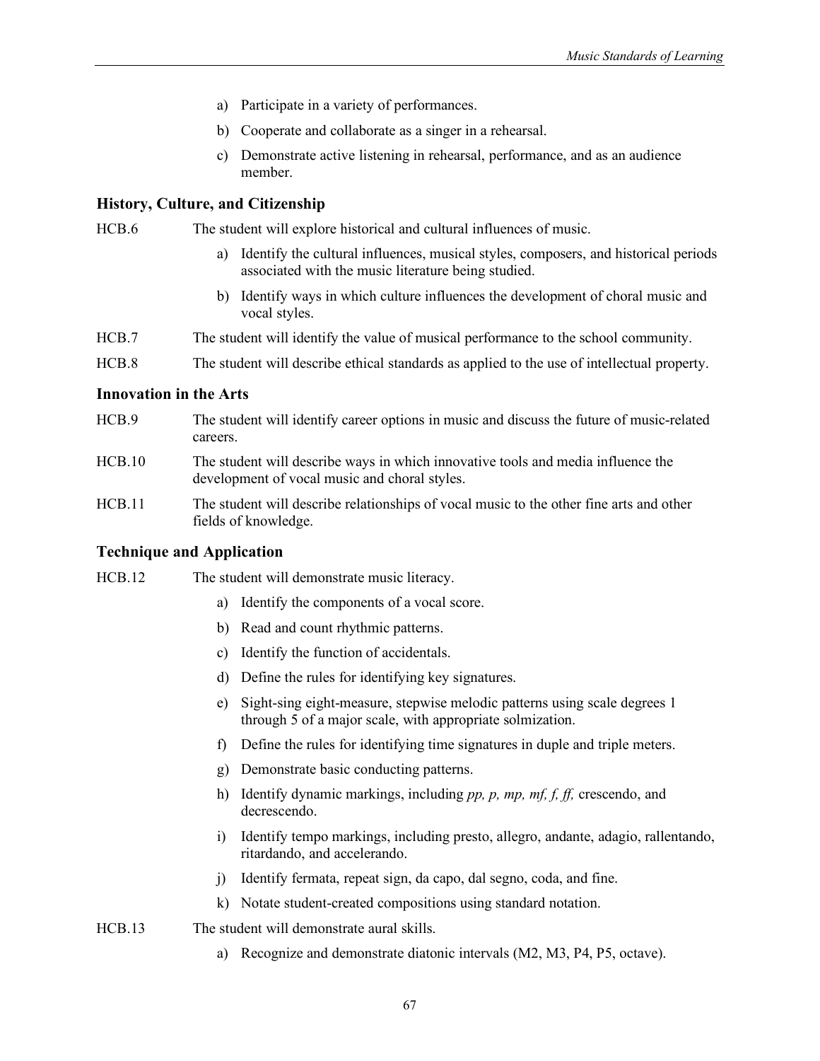a) Participate in a variety of performances.

b) Cooperate and collaborate as a singer in a rehearsal.

c) Demonstrate active listening in rehearsal, performance, and as an audience member.

### History, Culture, and Citizenship

HCB.6 The student will explore historical and cultural influences of music.

a) Identify the cultural influences, musical styles, composers, and historical periods associated with the music literature being studied.

b) Identify ways in which culture influences the development of choral music and vocal styles.

HCB.7 The student will identify the value of musical performance to the school community.

HCB.8 The student will describe ethical standards as applied to the use of intellectual property.

### Innovation in the Arts

HCB.9 The student will identify career options in music and discuss the future of music-related careers.

HCB.10 The student will describe ways in which innovative tools and media influence the development of vocal music and choral styles.

HCB.11 The student will describe relationships of vocal music to the other fine arts and other fields of knowledge.

### Technique and Application

HCB.12 The student will demonstrate music literacy.

a) Identify the components of a vocal score.

b) Read and count rhythmic patterns.

c) Identify the function of accidentals.

d) Define the rules for identifying key signatures.

e) Sight-sing eight-measure, stepwise melodic patterns using scale degrees 1 through 5 of a major scale, with appropriate solmization.

f) Define the rules for identifying time signatures in duple and triple meters.

g) Demonstrate basic conducting patterns.

h) Identify dynamic markings, including *pp, p, mp, mf, f, ff,* crescendo, and decrescendo.

i) Identify tempo markings, including presto, allegro, andante, adagio, rallentando, ritardando, and accelerando.

j) Identify fermata, repeat sign, da capo, dal segno, coda, and fine.

k) Notate student-created compositions using standard notation.

HCB.13 The student will demonstrate aural skills.

a) Recognize and demonstrate diatonic intervals (M2, M3, P4, P5, octave).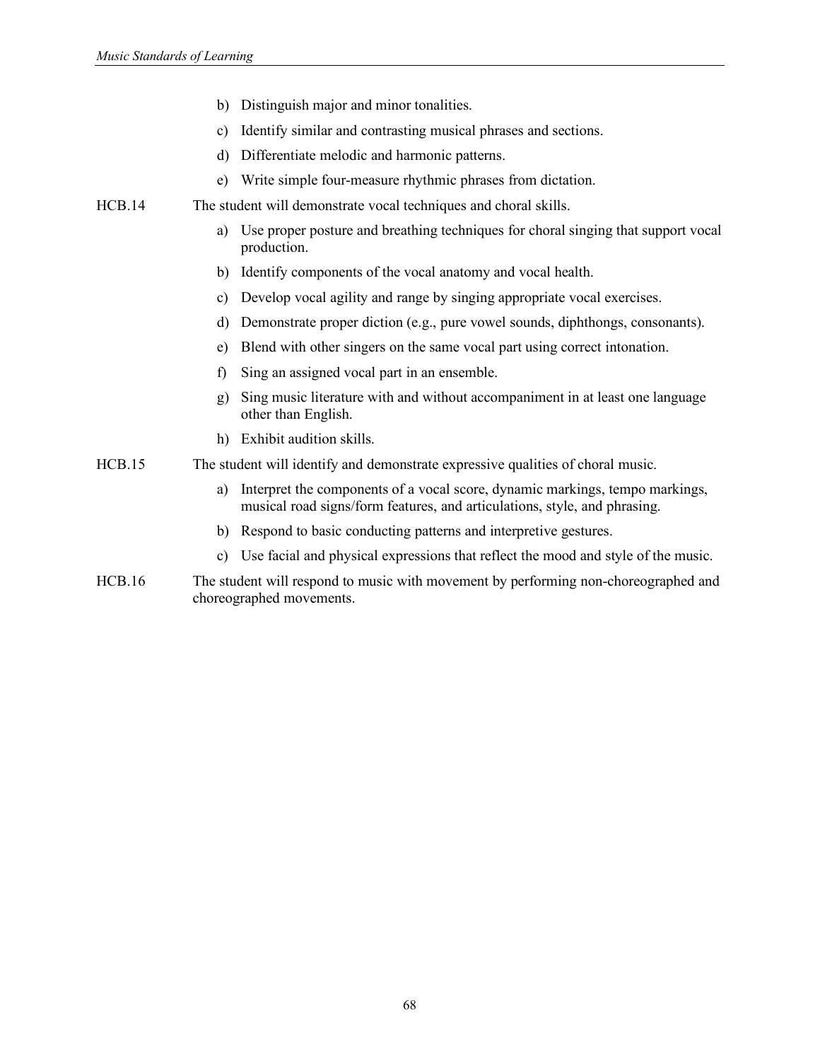b) Distinguish major and minor tonalities.

c) Identify similar and contrasting musical phrases and sections.

d) Differentiate melodic and harmonic patterns.

e) Write simple four-measure rhythmic phrases from dictation.

HCB.14 The student will demonstrate vocal techniques and choral skills.

a) Use proper posture and breathing techniques for choral singing that support vocal production.

b) Identify components of the vocal anatomy and vocal health.

c) Develop vocal agility and range by singing appropriate vocal exercises.

d) Demonstrate proper diction (e.g., pure vowel sounds, diphthongs, consonants).

e) Blend with other singers on the same vocal part using correct intonation.

f) Sing an assigned vocal part in an ensemble.

g) Sing music literature with and without accompaniment in at least one language other than English.

h) Exhibit audition skills.

HCB.15 The student will identify and demonstrate expressive qualities of choral music.

a) Interpret the components of a vocal score, dynamic markings, tempo markings, musical road signs/form features, and articulations, style, and phrasing.

b) Respond to basic conducting patterns and interpretive gestures.

c) Use facial and physical expressions that reflect the mood and style of the music.

HCB.16 The student will respond to music with movement by performing non-choreographed and choreographed movements.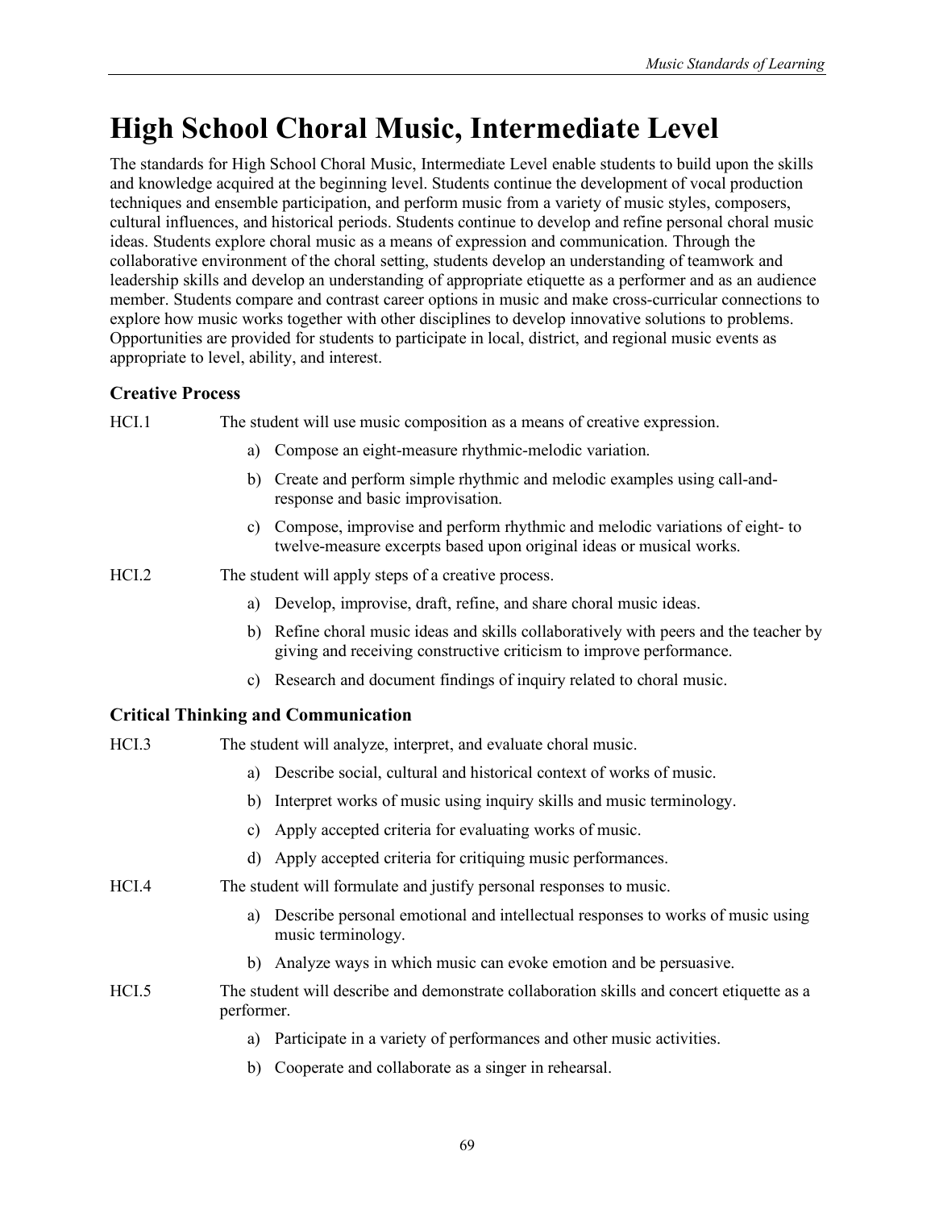# High School Choral Music, Intermediate Level

The standards for High School Choral Music, Intermediate Level enable students to build upon the skills and knowledge acquired at the beginning level. Students continue the development of vocal production techniques and ensemble participation, and perform music from a variety of music styles, composers, cultural influences, and historical periods. Students continue to develop and refine personal choral music ideas. Students explore choral music as a means of expression and communication. Through the collaborative environment of the choral setting, students develop an understanding of teamwork and leadership skills and develop an understanding of appropriate etiquette as a performer and as an audience member. Students compare and contrast career options in music and make cross-curricular connections to explore how music works together with other disciplines to develop innovative solutions to problems. Opportunities are provided for students to participate in local, district, and regional music events as appropriate to level, ability, and interest.

### Creative Process

HCI.1 The student will use music composition as a means of creative expression.

a) Compose an eight-measure rhythmic-melodic variation.

b) Create and perform simple rhythmic and melodic examples using call-and-response and basic improvisation.

c) Compose, improvise and perform rhythmic and melodic variations of eight- to twelve-measure excerpts based upon original ideas or musical works.

HCI.2 The student will apply steps of a creative process.

a) Develop, improvise, draft, refine, and share choral music ideas.

b) Refine choral music ideas and skills collaboratively with peers and the teacher by giving and receiving constructive criticism to improve performance.

c) Research and document findings of inquiry related to choral music.

### Critical Thinking and Communication

HCI.3 The student will analyze, interpret, and evaluate choral music.

a) Describe social, cultural and historical context of works of music.

b) Interpret works of music using inquiry skills and music terminology.

c) Apply accepted criteria for evaluating works of music.

d) Apply accepted criteria for critiquing music performances.

HCI.4 The student will formulate and justify personal responses to music.

a) Describe personal emotional and intellectual responses to works of music using music terminology.

b) Analyze ways in which music can evoke emotion and be persuasive.

HCI.5 The student will describe and demonstrate collaboration skills and concert etiquette as a performer.

a) Participate in a variety of performances and other music activities.

b) Cooperate and collaborate as a singer in rehearsal.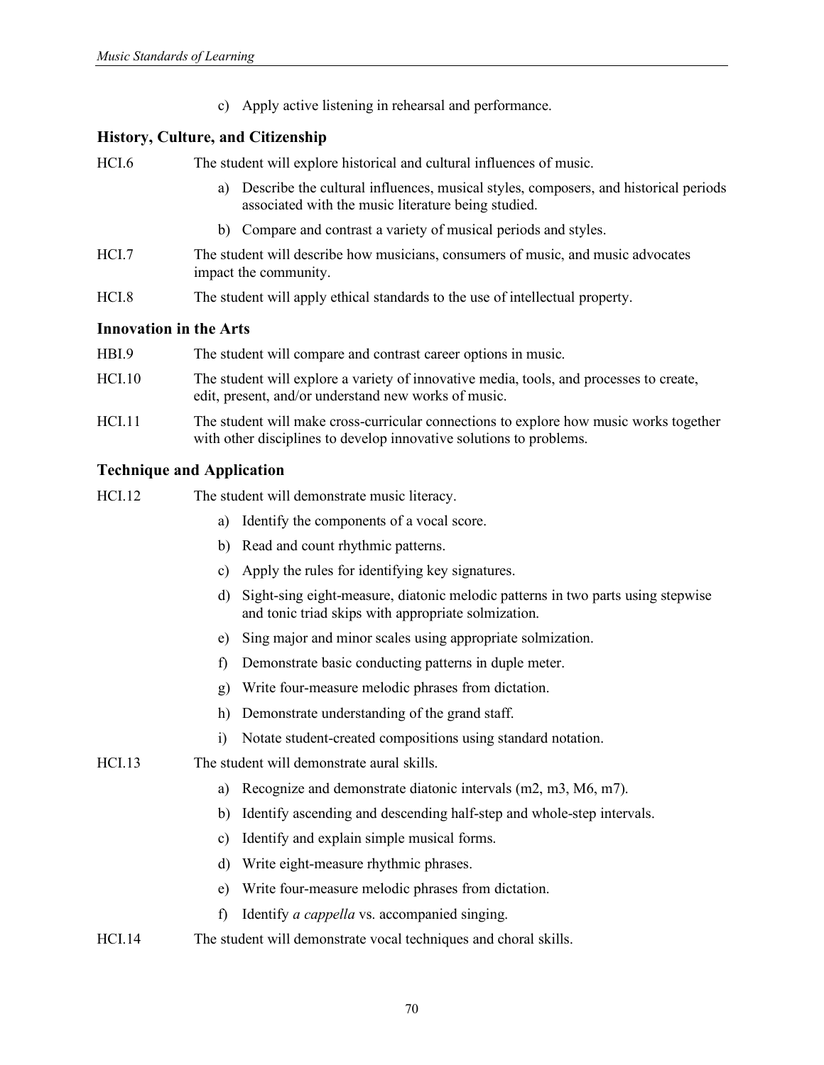c) Apply active listening in rehearsal and performance.

### History, Culture, and Citizenship

HCI.6 The student will explore historical and cultural influences of music.

a) Describe the cultural influences, musical styles, composers, and historical periods associated with the music literature being studied.

b) Compare and contrast a variety of musical periods and styles.

HCI.7 The student will describe how musicians, consumers of music, and music advocates impact the community.

HCI.8 The student will apply ethical standards to the use of intellectual property.

### Innovation in the Arts

HBI.9 The student will compare and contrast career options in music.

HCI.10 The student will explore a variety of innovative media, tools, and processes to create, edit, present, and/or understand new works of music.

HCI.11 The student will make cross-curricular connections to explore how music works together with other disciplines to develop innovative solutions to problems.

### Technique and Application

HCI.12 The student will demonstrate music literacy.

a) Identify the components of a vocal score.

b) Read and count rhythmic patterns.

c) Apply the rules for identifying key signatures.

d) Sight-sing eight-measure, diatonic melodic patterns in two parts using stepwise and tonic triad skips with appropriate solmization.

e) Sing major and minor scales using appropriate solmization.

f) Demonstrate basic conducting patterns in duple meter.

g) Write four-measure melodic phrases from dictation.

h) Demonstrate understanding of the grand staff.

i) Notate student-created compositions using standard notation.

HCI.13 The student will demonstrate aural skills.

a) Recognize and demonstrate diatonic intervals (m2, m3, M6, m7).

b) Identify ascending and descending half-step and whole-step intervals.

c) Identify and explain simple musical forms.

d) Write eight-measure rhythmic phrases.

e) Write four-measure melodic phrases from dictation.

f) Identify *a cappella* vs. accompanied singing.

HCI.14 The student will demonstrate vocal techniques and choral skills.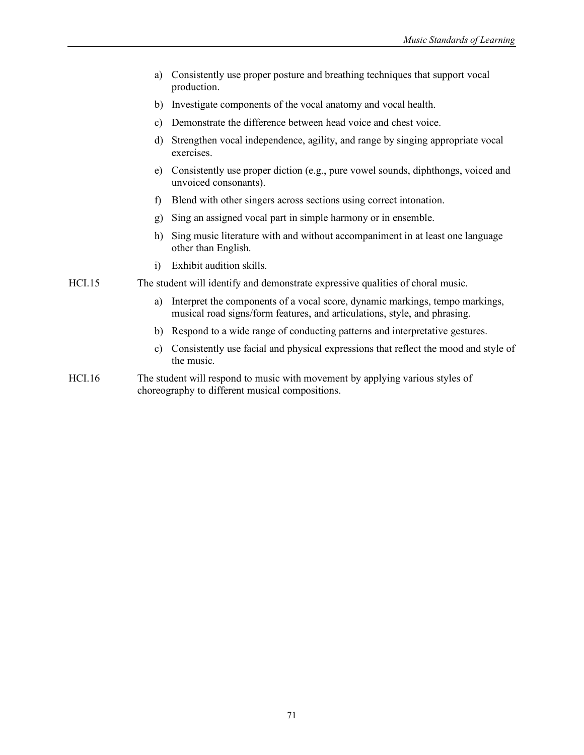a) Consistently use proper posture and breathing techniques that support vocal production.
b) Investigate components of the vocal anatomy and vocal health.
c) Demonstrate the difference between head voice and chest voice.
d) Strengthen vocal independence, agility, and range by singing appropriate vocal exercises.
e) Consistently use proper diction (e.g., pure vowel sounds, diphthongs, voiced and unvoiced consonants).
f) Blend with other singers across sections using correct intonation.
g) Sing an assigned vocal part in simple harmony or in ensemble.
h) Sing music literature with and without accompaniment in at least one language other than English.
i) Exhibit audition skills.

HCI.15 The student will identify and demonstrate expressive qualities of choral music.

a) Interpret the components of a vocal score, dynamic markings, tempo markings, musical road signs/form features, and articulations, style, and phrasing.
b) Respond to a wide range of conducting patterns and interpretative gestures.
c) Consistently use facial and physical expressions that reflect the mood and style of the music.

HCI.16 The student will respond to music with movement by applying various styles of choreography to different musical compositions.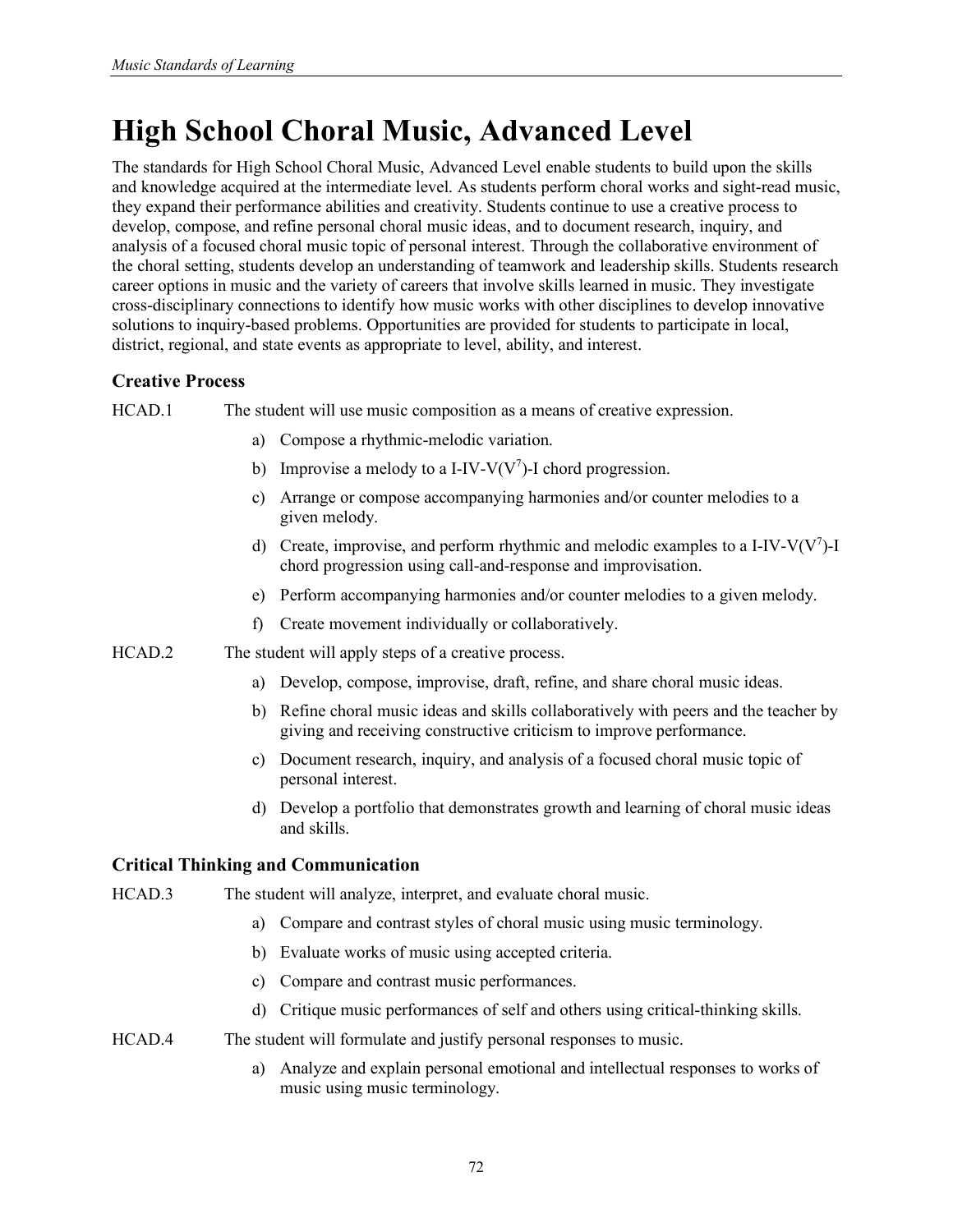# High School Choral Music, Advanced Level

The standards for High School Choral Music, Advanced Level enable students to build upon the skills and knowledge acquired at the intermediate level. As students perform choral works and sight-read music, they expand their performance abilities and creativity. Students continue to use a creative process to develop, compose, and refine personal choral music ideas, and to document research, inquiry, and analysis of a focused choral music topic of personal interest. Through the collaborative environment of the choral setting, students develop an understanding of teamwork and leadership skills. Students research career options in music and the variety of careers that involve skills learned in music. They investigate cross-disciplinary connections to identify how music works with other disciplines to develop innovative solutions to inquiry-based problems. Opportunities are provided for students to participate in local, district, regional, and state events as appropriate to level, ability, and interest.

### Creative Process

HCAD.1 The student will use music composition as a means of creative expression.

a) Compose a rhythmic-melodic variation.

b) Improvise a melody to a I-IV-V($V^7$)-I chord progression.

c) Arrange or compose accompanying harmonies and/or counter melodies to a given melody.

d) Create, improvise, and perform rhythmic and melodic examples to a I-IV-V($V^7$)-I chord progression using call-and-response and improvisation.

e) Perform accompanying harmonies and/or counter melodies to a given melody.

f) Create movement individually or collaboratively.

HCAD.2 The student will apply steps of a creative process.

a) Develop, compose, improvise, draft, refine, and share choral music ideas.

b) Refine choral music ideas and skills collaboratively with peers and the teacher by giving and receiving constructive criticism to improve performance.

c) Document research, inquiry, and analysis of a focused choral music topic of personal interest.

d) Develop a portfolio that demonstrates growth and learning of choral music ideas and skills.

### Critical Thinking and Communication

HCAD.3 The student will analyze, interpret, and evaluate choral music.

a) Compare and contrast styles of choral music using music terminology.

b) Evaluate works of music using accepted criteria.

c) Compare and contrast music performances.

d) Critique music performances of self and others using critical-thinking skills.

HCAD.4 The student will formulate and justify personal responses to music.

a) Analyze and explain personal emotional and intellectual responses to works of music using music terminology.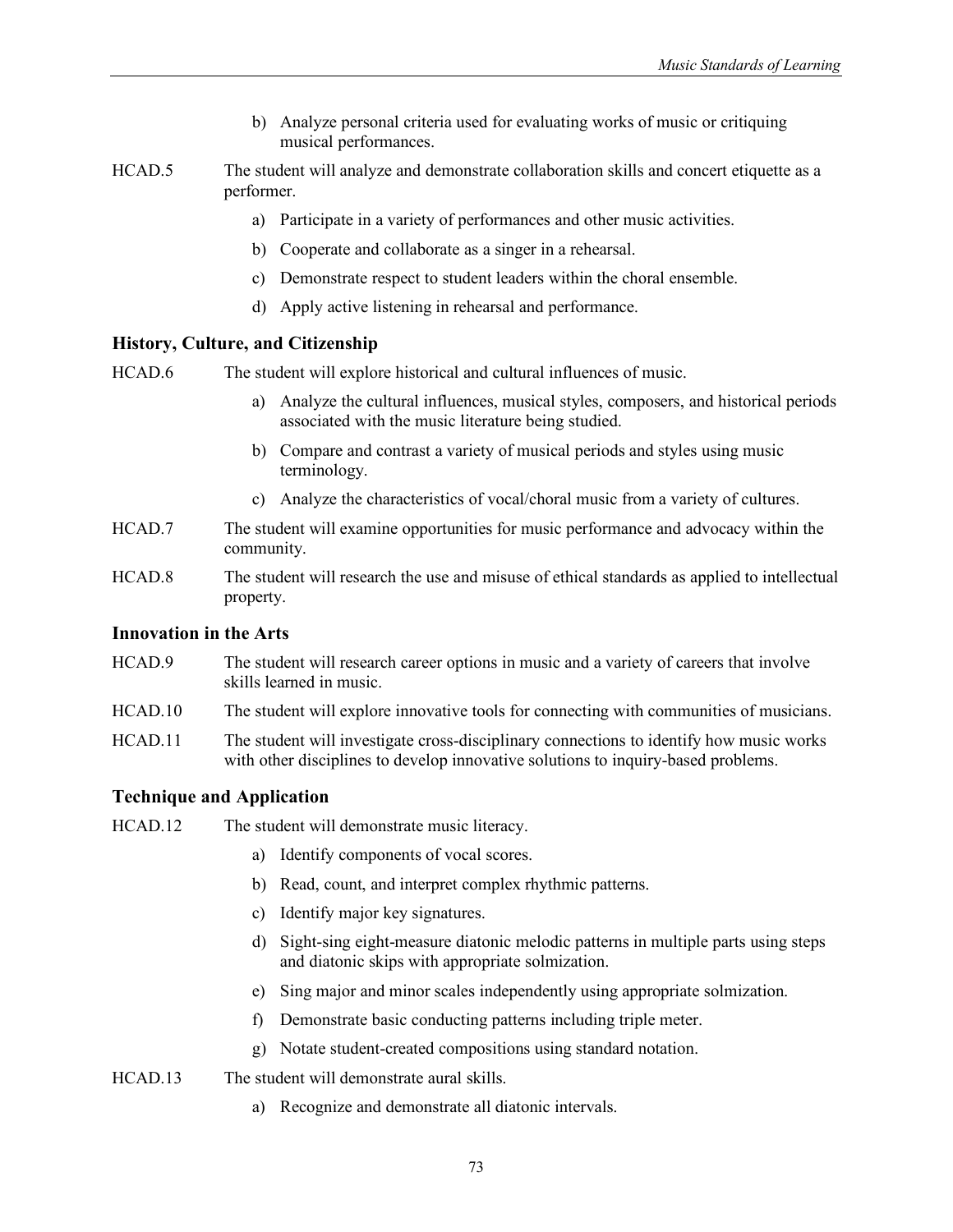b) Analyze personal criteria used for evaluating works of music or critiquing musical performances.

HCAD.5 The student will analyze and demonstrate collaboration skills and concert etiquette as a performer.

a) Participate in a variety of performances and other music activities.

b) Cooperate and collaborate as a singer in a rehearsal.

c) Demonstrate respect to student leaders within the choral ensemble.

d) Apply active listening in rehearsal and performance.

### History, Culture, and Citizenship

HCAD.6 The student will explore historical and cultural influences of music.

a) Analyze the cultural influences, musical styles, composers, and historical periods associated with the music literature being studied.

b) Compare and contrast a variety of musical periods and styles using music terminology.

c) Analyze the characteristics of vocal/choral music from a variety of cultures.

HCAD.7 The student will examine opportunities for music performance and advocacy within the community.

HCAD.8 The student will research the use and misuse of ethical standards as applied to intellectual property.

### Innovation in the Arts

HCAD.9 The student will research career options in music and a variety of careers that involve skills learned in music.

HCAD.10 The student will explore innovative tools for connecting with communities of musicians.

HCAD.11 The student will investigate cross-disciplinary connections to identify how music works with other disciplines to develop innovative solutions to inquiry-based problems.

### Technique and Application

HCAD.12 The student will demonstrate music literacy.

a) Identify components of vocal scores.

b) Read, count, and interpret complex rhythmic patterns.

c) Identify major key signatures.

d) Sight-sing eight-measure diatonic melodic patterns in multiple parts using steps and diatonic skips with appropriate solmization.

e) Sing major and minor scales independently using appropriate solmization.

f) Demonstrate basic conducting patterns including triple meter.

g) Notate student-created compositions using standard notation.

HCAD.13 The student will demonstrate aural skills.

a) Recognize and demonstrate all diatonic intervals.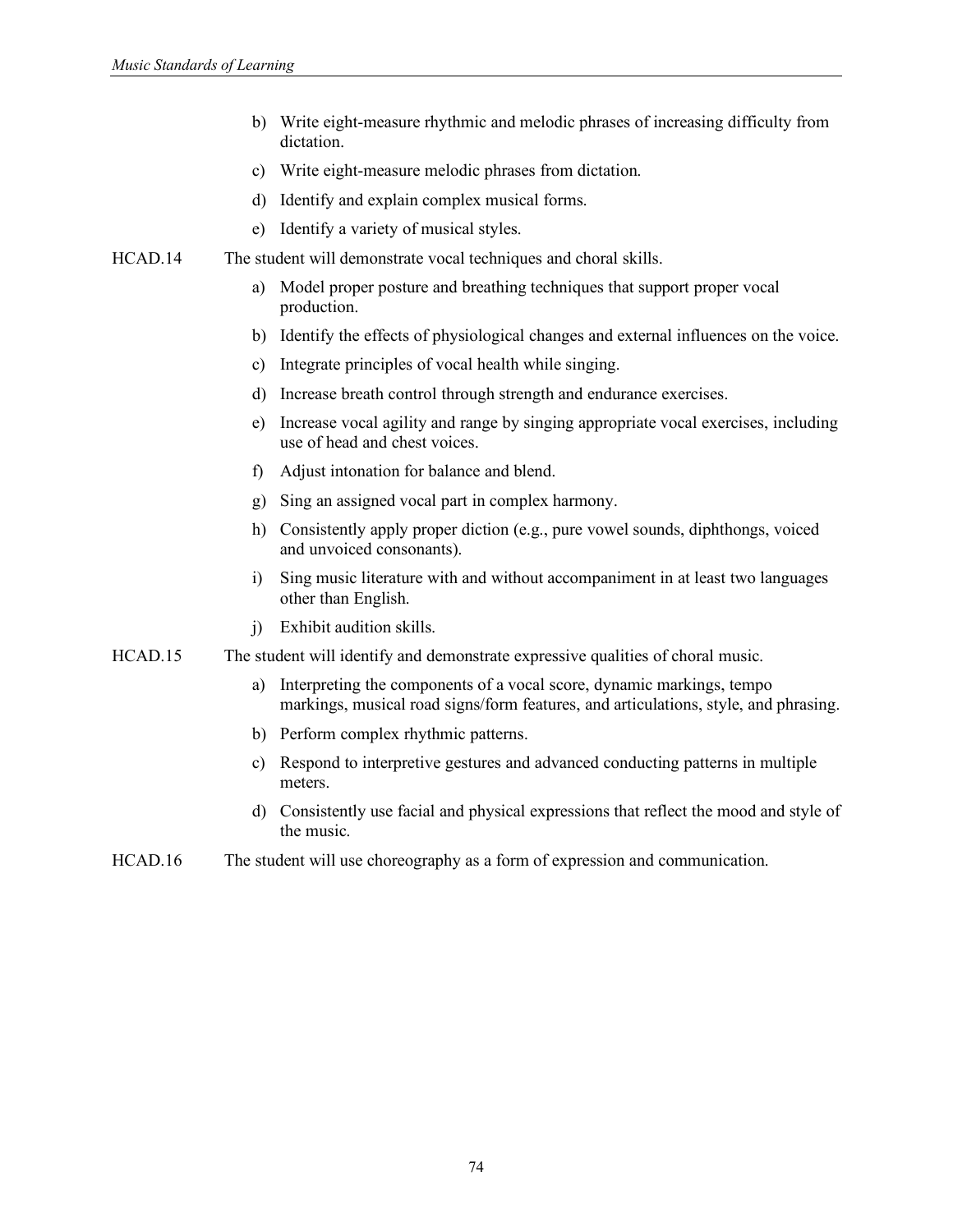b) Write eight-measure rhythmic and melodic phrases of increasing difficulty from dictation.

c) Write eight-measure melodic phrases from dictation.

d) Identify and explain complex musical forms.

e) Identify a variety of musical styles.

HCAD.14 The student will demonstrate vocal techniques and choral skills.

a) Model proper posture and breathing techniques that support proper vocal production.

b) Identify the effects of physiological changes and external influences on the voice.

c) Integrate principles of vocal health while singing.

d) Increase breath control through strength and endurance exercises.

e) Increase vocal agility and range by singing appropriate vocal exercises, including use of head and chest voices.

f) Adjust intonation for balance and blend.

g) Sing an assigned vocal part in complex harmony.

h) Consistently apply proper diction (e.g., pure vowel sounds, diphthongs, voiced and unvoiced consonants).

i) Sing music literature with and without accompaniment in at least two languages other than English.

j) Exhibit audition skills.

HCAD.15 The student will identify and demonstrate expressive qualities of choral music.

a) Interpreting the components of a vocal score, dynamic markings, tempo markings, musical road signs/form features, and articulations, style, and phrasing.

b) Perform complex rhythmic patterns.

c) Respond to interpretive gestures and advanced conducting patterns in multiple meters.

d) Consistently use facial and physical expressions that reflect the mood and style of the music.

HCAD.16 The student will use choreography as a form of expression and communication.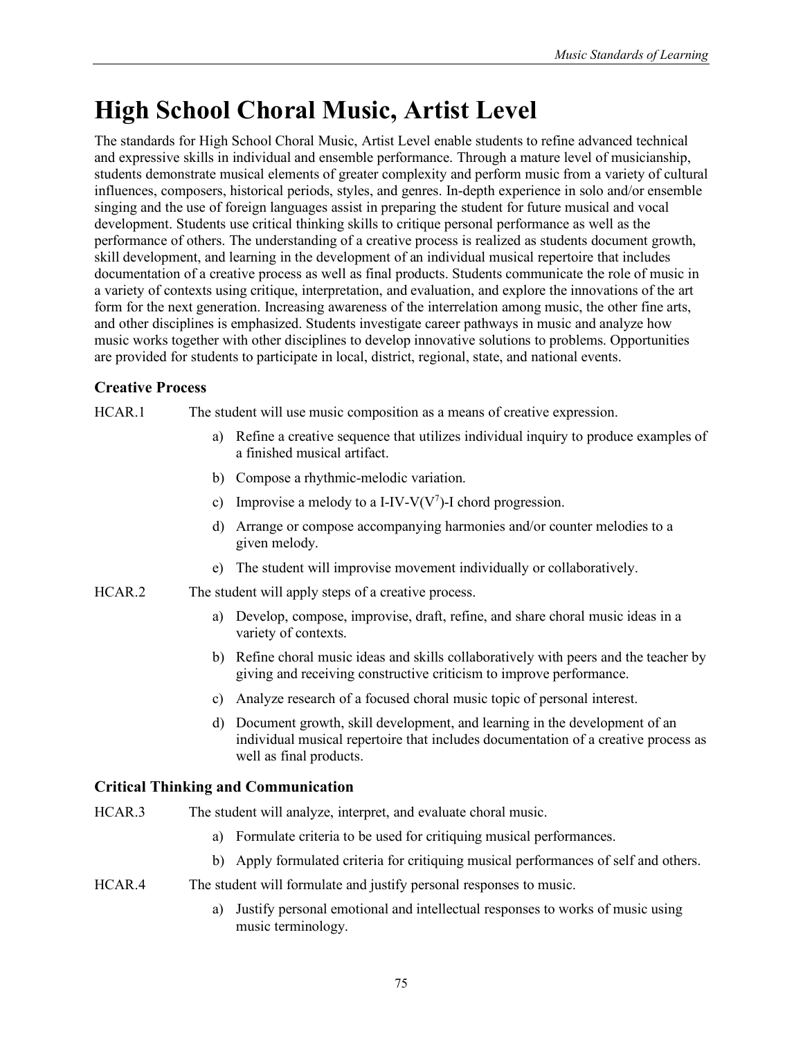# High School Choral Music, Artist Level

The standards for High School Choral Music, Artist Level enable students to refine advanced technical and expressive skills in individual and ensemble performance. Through a mature level of musicianship, students demonstrate musical elements of greater complexity and perform music from a variety of cultural influences, composers, historical periods, styles, and genres. In-depth experience in solo and/or ensemble singing and the use of foreign languages assist in preparing the student for future musical and vocal development. Students use critical thinking skills to critique personal performance as well as the performance of others. The understanding of a creative process is realized as students document growth, skill development, and learning in the development of an individual musical repertoire that includes documentation of a creative process as well as final products. Students communicate the role of music in a variety of contexts using critique, interpretation, and evaluation, and explore the innovations of the art form for the next generation. Increasing awareness of the interrelation among music, the other fine arts, and other disciplines is emphasized. Students investigate career pathways in music and analyze how music works together with other disciplines to develop innovative solutions to problems. Opportunities are provided for students to participate in local, district, regional, state, and national events.

### Creative Process

HCAR.1 The student will use music composition as a means of creative expression.

a) Refine a creative sequence that utilizes individual inquiry to produce examples of a finished musical artifact.

b) Compose a rhythmic-melodic variation.

c) Improvise a melody to a I-IV-V($V^7$)-I chord progression.

d) Arrange or compose accompanying harmonies and/or counter melodies to a given melody.

e) The student will improvise movement individually or collaboratively.

HCAR.2 The student will apply steps of a creative process.

a) Develop, compose, improvise, draft, refine, and share choral music ideas in a variety of contexts.

b) Refine choral music ideas and skills collaboratively with peers and the teacher by giving and receiving constructive criticism to improve performance.

c) Analyze research of a focused choral music topic of personal interest.

d) Document growth, skill development, and learning in the development of an individual musical repertoire that includes documentation of a creative process as well as final products.

### Critical Thinking and Communication

HCAR.3 The student will analyze, interpret, and evaluate choral music.

a) Formulate criteria to be used for critiquing musical performances.

b) Apply formulated criteria for critiquing musical performances of self and others.

HCAR.4 The student will formulate and justify personal responses to music.

a) Justify personal emotional and intellectual responses to works of music using music terminology.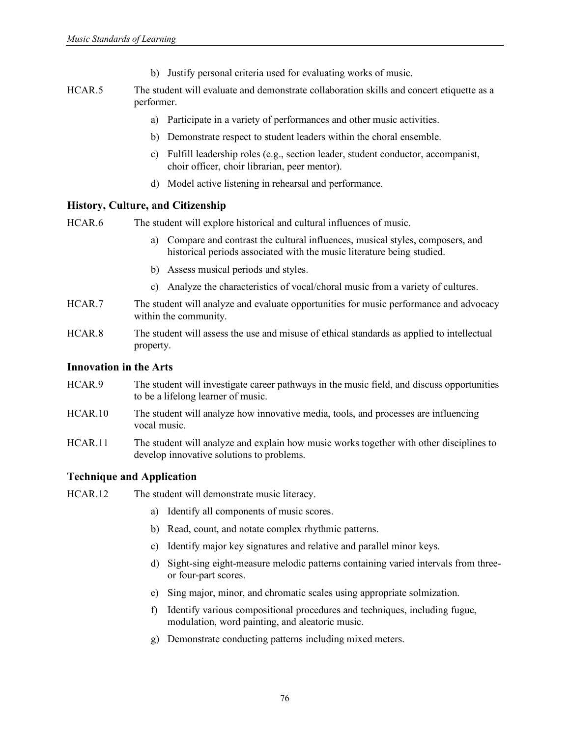b) Justify personal criteria used for evaluating works of music.

HCAR.5 The student will evaluate and demonstrate collaboration skills and concert etiquette as a performer.

a) Participate in a variety of performances and other music activities.

b) Demonstrate respect to student leaders within the choral ensemble.

c) Fulfill leadership roles (e.g., section leader, student conductor, accompanist, choir officer, choir librarian, peer mentor).

d) Model active listening in rehearsal and performance.

### History, Culture, and Citizenship

HCAR.6 The student will explore historical and cultural influences of music.

a) Compare and contrast the cultural influences, musical styles, composers, and historical periods associated with the music literature being studied.

b) Assess musical periods and styles.

c) Analyze the characteristics of vocal/choral music from a variety of cultures.

HCAR.7 The student will analyze and evaluate opportunities for music performance and advocacy within the community.

HCAR.8 The student will assess the use and misuse of ethical standards as applied to intellectual property.

### Innovation in the Arts

HCAR.9 The student will investigate career pathways in the music field, and discuss opportunities to be a lifelong learner of music.

HCAR.10 The student will analyze how innovative media, tools, and processes are influencing vocal music.

HCAR.11 The student will analyze and explain how music works together with other disciplines to develop innovative solutions to problems.

### Technique and Application

HCAR.12 The student will demonstrate music literacy.

a) Identify all components of music scores.

b) Read, count, and notate complex rhythmic patterns.

c) Identify major key signatures and relative and parallel minor keys.

d) Sight-sing eight-measure melodic patterns containing varied intervals from three- or four-part scores.

e) Sing major, minor, and chromatic scales using appropriate solmization.

f) Identify various compositional procedures and techniques, including fugue, modulation, word painting, and aleatoric music.

g) Demonstrate conducting patterns including mixed meters.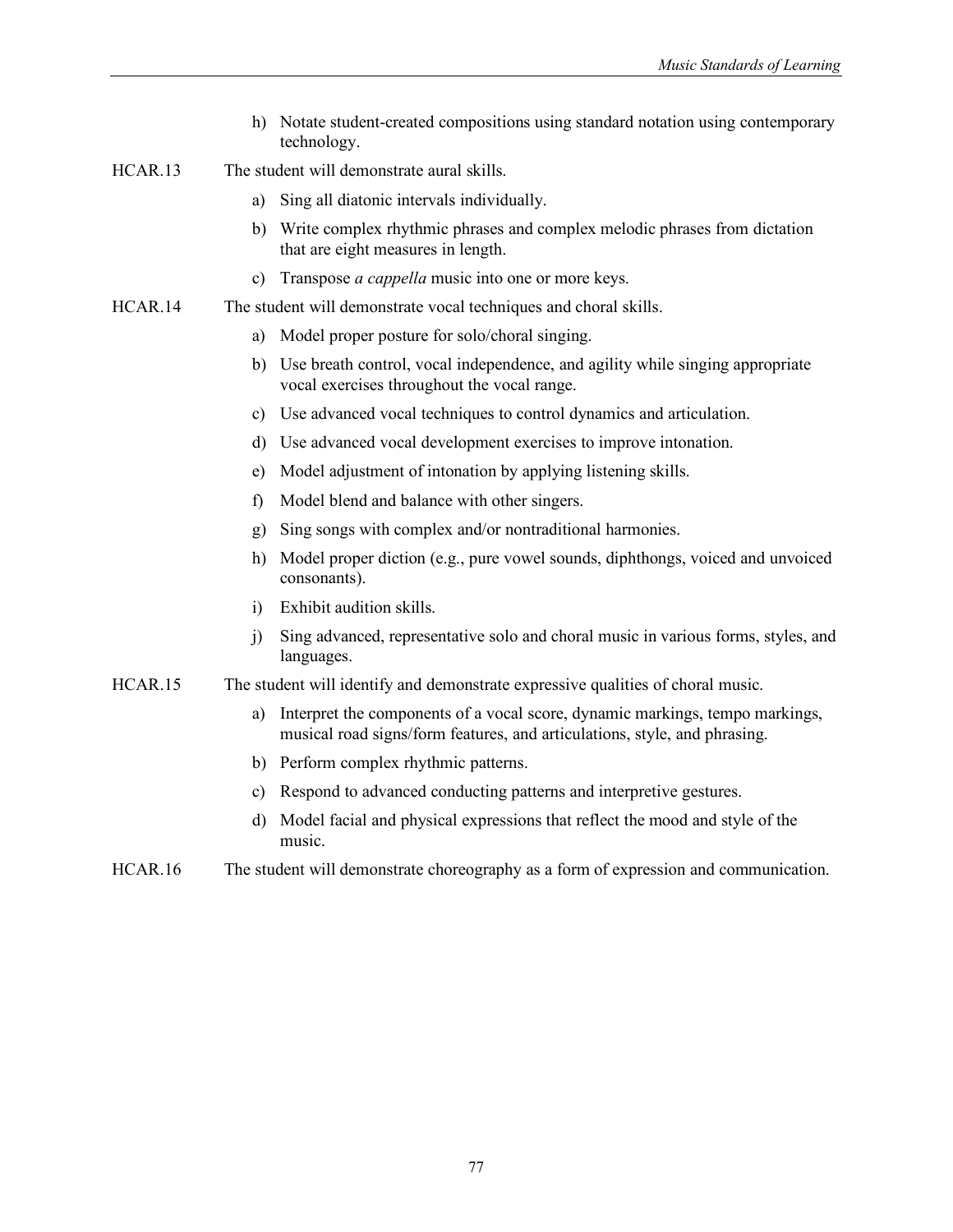h) Notate student-created compositions using standard notation using contemporary technology.

HCAR.13 The student will demonstrate aural skills.

a) Sing all diatonic intervals individually.

b) Write complex rhythmic phrases and complex melodic phrases from dictation that are eight measures in length.

c) Transpose *a cappella* music into one or more keys.

HCAR.14 The student will demonstrate vocal techniques and choral skills.

a) Model proper posture for solo/choral singing.

b) Use breath control, vocal independence, and agility while singing appropriate vocal exercises throughout the vocal range.

c) Use advanced vocal techniques to control dynamics and articulation.

d) Use advanced vocal development exercises to improve intonation.

e) Model adjustment of intonation by applying listening skills.

f) Model blend and balance with other singers.

g) Sing songs with complex and/or nontraditional harmonies.

h) Model proper diction (e.g., pure vowel sounds, diphthongs, voiced and unvoiced consonants).

i) Exhibit audition skills.

j) Sing advanced, representative solo and choral music in various forms, styles, and languages.

HCAR.15 The student will identify and demonstrate expressive qualities of choral music.

a) Interpret the components of a vocal score, dynamic markings, tempo markings, musical road signs/form features, and articulations, style, and phrasing.

b) Perform complex rhythmic patterns.

c) Respond to advanced conducting patterns and interpretive gestures.

d) Model facial and physical expressions that reflect the mood and style of the music.

HCAR.16 The student will demonstrate choreography as a form of expression and communication.